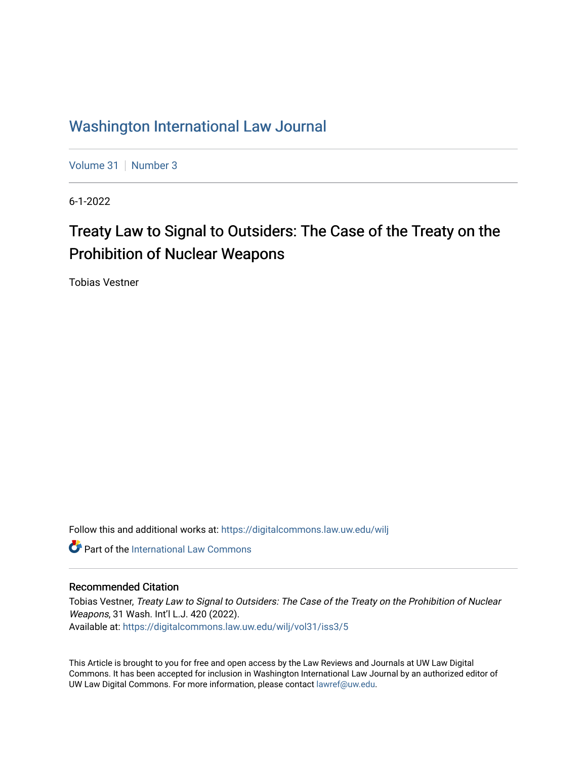# Washington International Law Journal

Volume 31 | Number 3

6-1-2022

## Treaty Law to Signal to Outsiders: The Case of the Treaty on the Prohibition of Nuclear Weapons

Tobias Vestner

Follow this and additional works at: https://digitalcommons.law.uw.edu/wilj

Part of the International Law Commons

### Recommended Citation

Tobias Vestner, *Treaty Law to Signal to Outsiders: The Case of the Treaty on the Prohibition of Nuclear Weapons*, 31 Wash. Int'l L.J. 420 (2022).
Available at: https://digitalcommons.law.uw.edu/wilj/vol31/iss3/5

This Article is brought to you for free and open access by the Law Reviews and Journals at UW Law Digital Commons. It has been accepted for inclusion in Washington International Law Journal by an authorized editor of UW Law Digital Commons. For more information, please contact lawref@uw.edu.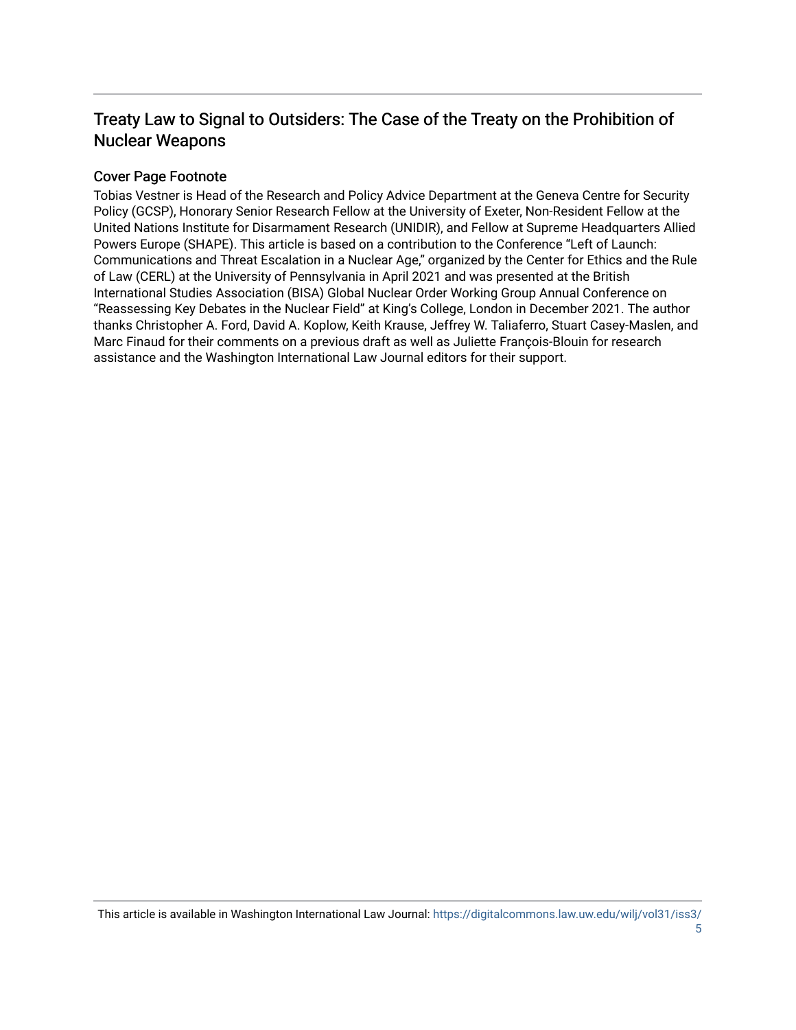## Treaty Law to Signal to Outsiders: The Case of the Treaty on the Prohibition of Nuclear Weapons

### Cover Page Footnote

Tobias Vestner is Head of the Research and Policy Advice Department at the Geneva Centre for Security Policy (GCSP), Honorary Senior Research Fellow at the University of Exeter, Non-Resident Fellow at the United Nations Institute for Disarmament Research (UNIDIR), and Fellow at Supreme Headquarters Allied Powers Europe (SHAPE). This article is based on a contribution to the Conference "Left of Launch: Communications and Threat Escalation in a Nuclear Age," organized by the Center for Ethics and the Rule of Law (CERL) at the University of Pennsylvania in April 2021 and was presented at the British International Studies Association (BISA) Global Nuclear Order Working Group Annual Conference on "Reassessing Key Debates in the Nuclear Field" at King's College, London in December 2021. The author thanks Christopher A. Ford, David A. Koplow, Keith Krause, Jeffrey W. Taliaferro, Stuart Casey-Maslen, and Marc Finaud for their comments on a previous draft as well as Juliette François-Blouin for research assistance and the Washington International Law Journal editors for their support.

This article is available in Washington International Law Journal: https://digitalcommons.law.uw.edu/wilj/vol31/iss3/5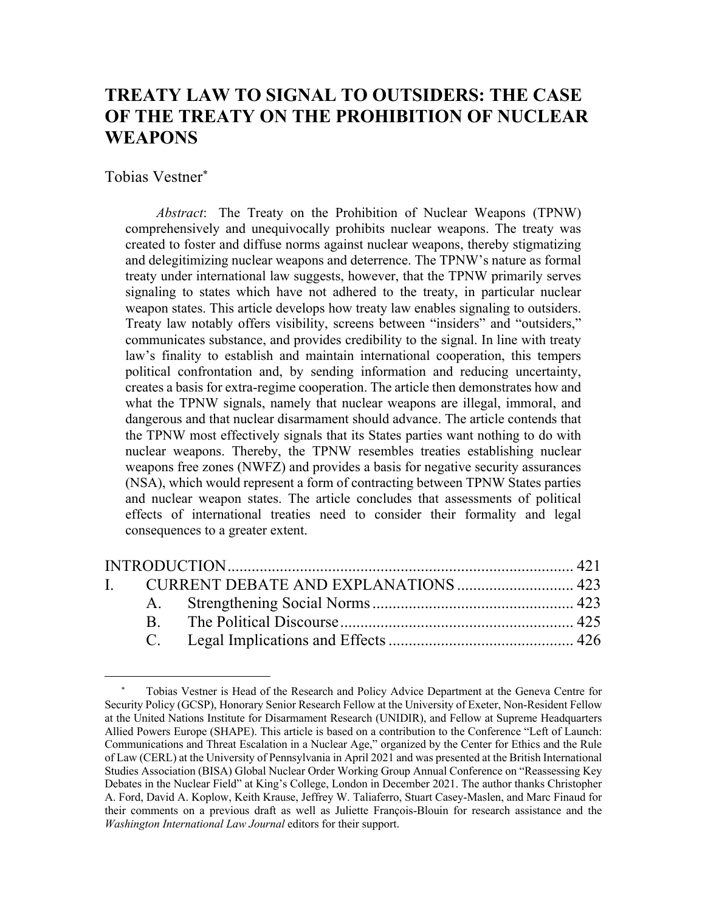# TREATY LAW TO SIGNAL TO OUTSIDERS: THE CASE OF THE TREATY ON THE PROHIBITION OF NUCLEAR WEAPONS

Tobias Vestner*

*Abstract*: The Treaty on the Prohibition of Nuclear Weapons (TPNW) comprehensively and unequivocally prohibits nuclear weapons. The treaty was created to foster and diffuse norms against nuclear weapons, thereby stigmatizing and delegitimizing nuclear weapons and deterrence. The TPNW's nature as formal treaty under international law suggests, however, that the TPNW primarily serves signaling to states which have not adhered to the treaty, in particular nuclear weapon states. This article develops how treaty law enables signaling to outsiders. Treaty law notably offers visibility, screens between "insiders" and "outsiders," communicates substance, and provides credibility to the signal. In line with treaty law's finality to establish and maintain international cooperation, this tempers political confrontation and, by sending information and reducing uncertainty, creates a basis for extra-regime cooperation. The article then demonstrates how and what the TPNW signals, namely that nuclear weapons are illegal, immoral, and dangerous and that nuclear disarmament should advance. The article contends that the TPNW most effectively signals that its States parties want nothing to do with nuclear weapons. Thereby, the TPNW resembles treaties establishing nuclear weapons free zones (NWFZ) and provides a basis for negative security assurances (NSA), which would represent a form of contracting between TPNW States parties and nuclear weapon states. The article concludes that assessments of political effects of international treaties need to consider their formality and legal consequences to a greater extent.

| | | | |
|---|---|---|---|
| INTRODUCTION | | | 421 |
| I. | CURRENT DEBATE AND EXPLANATIONS | | 423 |
| | A. | Strengthening Social Norms | 423 |
| | B. | The Political Discourse | 425 |
| | C. | Legal Implications and Effects | 426 |

\* Tobias Vestner is Head of the Research and Policy Advice Department at the Geneva Centre for Security Policy (GCSP), Honorary Senior Research Fellow at the University of Exeter, Non-Resident Fellow at the United Nations Institute for Disarmament Research (UNIDIR), and Fellow at Supreme Headquarters Allied Powers Europe (SHAPE). This article is based on a contribution to the Conference "Left of Launch: Communications and Threat Escalation in a Nuclear Age," organized by the Center for Ethics and the Rule of Law (CERL) at the University of Pennsylvania in April 2021 and was presented at the British International Studies Association (BISA) Global Nuclear Order Working Group Annual Conference on "Reassessing Key Debates in the Nuclear Field" at King's College, London in December 2021. The author thanks Christopher A. Ford, David A. Koplow, Keith Krause, Jeffrey W. Taliaferro, Stuart Casey-Maslen, and Marc Finaud for their comments on a previous draft as well as Juliette François-Blouin for research assistance and the *Washington International Law Journal* editors for their support.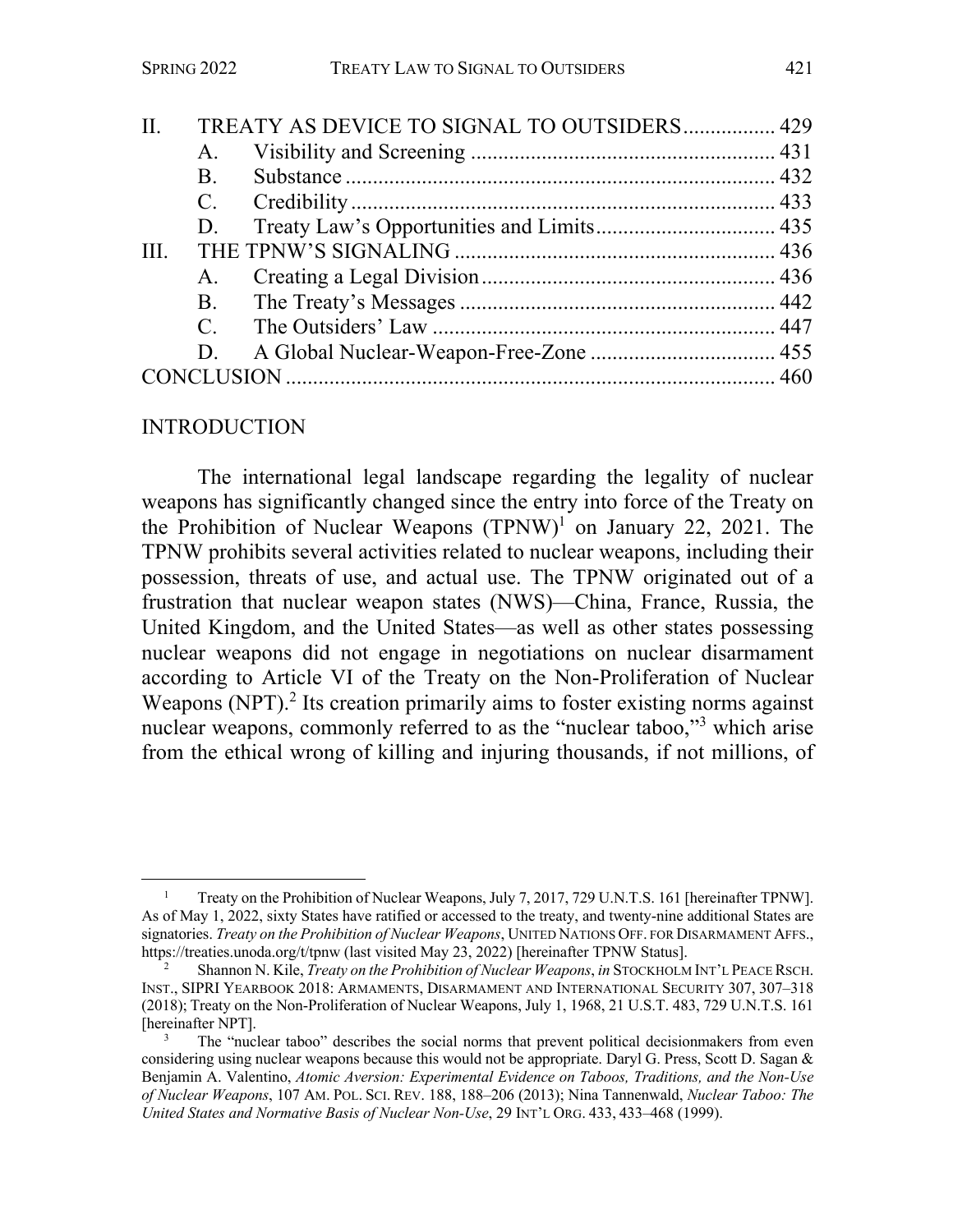| | | | |
|---|---|---|---|
| II. | TREATY AS DEVICE TO SIGNAL TO OUTSIDERS | | 429 |
| | A. | Visibility and Screening | 431 |
| | B. | Substance | 432 |
| | C. | Credibility | 433 |
| | D. | Treaty Law's Opportunities and Limits | 435 |
| III. | THE TPNW'S SIGNALING | | 436 |
| | A. | Creating a Legal Division | 436 |
| | B. | The Treaty's Messages | 442 |
| | C. | The Outsiders' Law | 447 |
| | D. | A Global Nuclear-Weapon-Free-Zone | 455 |
| CONCLUSION | | | 460 |

## INTRODUCTION

The international legal landscape regarding the legality of nuclear weapons has significantly changed since the entry into force of the Treaty on the Prohibition of Nuclear Weapons (TPNW)[1] on January 22, 2021. The TPNW prohibits several activities related to nuclear weapons, including their possession, threats of use, and actual use. The TPNW originated out of a frustration that nuclear weapon states (NWS)—China, France, Russia, the United Kingdom, and the United States—as well as other states possessing nuclear weapons did not engage in negotiations on nuclear disarmament according to Article VI of the Treaty on the Non-Proliferation of Nuclear Weapons (NPT).[2] Its creation primarily aims to foster existing norms against nuclear weapons, commonly referred to as the "nuclear taboo,"[3] which arise from the ethical wrong of killing and injuring thousands, if not millions, of

---

[1] Treaty on the Prohibition of Nuclear Weapons, July 7, 2017, 729 U.N.T.S. 161 [hereinafter TPNW]. As of May 1, 2022, sixty States have ratified or accessed to the treaty, and twenty-nine additional States are signatories. *Treaty on the Prohibition of Nuclear Weapons*, UNITED NATIONS OFF. FOR DISARMAMENT AFFS., https://treaties.unoda.org/t/tpnw (last visited May 23, 2022) [hereinafter TPNW Status].

[2] Shannon N. Kile, *Treaty on the Prohibition of Nuclear Weapons*, *in* STOCKHOLM INT'L PEACE RSCH. INST., SIPRI YEARBOOK 2018: ARMAMENTS, DISARMAMENT AND INTERNATIONAL SECURITY 307, 307–318 (2018); Treaty on the Non-Proliferation of Nuclear Weapons, July 1, 1968, 21 U.S.T. 483, 729 U.N.T.S. 161 [hereinafter NPT].

[3] The "nuclear taboo" describes the social norms that prevent political decisionmakers from even considering using nuclear weapons because this would not be appropriate. Daryl G. Press, Scott D. Sagan & Benjamin A. Valentino, *Atomic Aversion: Experimental Evidence on Taboos, Traditions, and the Non-Use of Nuclear Weapons*, 107 AM. POL. SCI. REV. 188, 188–206 (2013); Nina Tannenwald, *Nuclear Taboo: The United States and Normative Basis of Nuclear Non-Use*, 29 INT'L ORG. 433, 433–468 (1999).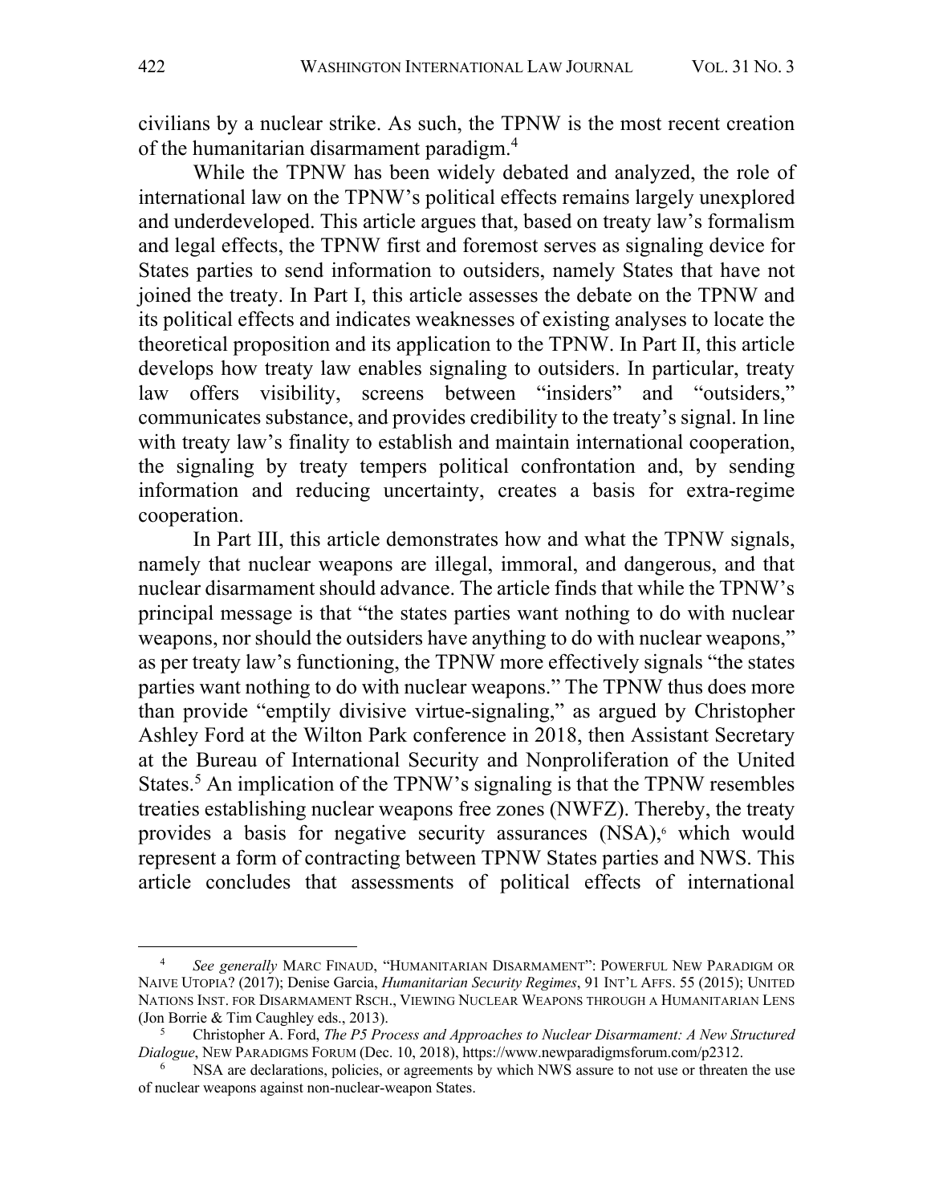civilians by a nuclear strike. As such, the TPNW is the most recent creation of the humanitarian disarmament paradigm.[4]

While the TPNW has been widely debated and analyzed, the role of international law on the TPNW's political effects remains largely unexplored and underdeveloped. This article argues that, based on treaty law's formalism and legal effects, the TPNW first and foremost serves as signaling device for States parties to send information to outsiders, namely States that have not joined the treaty. In Part I, this article assesses the debate on the TPNW and its political effects and indicates weaknesses of existing analyses to locate the theoretical proposition and its application to the TPNW. In Part II, this article develops how treaty law enables signaling to outsiders. In particular, treaty law offers visibility, screens between "insiders" and "outsiders," communicates substance, and provides credibility to the treaty's signal. In line with treaty law's finality to establish and maintain international cooperation, the signaling by treaty tempers political confrontation and, by sending information and reducing uncertainty, creates a basis for extra-regime cooperation.

In Part III, this article demonstrates how and what the TPNW signals, namely that nuclear weapons are illegal, immoral, and dangerous, and that nuclear disarmament should advance. The article finds that while the TPNW's principal message is that "the states parties want nothing to do with nuclear weapons, nor should the outsiders have anything to do with nuclear weapons," as per treaty law's functioning, the TPNW more effectively signals "the states parties want nothing to do with nuclear weapons." The TPNW thus does more than provide "emptily divisive virtue-signaling," as argued by Christopher Ashley Ford at the Wilton Park conference in 2018, then Assistant Secretary at the Bureau of International Security and Nonproliferation of the United States.[5] An implication of the TPNW's signaling is that the TPNW resembles treaties establishing nuclear weapons free zones (NWFZ). Thereby, the treaty provides a basis for negative security assurances (NSA),[6] which would represent a form of contracting between TPNW States parties and NWS. This article concludes that assessments of political effects of international

---

[4] *See generally* MARC FINAUD, "HUMANITARIAN DISARMAMENT": POWERFUL NEW PARADIGM OR NAIVE UTOPIA? (2017); Denise Garcia, *Humanitarian Security Regimes*, 91 INT'L AFFS. 55 (2015); UNITED NATIONS INST. FOR DISARMAMENT RSCH., VIEWING NUCLEAR WEAPONS THROUGH A HUMANITARIAN LENS (Jon Borrie & Tim Caughley eds., 2013).

[5] Christopher A. Ford, *The P5 Process and Approaches to Nuclear Disarmament: A New Structured Dialogue*, NEW PARADIGMS FORUM (Dec. 10, 2018), https://www.newparadigmsforum.com/p2312.

[6] NSA are declarations, policies, or agreements by which NWS assure to not use or threaten the use of nuclear weapons against non-nuclear-weapon States.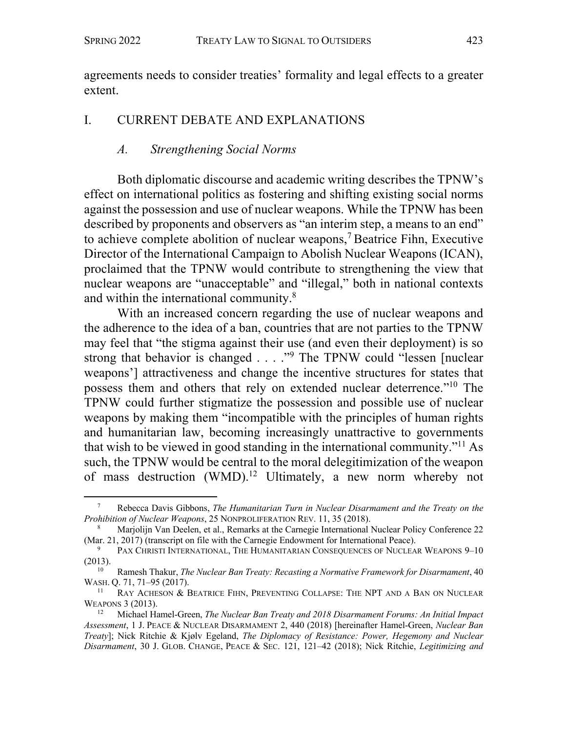agreements needs to consider treaties' formality and legal effects to a greater extent.

## I. CURRENT DEBATE AND EXPLANATIONS

### *A. Strengthening Social Norms*

Both diplomatic discourse and academic writing describes the TPNW's effect on international politics as fostering and shifting existing social norms against the possession and use of nuclear weapons. While the TPNW has been described by proponents and observers as "an interim step, a means to an end" to achieve complete abolition of nuclear weapons,[7] Beatrice Fihn, Executive Director of the International Campaign to Abolish Nuclear Weapons (ICAN), proclaimed that the TPNW would contribute to strengthening the view that nuclear weapons are "unacceptable" and "illegal," both in national contexts and within the international community.[8]

With an increased concern regarding the use of nuclear weapons and the adherence to the idea of a ban, countries that are not parties to the TPNW may feel that "the stigma against their use (and even their deployment) is so strong that behavior is changed . . . ."[9] The TPNW could "lessen [nuclear weapons'] attractiveness and change the incentive structures for states that possess them and others that rely on extended nuclear deterrence."[10] The TPNW could further stigmatize the possession and possible use of nuclear weapons by making them "incompatible with the principles of human rights and humanitarian law, becoming increasingly unattractive to governments that wish to be viewed in good standing in the international community."[11] As such, the TPNW would be central to the moral delegitimization of the weapon of mass destruction (WMD).[12] Ultimately, a new norm whereby not

---

[7] Rebecca Davis Gibbons, *The Humanitarian Turn in Nuclear Disarmament and the Treaty on the Prohibition of Nuclear Weapons*, 25 NONPROLIFERATION REV. 11, 35 (2018).

[8] Marjolijn Van Deelen, et al., Remarks at the Carnegie International Nuclear Policy Conference 22 (Mar. 21, 2017) (transcript on file with the Carnegie Endowment for International Peace).

[9] PAX CHRISTI INTERNATIONAL, THE HUMANITARIAN CONSEQUENCES OF NUCLEAR WEAPONS 9–10 (2013).

[10] Ramesh Thakur, *The Nuclear Ban Treaty: Recasting a Normative Framework for Disarmament*, 40 WASH. Q. 71, 71–95 (2017).

[11] RAY ACHESON & BEATRICE FIHN, PREVENTING COLLAPSE: THE NPT AND A BAN ON NUCLEAR WEAPONS 3 (2013).

[12] Michael Hamel-Green, *The Nuclear Ban Treaty and 2018 Disarmament Forums: An Initial Impact Assessment*, 1 J. PEACE & NUCLEAR DISARMAMENT 2, 440 (2018) [hereinafter Hamel-Green, *Nuclear Ban Treaty*]; Nick Ritchie & Kjølv Egeland, *The Diplomacy of Resistance: Power, Hegemony and Nuclear Disarmament*, 30 J. GLOB. CHANGE, PEACE & SEC. 121, 121–42 (2018); Nick Ritchie, *Legitimizing and*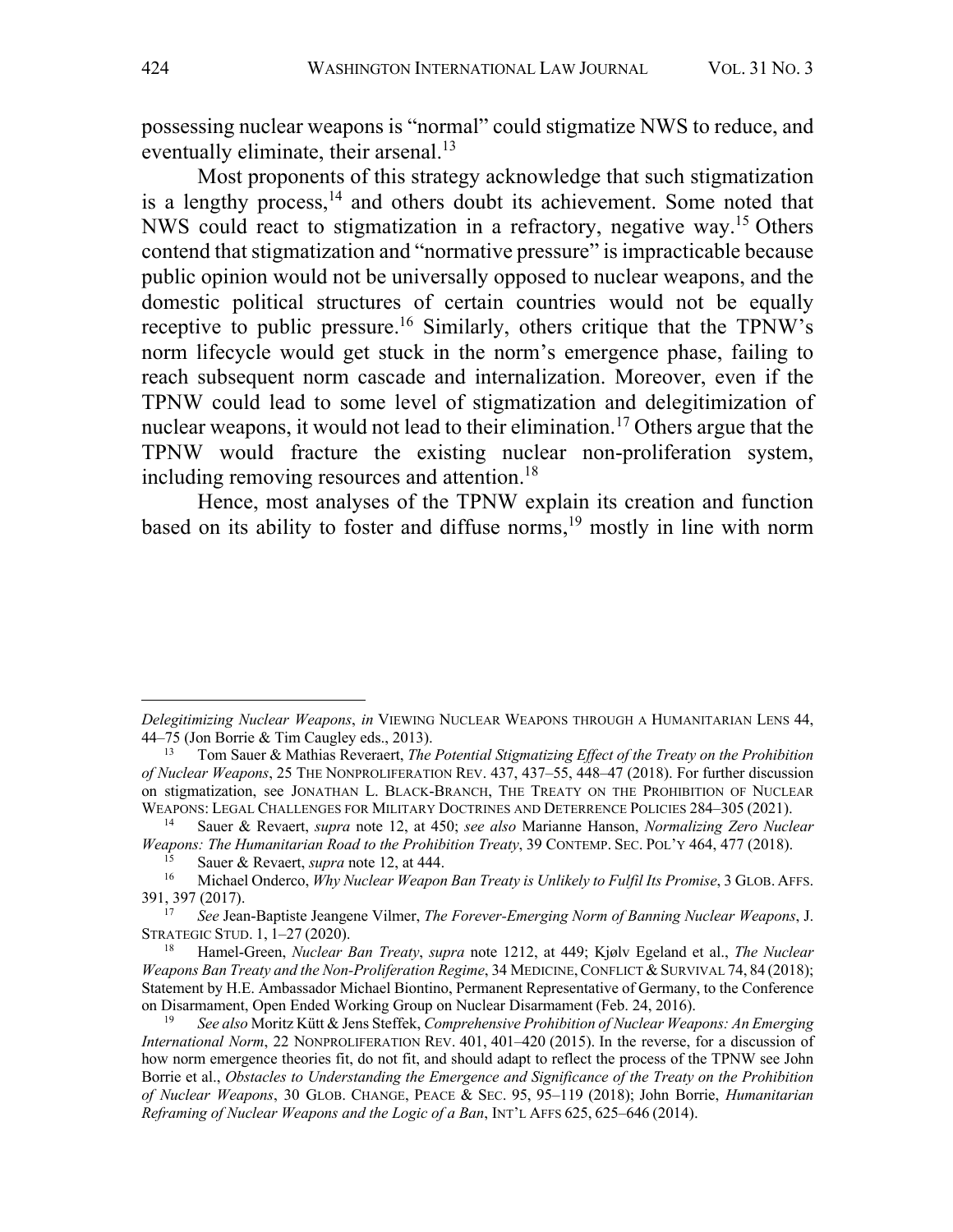possessing nuclear weapons is "normal" could stigmatize NWS to reduce, and eventually eliminate, their arsenal.[13]

Most proponents of this strategy acknowledge that such stigmatization is a lengthy process,[14] and others doubt its achievement. Some noted that NWS could react to stigmatization in a refractory, negative way.[15] Others contend that stigmatization and "normative pressure" is impracticable because public opinion would not be universally opposed to nuclear weapons, and the domestic political structures of certain countries would not be equally receptive to public pressure.[16] Similarly, others critique that the TPNW's norm lifecycle would get stuck in the norm's emergence phase, failing to reach subsequent norm cascade and internalization. Moreover, even if the TPNW could lead to some level of stigmatization and delegitimization of nuclear weapons, it would not lead to their elimination.[17] Others argue that the TPNW would fracture the existing nuclear non-proliferation system, including removing resources and attention.[18]

Hence, most analyses of the TPNW explain its creation and function based on its ability to foster and diffuse norms,[19] mostly in line with norm

---

*Delegitimizing Nuclear Weapons*, *in* VIEWING NUCLEAR WEAPONS THROUGH A HUMANITARIAN LENS 44, 44–75 (Jon Borrie & Tim Caugley eds., 2013).

[13] Tom Sauer & Mathias Reveraert, *The Potential Stigmatizing Effect of the Treaty on the Prohibition of Nuclear Weapons*, 25 THE NONPROLIFERATION REV. 437, 437–55, 448–47 (2018). For further discussion on stigmatization, see JONATHAN L. BLACK-BRANCH, THE TREATY ON THE PROHIBITION OF NUCLEAR WEAPONS: LEGAL CHALLENGES FOR MILITARY DOCTRINES AND DETERRENCE POLICIES 284–305 (2021).

[14] Sauer & Revaert, *supra* note 12, at 450; *see also* Marianne Hanson, *Normalizing Zero Nuclear Weapons: The Humanitarian Road to the Prohibition Treaty*, 39 CONTEMP. SEC. POL'Y 464, 477 (2018).

[15] Sauer & Revaert, *supra* note 12, at 444.

[16] Michael Onderco, *Why Nuclear Weapon Ban Treaty is Unlikely to Fulfil Its Promise*, 3 GLOB. AFFS. 391, 397 (2017).

[17] *See* Jean-Baptiste Jeangene Vilmer, *The Forever-Emerging Norm of Banning Nuclear Weapons*, J. STRATEGIC STUD. 1, 1–27 (2020).

[18] Hamel-Green, *Nuclear Ban Treaty*, *supra* note 1212, at 449; Kjølv Egeland et al., *The Nuclear Weapons Ban Treaty and the Non-Proliferation Regime*, 34 MEDICINE, CONFLICT & SURVIVAL 74, 84 (2018); Statement by H.E. Ambassador Michael Biontino, Permanent Representative of Germany, to the Conference on Disarmament, Open Ended Working Group on Nuclear Disarmament (Feb. 24, 2016).

[19] *See also* Moritz Kütt & Jens Steffek, *Comprehensive Prohibition of Nuclear Weapons: An Emerging International Norm*, 22 NONPROLIFERATION REV. 401, 401–420 (2015). In the reverse, for a discussion of how norm emergence theories fit, do not fit, and should adapt to reflect the process of the TPNW see John Borrie et al., *Obstacles to Understanding the Emergence and Significance of the Treaty on the Prohibition of Nuclear Weapons*, 30 GLOB. CHANGE, PEACE & SEC. 95, 95–119 (2018); John Borrie, *Humanitarian Reframing of Nuclear Weapons and the Logic of a Ban*, INT'L AFFS 625, 625–646 (2014).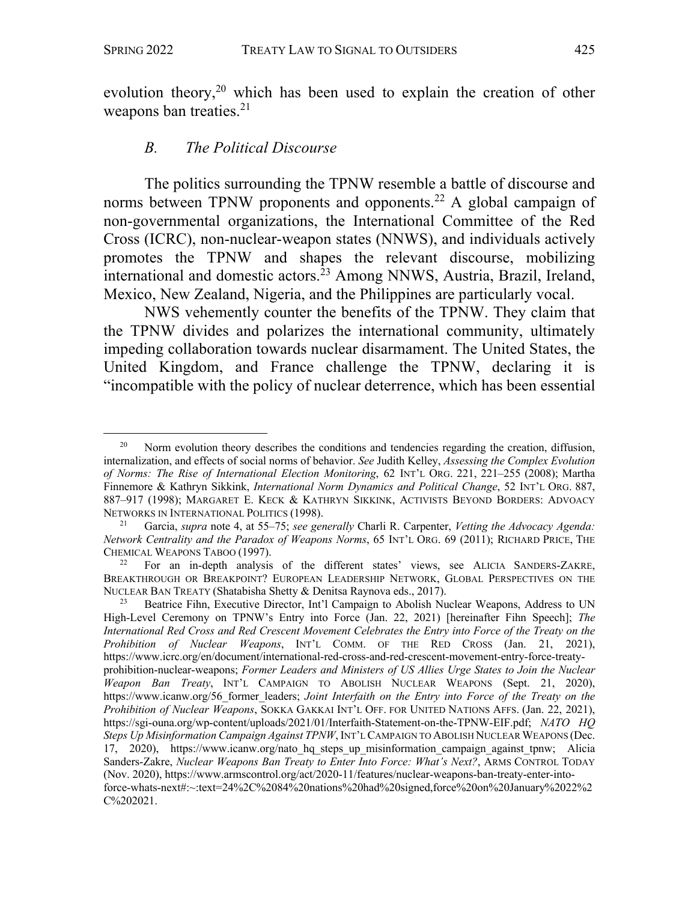evolution theory,[20] which has been used to explain the creation of other weapons ban treaties.[21]

### *B. The Political Discourse*

The politics surrounding the TPNW resemble a battle of discourse and norms between TPNW proponents and opponents.[22] A global campaign of non-governmental organizations, the International Committee of the Red Cross (ICRC), non-nuclear-weapon states (NNWS), and individuals actively promotes the TPNW and shapes the relevant discourse, mobilizing international and domestic actors.[23] Among NNWS, Austria, Brazil, Ireland, Mexico, New Zealand, Nigeria, and the Philippines are particularly vocal.

NWS vehemently counter the benefits of the TPNW. They claim that the TPNW divides and polarizes the international community, ultimately impeding collaboration towards nuclear disarmament. The United States, the United Kingdom, and France challenge the TPNW, declaring it is "incompatible with the policy of nuclear deterrence, which has been essential

---

[20] Norm evolution theory describes the conditions and tendencies regarding the creation, diffusion, internalization, and effects of social norms of behavior. *See* Judith Kelley, *Assessing the Complex Evolution of Norms: The Rise of International Election Monitoring*, 62 INT'L ORG. 221, 221–255 (2008); Martha Finnemore & Kathryn Sikkink, *International Norm Dynamics and Political Change*, 52 INT'L ORG. 887, 887–917 (1998); MARGARET E. KECK & KATHRYN SIKKINK, ACTIVISTS BEYOND BORDERS: ADVOCACY NETWORKS IN INTERNATIONAL POLITICS (1998).

[21] Garcia, *supra* note 4, at 55–75; *see generally* Charli R. Carpenter, *Vetting the Advocacy Agenda: Network Centrality and the Paradox of Weapons Norms*, 65 INT'L ORG. 69 (2011); RICHARD PRICE, THE CHEMICAL WEAPONS TABOO (1997).

[22] For an in-depth analysis of the different states' views, see ALICIA SANDERS-ZAKRE, BREAKTHROUGH OR BREAKPOINT? EUROPEAN LEADERSHIP NETWORK, GLOBAL PERSPECTIVES ON THE NUCLEAR BAN TREATY (Shatabisha Shetty & Denitsa Raynova eds., 2017).

[23] Beatrice Fihn, Executive Director, Int'l Campaign to Abolish Nuclear Weapons, Address to UN High-Level Ceremony on TPNW's Entry into Force (Jan. 22, 2021) [hereinafter Fihn Speech]; *The International Red Cross and Red Crescent Movement Celebrates the Entry into Force of the Treaty on the Prohibition of Nuclear Weapons*, INT'L COMM. OF THE RED CROSS (Jan. 21, 2021), https://www.icrc.org/en/document/international-red-cross-and-red-crescent-movement-entry-force-treaty-prohibition-nuclear-weapons; *Former Leaders and Ministers of US Allies Urge States to Join the Nuclear Weapon Ban Treaty*, INT'L CAMPAIGN TO ABOLISH NUCLEAR WEAPONS (Sept. 21, 2020), https://www.icanw.org/56_former_leaders; *Joint Interfaith on the Entry into Force of the Treaty on the Prohibition of Nuclear Weapons*, SOKKA GAKKAI INT'L OFF. FOR UNITED NATIONS AFFS. (Jan. 22, 2021), https://sgi-ouna.org/wp-content/uploads/2021/01/Interfaith-Statement-on-the-TPNW-EIF.pdf; *NATO HQ Steps Up Misinformation Campaign Against TPNW*, INT'L CAMPAIGN TO ABOLISH NUCLEAR WEAPONS (Dec. 17, 2020), https://www.icanw.org/nato_hq_steps_up_misinformation_campaign_against_tpnw; Alicia Sanders-Zakre, *Nuclear Weapons Ban Treaty to Enter Into Force: What's Next?*, ARMS CONTROL TODAY (Nov. 2020), https://www.armscontrol.org/act/2020-11/features/nuclear-weapons-ban-treaty-enter-into-force-whats-next#:~:text=24%2C%2084%20nations%20had%20signed,force%20on%20January%2022%2C%202021.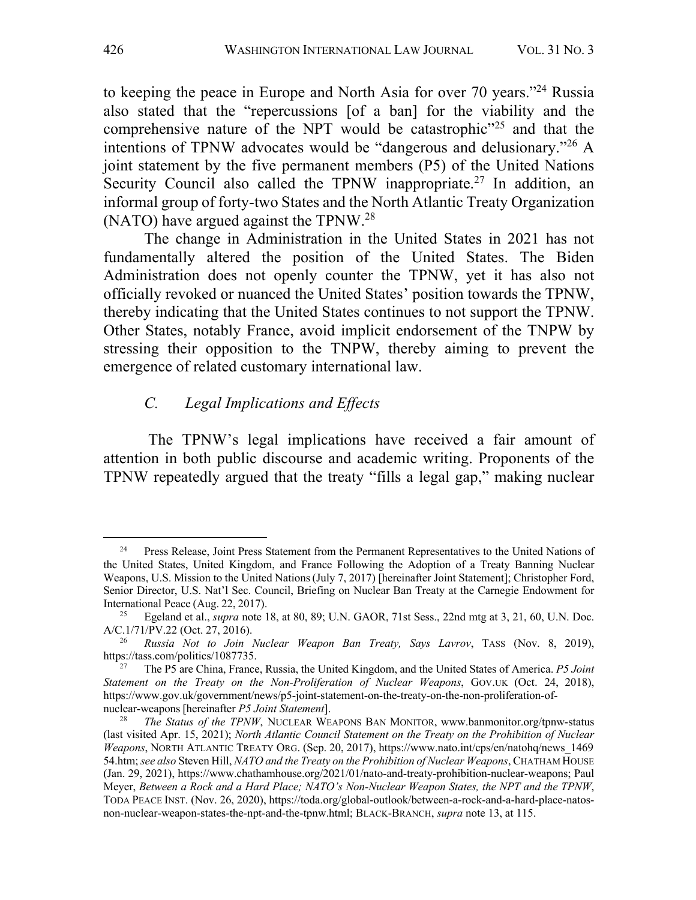to keeping the peace in Europe and North Asia for over 70 years."[24] Russia also stated that the "repercussions [of a ban] for the viability and the comprehensive nature of the NPT would be catastrophic"[25] and that the intentions of TPNW advocates would be "dangerous and delusionary."[26] A joint statement by the five permanent members (P5) of the United Nations Security Council also called the TPNW inappropriate.[27] In addition, an informal group of forty-two States and the North Atlantic Treaty Organization (NATO) have argued against the TPNW.[28]

The change in Administration in the United States in 2021 has not fundamentally altered the position of the United States. The Biden Administration does not openly counter the TPNW, yet it has also not officially revoked or nuanced the United States' position towards the TPNW, thereby indicating that the United States continues to not support the TPNW. Other States, notably France, avoid implicit endorsement of the TNPW by stressing their opposition to the TNPW, thereby aiming to prevent the emergence of related customary international law.

### *C. Legal Implications and Effects*

The TPNW's legal implications have received a fair amount of attention in both public discourse and academic writing. Proponents of the TPNW repeatedly argued that the treaty "fills a legal gap," making nuclear

---

[24] Press Release, Joint Press Statement from the Permanent Representatives to the United Nations of the United States, United Kingdom, and France Following the Adoption of a Treaty Banning Nuclear Weapons, U.S. Mission to the United Nations (July 7, 2017) [hereinafter Joint Statement]; Christopher Ford, Senior Director, U.S. Nat'l Sec. Council, Briefing on Nuclear Ban Treaty at the Carnegie Endowment for International Peace (Aug. 22, 2017).

[25] Egeland et al., *supra* note 18, at 80, 89; U.N. GAOR, 71st Sess., 22nd mtg at 3, 21, 60, U.N. Doc. A/C.1/71/PV.22 (Oct. 27, 2016).

[26] *Russia Not to Join Nuclear Weapon Ban Treaty, Says Lavrov*, TASS (Nov. 8, 2019), https://tass.com/politics/1087735.

[27] The P5 are China, France, Russia, the United Kingdom, and the United States of America. *P5 Joint Statement on the Treaty on the Non-Proliferation of Nuclear Weapons*, GOV.UK (Oct. 24, 2018), https://www.gov.uk/government/news/p5-joint-statement-on-the-treaty-on-the-non-proliferation-of-nuclear-weapons [hereinafter *P5 Joint Statement*].

[28] *The Status of the TPNW*, NUCLEAR WEAPONS BAN MONITOR, www.banmonitor.org/tpnw-status (last visited Apr. 15, 2021); *North Atlantic Council Statement on the Treaty on the Prohibition of Nuclear Weapons*, NORTH ATLANTIC TREATY ORG. (Sep. 20, 2017), https://www.nato.int/cps/en/natohq/news_146954.htm; *see also* Steven Hill, *NATO and the Treaty on the Prohibition of Nuclear Weapons*, CHATHAM HOUSE (Jan. 29, 2021), https://www.chathamhouse.org/2021/01/nato-and-treaty-prohibition-nuclear-weapons; Paul Meyer, *Between a Rock and a Hard Place; NATO's Non-Nuclear Weapon States, the NPT and the TPNW*, TODA PEACE INST. (Nov. 26, 2020), https://toda.org/global-outlook/between-a-rock-and-a-hard-place-natos-non-nuclear-weapon-states-the-npt-and-the-tpnw.html; BLACK-BRANCH, *supra* note 13, at 115.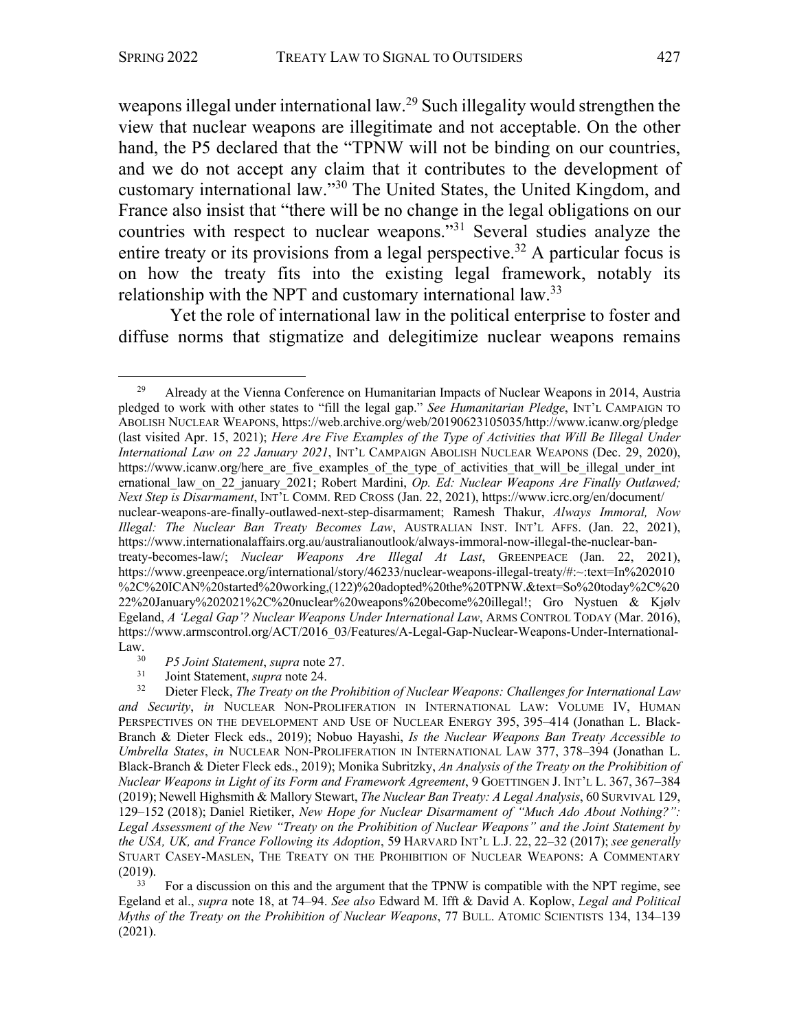weapons illegal under international law.[29] Such illegality would strengthen the view that nuclear weapons are illegitimate and not acceptable. On the other hand, the P5 declared that the "TPNW will not be binding on our countries, and we do not accept any claim that it contributes to the development of customary international law."[30] The United States, the United Kingdom, and France also insist that "there will be no change in the legal obligations on our countries with respect to nuclear weapons."[31] Several studies analyze the entire treaty or its provisions from a legal perspective.[32] A particular focus is on how the treaty fits into the existing legal framework, notably its relationship with the NPT and customary international law.[33]

Yet the role of international law in the political enterprise to foster and diffuse norms that stigmatize and delegitimize nuclear weapons remains

---

[29] Already at the Vienna Conference on Humanitarian Impacts of Nuclear Weapons in 2014, Austria pledged to work with other states to "fill the legal gap." *See Humanitarian Pledge*, INT'L CAMPAIGN TO ABOLISH NUCLEAR WEAPONS, https://web.archive.org/web/20190623105035/http://www.icanw.org/pledge (last visited Apr. 15, 2021); *Here Are Five Examples of the Type of Activities that Will Be Illegal Under International Law on 22 January 2021*, INT'L CAMPAIGN ABOLISH NUCLEAR WEAPONS (Dec. 29, 2020), https://www.icanw.org/here_are_five_examples_of_the_type_of_activities_that_will_be_illegal_under_international_law_on_22_january_2021; Robert Mardini, *Op. Ed: Nuclear Weapons Are Finally Outlawed; Next Step is Disarmament*, INT'L COMM. RED CROSS (Jan. 22, 2021), https://www.icrc.org/en/document/nuclear-weapons-are-finally-outlawed-next-step-disarmament; Ramesh Thakur, *Always Immoral, Now Illegal: The Nuclear Ban Treaty Becomes Law*, AUSTRALIAN INST. INT'L AFFS. (Jan. 22, 2021), https://www.internationalaffairs.org.au/australianoutlook/always-immoral-now-illegal-the-nuclear-ban-treaty-becomes-law/; *Nuclear Weapons Are Illegal At Last*, GREENPEACE (Jan. 22, 2021), https://www.greenpeace.org/international/story/46233/nuclear-weapons-illegal-treaty/#:~:text=In%202010%2C%20ICAN%20started%20working,(122)%20adopted%20the%20TPNW.&text=So%20today%2C%2022%20January%202021%2C%20nuclear%20weapons%20become%20illegal!; Gro Nystuen & Kjølv Egeland, *A 'Legal Gap'? Nuclear Weapons Under International Law*, ARMS CONTROL TODAY (Mar. 2016), https://www.armscontrol.org/ACT/2016_03/Features/A-Legal-Gap-Nuclear-Weapons-Under-International-Law.

[30] *P5 Joint Statement*, *supra* note 27.

[31] Joint Statement, *supra* note 24.

[32] Dieter Fleck, *The Treaty on the Prohibition of Nuclear Weapons: Challenges for International Law and Security*, *in* NUCLEAR NON-PROLIFERATION IN INTERNATIONAL LAW: VOLUME IV, HUMAN PERSPECTIVES ON THE DEVELOPMENT AND USE OF NUCLEAR ENERGY 395, 395–414 (Jonathan L. Black-Branch & Dieter Fleck eds., 2019); Nobuo Hayashi, *Is the Nuclear Weapons Ban Treaty Accessible to Umbrella States*, *in* NUCLEAR NON-PROLIFERATION IN INTERNATIONAL LAW 377, 378–394 (Jonathan L. Black-Branch & Dieter Fleck eds., 2019); Monika Subritzky, *An Analysis of the Treaty on the Prohibition of Nuclear Weapons in Light of its Form and Framework Agreement*, 9 GOETTINGEN J. INT'L L. 367, 367–384 (2019); Newell Highsmith & Mallory Stewart, *The Nuclear Ban Treaty: A Legal Analysis*, 60 SURVIVAL 129, 129–152 (2018); Daniel Rietiker, *New Hope for Nuclear Disarmament of "Much Ado About Nothing?": Legal Assessment of the New "Treaty on the Prohibition of Nuclear Weapons" and the Joint Statement by the USA, UK, and France Following its Adoption*, 59 HARVARD INT'L L.J. 22, 22–32 (2017); *see generally* STUART CASEY-MASLEN, THE TREATY ON THE PROHIBITION OF NUCLEAR WEAPONS: A COMMENTARY (2019).

[33] For a discussion on this and the argument that the TPNW is compatible with the NPT regime, see Egeland et al., *supra* note 18, at 74–94. *See also* Edward M. Ifft & David A. Koplow, *Legal and Political Myths of the Treaty on the Prohibition of Nuclear Weapons*, 77 BULL. ATOMIC SCIENTISTS 134, 134–139 (2021).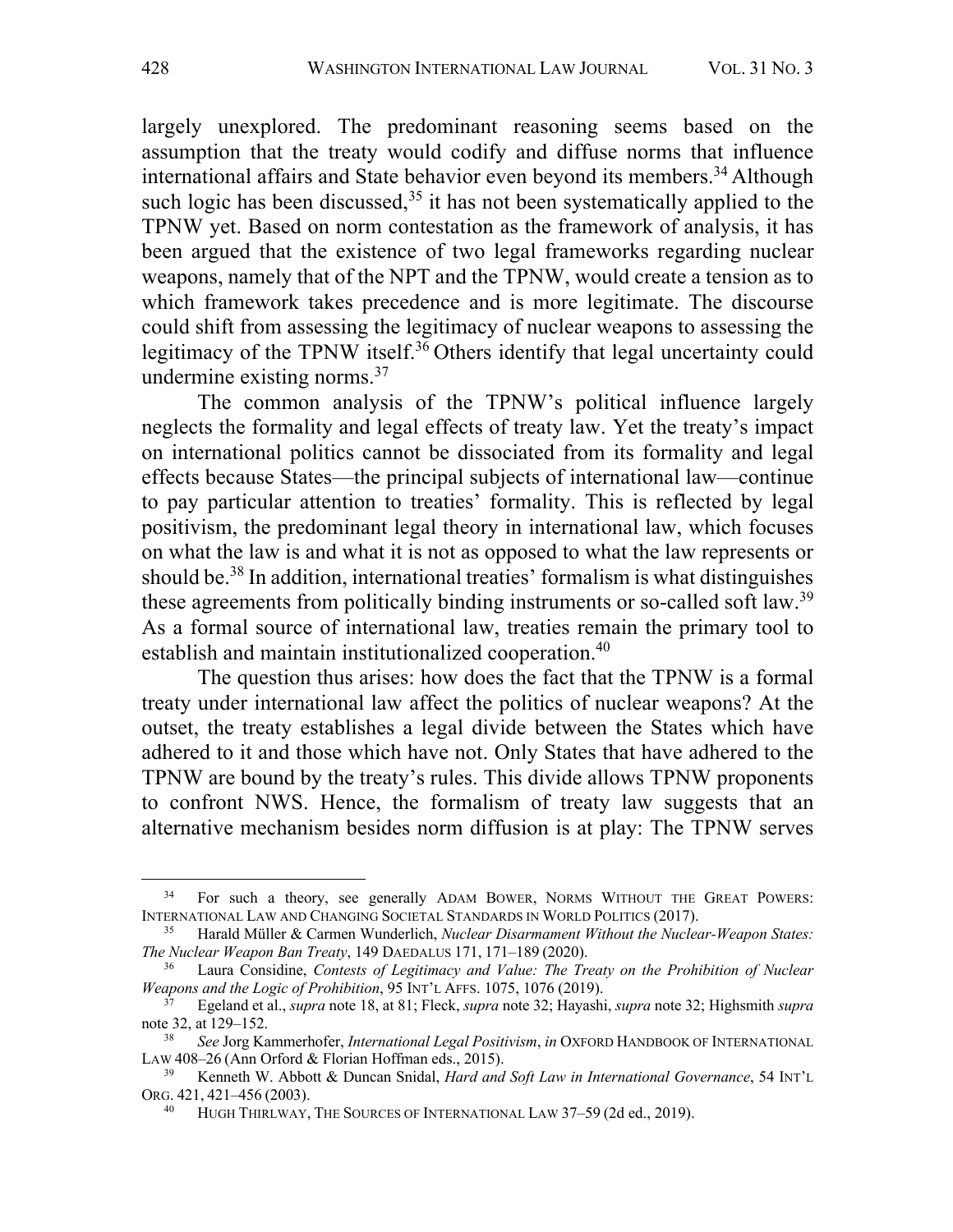largely unexplored. The predominant reasoning seems based on the assumption that the treaty would codify and diffuse norms that influence international affairs and State behavior even beyond its members.[34] Although such logic has been discussed,[35] it has not been systematically applied to the TPNW yet. Based on norm contestation as the framework of analysis, it has been argued that the existence of two legal frameworks regarding nuclear weapons, namely that of the NPT and the TPNW, would create a tension as to which framework takes precedence and is more legitimate. The discourse could shift from assessing the legitimacy of nuclear weapons to assessing the legitimacy of the TPNW itself.[36] Others identify that legal uncertainty could undermine existing norms.[37]

The common analysis of the TPNW's political influence largely neglects the formality and legal effects of treaty law. Yet the treaty's impact on international politics cannot be dissociated from its formality and legal effects because States—the principal subjects of international law—continue to pay particular attention to treaties' formality. This is reflected by legal positivism, the predominant legal theory in international law, which focuses on what the law is and what it is not as opposed to what the law represents or should be.[38] In addition, international treaties' formalism is what distinguishes these agreements from politically binding instruments or so-called soft law.[39] As a formal source of international law, treaties remain the primary tool to establish and maintain institutionalized cooperation.[40]

The question thus arises: how does the fact that the TPNW is a formal treaty under international law affect the politics of nuclear weapons? At the outset, the treaty establishes a legal divide between the States which have adhered to it and those which have not. Only States that have adhered to the TPNW are bound by the treaty's rules. This divide allows TPNW proponents to confront NWS. Hence, the formalism of treaty law suggests that an alternative mechanism besides norm diffusion is at play: The TPNW serves

---

[34] For such a theory, see generally ADAM BOWER, NORMS WITHOUT THE GREAT POWERS: INTERNATIONAL LAW AND CHANGING SOCIETAL STANDARDS IN WORLD POLITICS (2017).

[35] Harald Müller & Carmen Wunderlich, *Nuclear Disarmament Without the Nuclear-Weapon States: The Nuclear Weapon Ban Treaty*, 149 DAEDALUS 171, 171–189 (2020).

[36] Laura Considine, *Contests of Legitimacy and Value: The Treaty on the Prohibition of Nuclear Weapons and the Logic of Prohibition*, 95 INT'L AFFS. 1075, 1076 (2019).

[37] Egeland et al., *supra* note 18, at 81; Fleck, *supra* note 32; Hayashi, *supra* note 32; Highsmith *supra* note 32, at 129–152.

[38] *See* Jorg Kammerhofer, *International Legal Positivism*, *in* OXFORD HANDBOOK OF INTERNATIONAL LAW 408–26 (Ann Orford & Florian Hoffman eds., 2015).

[39] Kenneth W. Abbott & Duncan Snidal, *Hard and Soft Law in International Governance*, 54 INT'L ORG. 421, 421–456 (2003).

[40] HUGH THIRLWAY, THE SOURCES OF INTERNATIONAL LAW 37–59 (2d ed., 2019).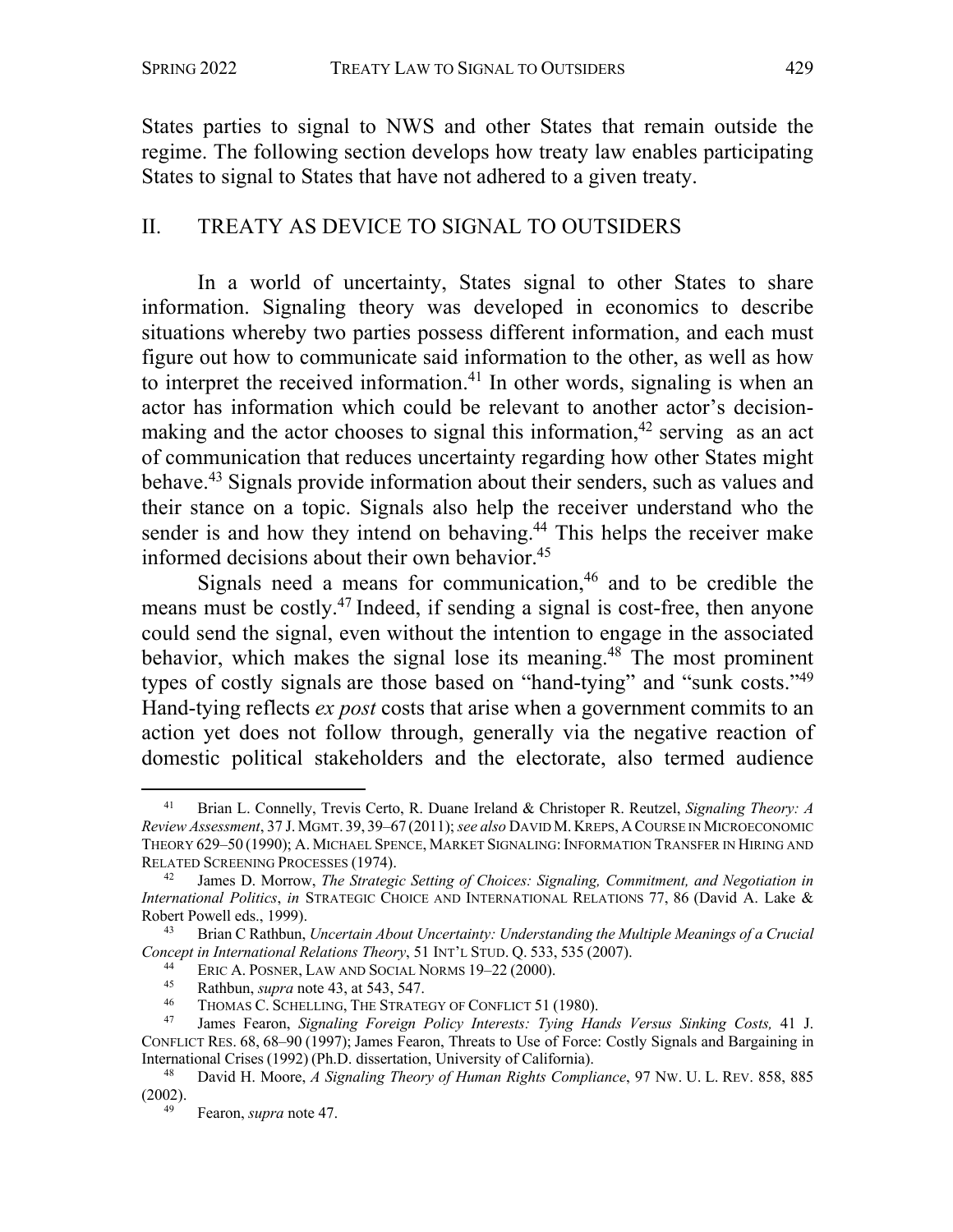States parties to signal to NWS and other States that remain outside the regime. The following section develops how treaty law enables participating States to signal to States that have not adhered to a given treaty.

## II. TREATY AS DEVICE TO SIGNAL TO OUTSIDERS

In a world of uncertainty, States signal to other States to share information. Signaling theory was developed in economics to describe situations whereby two parties possess different information, and each must figure out how to communicate said information to the other, as well as how to interpret the received information.[41] In other words, signaling is when an actor has information which could be relevant to another actor's decision-making and the actor chooses to signal this information,[42] serving as an act of communication that reduces uncertainty regarding how other States might behave.[43] Signals provide information about their senders, such as values and their stance on a topic. Signals also help the receiver understand who the sender is and how they intend on behaving.[44] This helps the receiver make informed decisions about their own behavior.[45]

Signals need a means for communication,[46] and to be credible the means must be costly.[47] Indeed, if sending a signal is cost-free, then anyone could send the signal, even without the intention to engage in the associated behavior, which makes the signal lose its meaning.[48] The most prominent types of costly signals are those based on "hand-tying" and "sunk costs."[49] Hand-tying reflects *ex post* costs that arise when a government commits to an action yet does not follow through, generally via the negative reaction of domestic political stakeholders and the electorate, also termed audience

---

[41] Brian L. Connelly, Trevis Certo, R. Duane Ireland & Christoper R. Reutzel, *Signaling Theory: A Review Assessment*, 37 J. MGMT. 39, 39–67 (2011); *see also* DAVID M. KREPS, A COURSE IN MICROECONOMIC THEORY 629–50 (1990); A. MICHAEL SPENCE, MARKET SIGNALING: INFORMATION TRANSFER IN HIRING AND RELATED SCREENING PROCESSES (1974).

[42] James D. Morrow, *The Strategic Setting of Choices: Signaling, Commitment, and Negotiation in International Politics*, *in* STRATEGIC CHOICE AND INTERNATIONAL RELATIONS 77, 86 (David A. Lake & Robert Powell eds., 1999).

[43] Brian C Rathbun, *Uncertain About Uncertainty: Understanding the Multiple Meanings of a Crucial Concept in International Relations Theory*, 51 INT'L STUD. Q. 533, 535 (2007).

[44] ERIC A. POSNER, LAW AND SOCIAL NORMS 19–22 (2000).

[45] Rathbun, *supra* note 43, at 543, 547.

[46] THOMAS C. SCHELLING, THE STRATEGY OF CONFLICT 51 (1980).

[47] James Fearon, *Signaling Foreign Policy Interests: Tying Hands Versus Sinking Costs,* 41 J. CONFLICT RES. 68, 68–90 (1997); James Fearon, Threats to Use of Force: Costly Signals and Bargaining in International Crises (1992) (Ph.D. dissertation, University of California).

[48] David H. Moore, *A Signaling Theory of Human Rights Compliance*, 97 NW. U. L. REV. 858, 885 (2002).

[49] Fearon, *supra* note 47.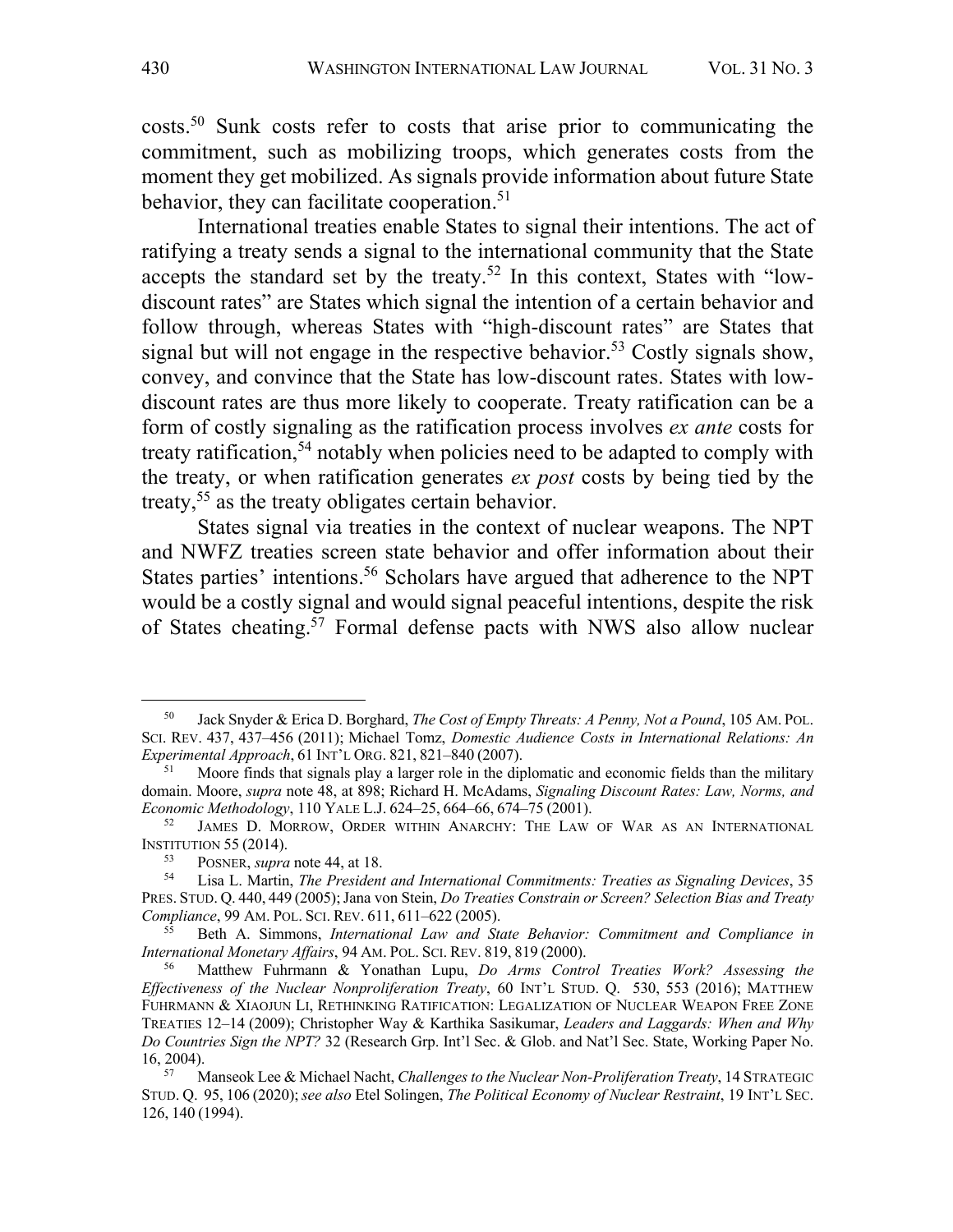costs.[50] Sunk costs refer to costs that arise prior to communicating the commitment, such as mobilizing troops, which generates costs from the moment they get mobilized. As signals provide information about future State behavior, they can facilitate cooperation.[51]

International treaties enable States to signal their intentions. The act of ratifying a treaty sends a signal to the international community that the State accepts the standard set by the treaty.[52] In this context, States with "low-discount rates" are States which signal the intention of a certain behavior and follow through, whereas States with "high-discount rates" are States that signal but will not engage in the respective behavior.[53] Costly signals show, convey, and convince that the State has low-discount rates. States with low-discount rates are thus more likely to cooperate. Treaty ratification can be a form of costly signaling as the ratification process involves *ex ante* costs for treaty ratification,[54] notably when policies need to be adapted to comply with the treaty, or when ratification generates *ex post* costs by being tied by the treaty,[55] as the treaty obligates certain behavior.

States signal via treaties in the context of nuclear weapons. The NPT and NWFZ treaties screen state behavior and offer information about their States parties' intentions.[56] Scholars have argued that adherence to the NPT would be a costly signal and would signal peaceful intentions, despite the risk of States cheating.[57] Formal defense pacts with NWS also allow nuclear

---

[50] Jack Snyder & Erica D. Borghard, *The Cost of Empty Threats: A Penny, Not a Pound*, 105 AM. POL. SCI. REV. 437, 437–456 (2011); Michael Tomz, *Domestic Audience Costs in International Relations: An Experimental Approach*, 61 INT'L ORG. 821, 821–840 (2007).

[51] Moore finds that signals play a larger role in the diplomatic and economic fields than the military domain. Moore, *supra* note 48, at 898; Richard H. McAdams, *Signaling Discount Rates: Law, Norms, and Economic Methodology*, 110 YALE L.J. 624–25, 664–66, 674–75 (2001).

[52] JAMES D. MORROW, ORDER WITHIN ANARCHY: THE LAW OF WAR AS AN INTERNATIONAL INSTITUTION 55 (2014).

[53] POSNER, *supra* note 44, at 18.

[54] Lisa L. Martin, *The President and International Commitments: Treaties as Signaling Devices*, 35 PRES. STUD. Q. 440, 449 (2005); Jana von Stein, *Do Treaties Constrain or Screen? Selection Bias and Treaty Compliance*, 99 AM. POL. SCI. REV. 611, 611–622 (2005).

[55] Beth A. Simmons, *International Law and State Behavior: Commitment and Compliance in International Monetary Affairs*, 94 AM. POL. SCI. REV. 819, 819 (2000).

[56] Matthew Fuhrmann & Yonathan Lupu, *Do Arms Control Treaties Work? Assessing the Effectiveness of the Nuclear Nonproliferation Treaty*, 60 INT'L STUD. Q. 530, 553 (2016); MATTHEW FUHRMANN & XIAOJUN LI, RETHINKING RATIFICATION: LEGALIZATION OF NUCLEAR WEAPON FREE ZONE TREATIES 12–14 (2009); Christopher Way & Karthika Sasikumar, *Leaders and Laggards: When and Why Do Countries Sign the NPT?* 32 (Research Grp. Int'l Sec. & Glob. and Nat'l Sec. State, Working Paper No. 16, 2004).

[57] Manseok Lee & Michael Nacht, *Challenges to the Nuclear Non-Proliferation Treaty*, 14 STRATEGIC STUD. Q. 95, 106 (2020); *see also* Etel Solingen, *The Political Economy of Nuclear Restraint*, 19 INT'L SEC. 126, 140 (1994).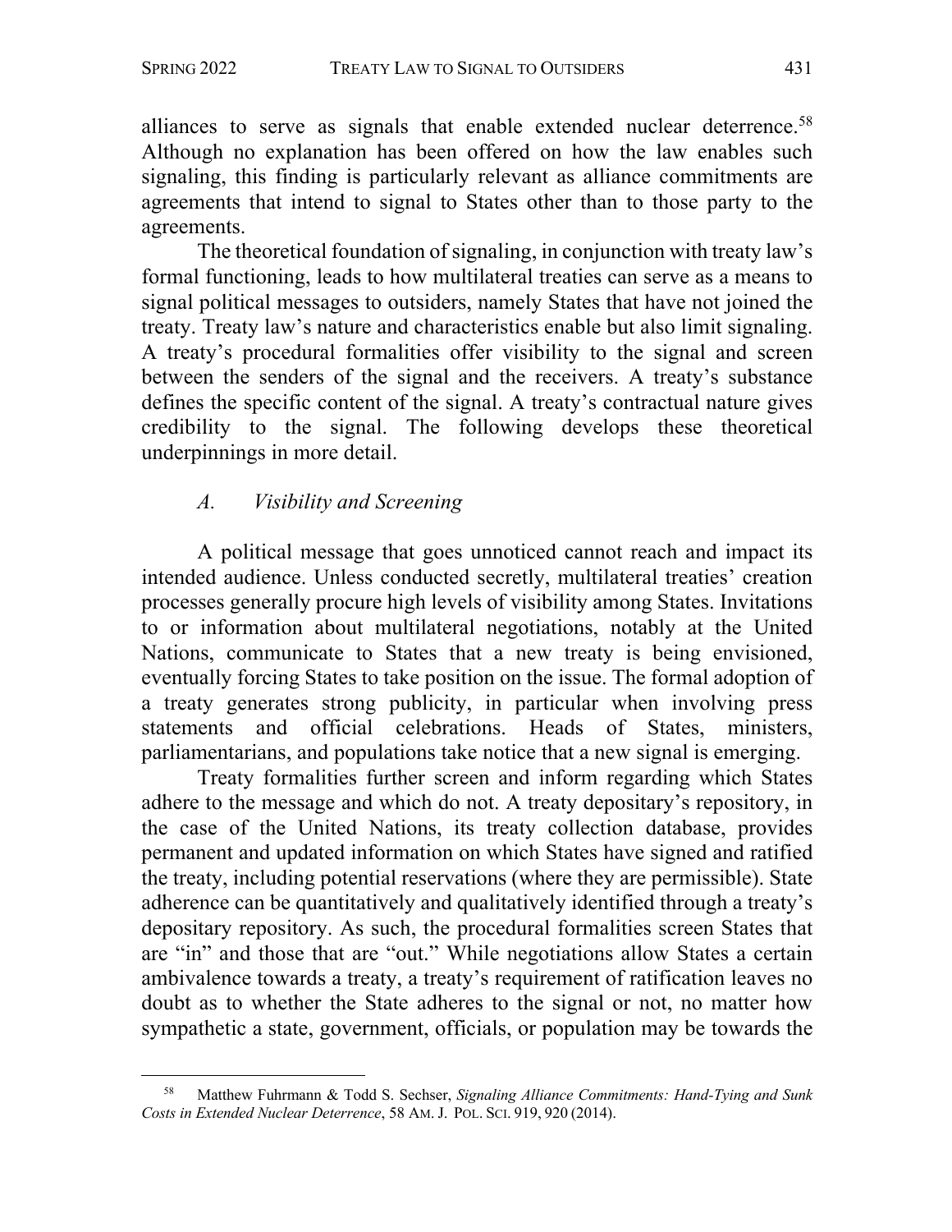alliances to serve as signals that enable extended nuclear deterrence.[58] Although no explanation has been offered on how the law enables such signaling, this finding is particularly relevant as alliance commitments are agreements that intend to signal to States other than to those party to the agreements.

The theoretical foundation of signaling, in conjunction with treaty law's formal functioning, leads to how multilateral treaties can serve as a means to signal political messages to outsiders, namely States that have not joined the treaty. Treaty law's nature and characteristics enable but also limit signaling. A treaty's procedural formalities offer visibility to the signal and screen between the senders of the signal and the receivers. A treaty's substance defines the specific content of the signal. A treaty's contractual nature gives credibility to the signal. The following develops these theoretical underpinnings in more detail.

### *A. Visibility and Screening*

A political message that goes unnoticed cannot reach and impact its intended audience. Unless conducted secretly, multilateral treaties' creation processes generally procure high levels of visibility among States. Invitations to or information about multilateral negotiations, notably at the United Nations, communicate to States that a new treaty is being envisioned, eventually forcing States to take position on the issue. The formal adoption of a treaty generates strong publicity, in particular when involving press statements and official celebrations. Heads of States, ministers, parliamentarians, and populations take notice that a new signal is emerging.

Treaty formalities further screen and inform regarding which States adhere to the message and which do not. A treaty depositary's repository, in the case of the United Nations, its treaty collection database, provides permanent and updated information on which States have signed and ratified the treaty, including potential reservations (where they are permissible). State adherence can be quantitatively and qualitatively identified through a treaty's depositary repository. As such, the procedural formalities screen States that are "in" and those that are "out." While negotiations allow States a certain ambivalence towards a treaty, a treaty's requirement of ratification leaves no doubt as to whether the State adheres to the signal or not, no matter how sympathetic a state, government, officials, or population may be towards the

---

[58] Matthew Fuhrmann & Todd S. Sechser, *Signaling Alliance Commitments: Hand-Tying and Sunk Costs in Extended Nuclear Deterrence*, 58 AM. J. POL. SCI. 919, 920 (2014).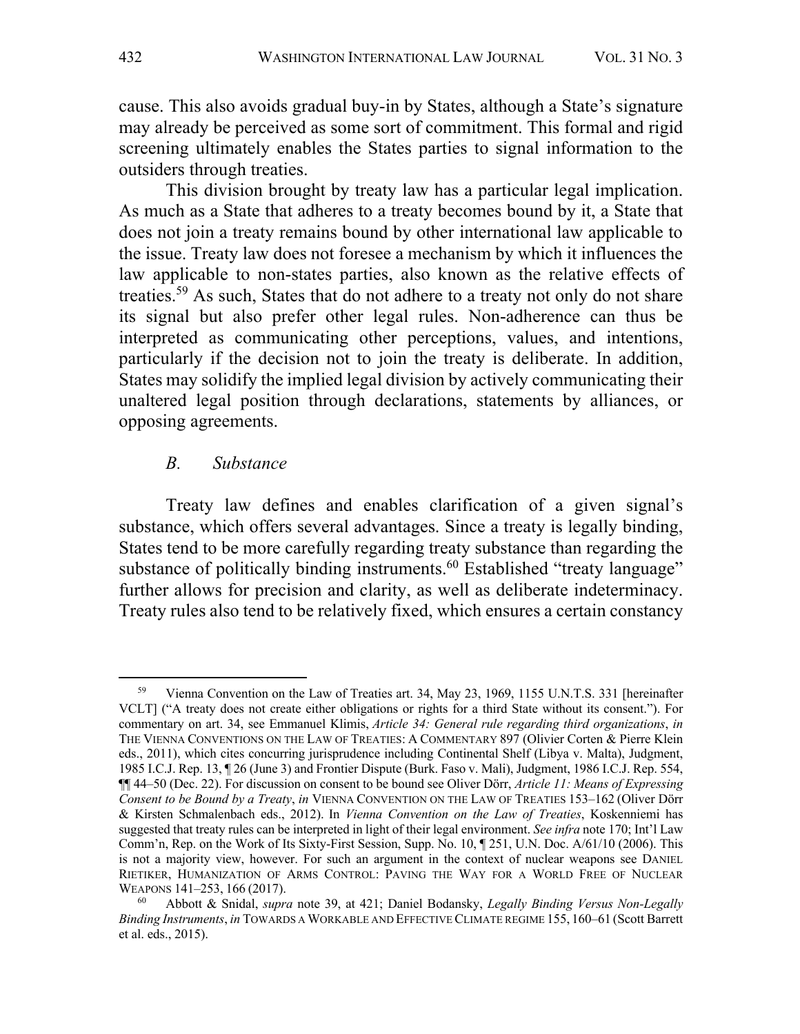cause. This also avoids gradual buy-in by States, although a State's signature may already be perceived as some sort of commitment. This formal and rigid screening ultimately enables the States parties to signal information to the outsiders through treaties.

This division brought by treaty law has a particular legal implication. As much as a State that adheres to a treaty becomes bound by it, a State that does not join a treaty remains bound by other international law applicable to the issue. Treaty law does not foresee a mechanism by which it influences the law applicable to non-states parties, also known as the relative effects of treaties.[59] As such, States that do not adhere to a treaty not only do not share its signal but also prefer other legal rules. Non-adherence can thus be interpreted as communicating other perceptions, values, and intentions, particularly if the decision not to join the treaty is deliberate. In addition, States may solidify the implied legal division by actively communicating their unaltered legal position through declarations, statements by alliances, or opposing agreements.

### *B. Substance*

Treaty law defines and enables clarification of a given signal's substance, which offers several advantages. Since a treaty is legally binding, States tend to be more carefully regarding treaty substance than regarding the substance of politically binding instruments.[60] Established "treaty language" further allows for precision and clarity, as well as deliberate indeterminacy. Treaty rules also tend to be relatively fixed, which ensures a certain constancy

---

[59] Vienna Convention on the Law of Treaties art. 34, May 23, 1969, 1155 U.N.T.S. 331 [hereinafter VCLT] ("A treaty does not create either obligations or rights for a third State without its consent."). For commentary on art. 34, see Emmanuel Klimis, *Article 34: General rule regarding third organizations*, *in* THE VIENNA CONVENTIONS ON THE LAW OF TREATIES: A COMMENTARY 897 (Olivier Corten & Pierre Klein eds., 2011), which cites concurring jurisprudence including Continental Shelf (Libya v. Malta), Judgment, 1985 I.C.J. Rep. 13, ¶ 26 (June 3) and Frontier Dispute (Burk. Faso v. Mali), Judgment, 1986 I.C.J. Rep. 554, ¶¶ 44–50 (Dec. 22). For discussion on consent to be bound see Oliver Dörr, *Article 11: Means of Expressing Consent to be Bound by a Treaty*, *in* VIENNA CONVENTION ON THE LAW OF TREATIES 153–162 (Oliver Dörr & Kirsten Schmalenbach eds., 2012). In *Vienna Convention on the Law of Treaties*, Koskenniemi has suggested that treaty rules can be interpreted in light of their legal environment. *See infra* note 170; Int'l Law Comm'n, Rep. on the Work of Its Sixty-First Session, Supp. No. 10, ¶ 251, U.N. Doc. A/61/10 (2006). This is not a majority view, however. For such an argument in the context of nuclear weapons see DANIEL RIETIKER, HUMANIZATION OF ARMS CONTROL: PAVING THE WAY FOR A WORLD FREE OF NUCLEAR WEAPONS 141–253, 166 (2017).

[60] Abbott & Snidal, *supra* note 39, at 421; Daniel Bodansky, *Legally Binding Versus Non-Legally Binding Instruments*, *in* TOWARDS A WORKABLE AND EFFECTIVE CLIMATE REGIME 155, 160–61 (Scott Barrett et al. eds., 2015).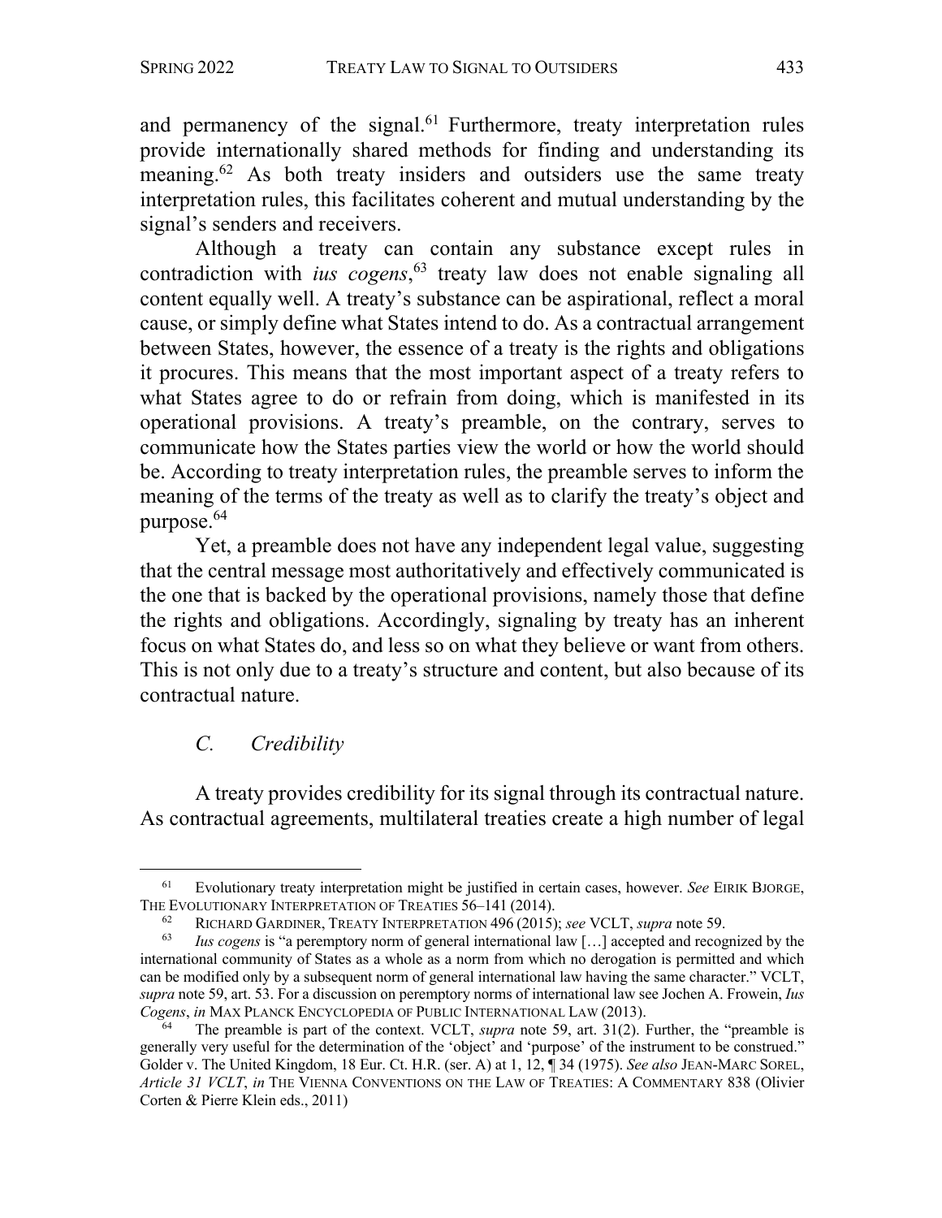and permanency of the signal.[61] Furthermore, treaty interpretation rules provide internationally shared methods for finding and understanding its meaning.[62] As both treaty insiders and outsiders use the same treaty interpretation rules, this facilitates coherent and mutual understanding by the signal's senders and receivers.

Although a treaty can contain any substance except rules in contradiction with *ius cogens*,[63] treaty law does not enable signaling all content equally well. A treaty's substance can be aspirational, reflect a moral cause, or simply define what States intend to do. As a contractual arrangement between States, however, the essence of a treaty is the rights and obligations it procures. This means that the most important aspect of a treaty refers to what States agree to do or refrain from doing, which is manifested in its operational provisions. A treaty's preamble, on the contrary, serves to communicate how the States parties view the world or how the world should be. According to treaty interpretation rules, the preamble serves to inform the meaning of the terms of the treaty as well as to clarify the treaty's object and purpose.[64]

Yet, a preamble does not have any independent legal value, suggesting that the central message most authoritatively and effectively communicated is the one that is backed by the operational provisions, namely those that define the rights and obligations. Accordingly, signaling by treaty has an inherent focus on what States do, and less so on what they believe or want from others. This is not only due to a treaty's structure and content, but also because of its contractual nature.

### *C. Credibility*

A treaty provides credibility for its signal through its contractual nature. As contractual agreements, multilateral treaties create a high number of legal

---

[61] Evolutionary treaty interpretation might be justified in certain cases, however. *See* EIRIK BJORGE, THE EVOLUTIONARY INTERPRETATION OF TREATIES 56–141 (2014).

[62] RICHARD GARDINER, TREATY INTERPRETATION 496 (2015); *see* VCLT, *supra* note 59.

[63] *Ius cogens* is "a peremptory norm of general international law […] accepted and recognized by the international community of States as a whole as a norm from which no derogation is permitted and which can be modified only by a subsequent norm of general international law having the same character." VCLT, *supra* note 59, art. 53. For a discussion on peremptory norms of international law see Jochen A. Frowein, *Ius Cogens*, *in* MAX PLANCK ENCYCLOPEDIA OF PUBLIC INTERNATIONAL LAW (2013).

[64] The preamble is part of the context. VCLT, *supra* note 59, art. 31(2). Further, the "preamble is generally very useful for the determination of the 'object' and 'purpose' of the instrument to be construed." Golder v. The United Kingdom, 18 Eur. Ct. H.R. (ser. A) at 1, 12, ¶ 34 (1975). *See also* JEAN-MARC SOREL, *Article 31 VCLT*, *in* THE VIENNA CONVENTIONS ON THE LAW OF TREATIES: A COMMENTARY 838 (Olivier Corten & Pierre Klein eds., 2011)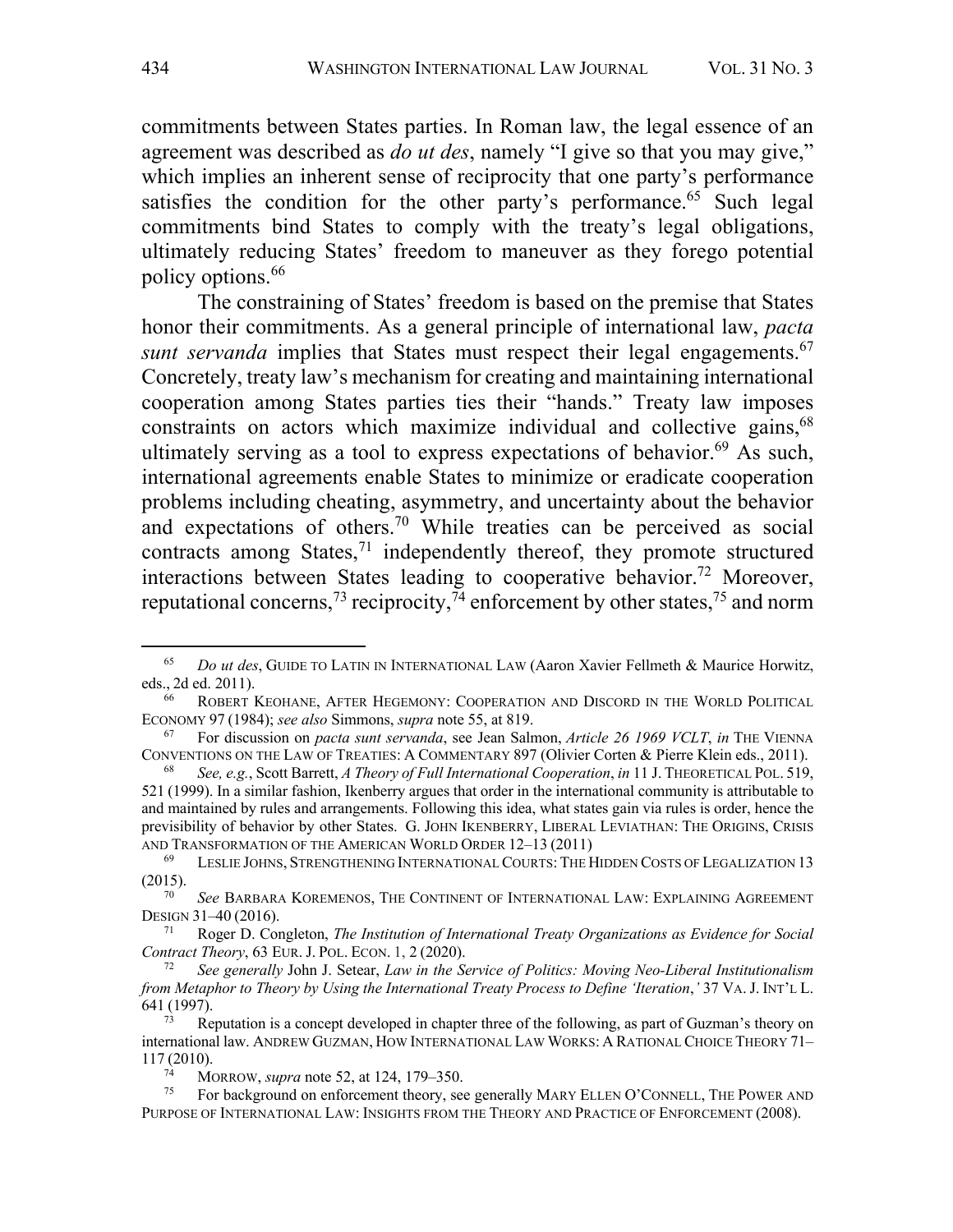commitments between States parties. In Roman law, the legal essence of an agreement was described as *do ut des*, namely "I give so that you may give," which implies an inherent sense of reciprocity that one party's performance satisfies the condition for the other party's performance.[65] Such legal commitments bind States to comply with the treaty's legal obligations, ultimately reducing States' freedom to maneuver as they forego potential policy options.[66]

The constraining of States' freedom is based on the premise that States honor their commitments. As a general principle of international law, *pacta sunt servanda* implies that States must respect their legal engagements.[67] Concretely, treaty law's mechanism for creating and maintaining international cooperation among States parties ties their "hands." Treaty law imposes constraints on actors which maximize individual and collective gains,[68] ultimately serving as a tool to express expectations of behavior.[69] As such, international agreements enable States to minimize or eradicate cooperation problems including cheating, asymmetry, and uncertainty about the behavior and expectations of others.[70] While treaties can be perceived as social contracts among States,[71] independently thereof, they promote structured interactions between States leading to cooperative behavior.[72] Moreover, reputational concerns,[73] reciprocity,[74] enforcement by other states,[75] and norm

---

[65] *Do ut des*, GUIDE TO LATIN IN INTERNATIONAL LAW (Aaron Xavier Fellmeth & Maurice Horwitz, eds., 2d ed. 2011).

[66] ROBERT KEOHANE, AFTER HEGEMONY: COOPERATION AND DISCORD IN THE WORLD POLITICAL ECONOMY 97 (1984); *see also* Simmons, *supra* note 55, at 819.

[67] For discussion on *pacta sunt servanda*, see Jean Salmon, *Article 26 1969 VCLT*, *in* THE VIENNA CONVENTIONS ON THE LAW OF TREATIES: A COMMENTARY 897 (Olivier Corten & Pierre Klein eds., 2011).

[68] *See, e.g.*, Scott Barrett, *A Theory of Full International Cooperation*, *in* 11 J. THEORETICAL POL. 519, 521 (1999). In a similar fashion, Ikenberry argues that order in the international community is attributable to and maintained by rules and arrangements. Following this idea, what states gain via rules is order, hence the previsibility of behavior by other States. G. JOHN IKENBERRY, LIBERAL LEVIATHAN: THE ORIGINS, CRISIS AND TRANSFORMATION OF THE AMERICAN WORLD ORDER 12–13 (2011)

[69] LESLIE JOHNS, STRENGTHENING INTERNATIONAL COURTS: THE HIDDEN COSTS OF LEGALIZATION 13 (2015).

[70] *See* BARBARA KOREMENOS, THE CONTINENT OF INTERNATIONAL LAW: EXPLAINING AGREEMENT DESIGN 31–40 (2016).

[71] Roger D. Congleton, *The Institution of International Treaty Organizations as Evidence for Social Contract Theory*, 63 EUR. J. POL. ECON. 1, 2 (2020).

[72] *See generally* John J. Setear, *Law in the Service of Politics: Moving Neo-Liberal Institutionalism from Metaphor to Theory by Using the International Treaty Process to Define 'Iteration*,*'* 37 VA. J. INT'L L. 641 (1997).

[73] Reputation is a concept developed in chapter three of the following, as part of Guzman's theory on international law. ANDREW GUZMAN, HOW INTERNATIONAL LAW WORKS: A RATIONAL CHOICE THEORY 71–117 (2010).

[74] MORROW, *supra* note 52, at 124, 179–350.

[75] For background on enforcement theory, see generally MARY ELLEN O'CONNELL, THE POWER AND PURPOSE OF INTERNATIONAL LAW: INSIGHTS FROM THE THEORY AND PRACTICE OF ENFORCEMENT (2008).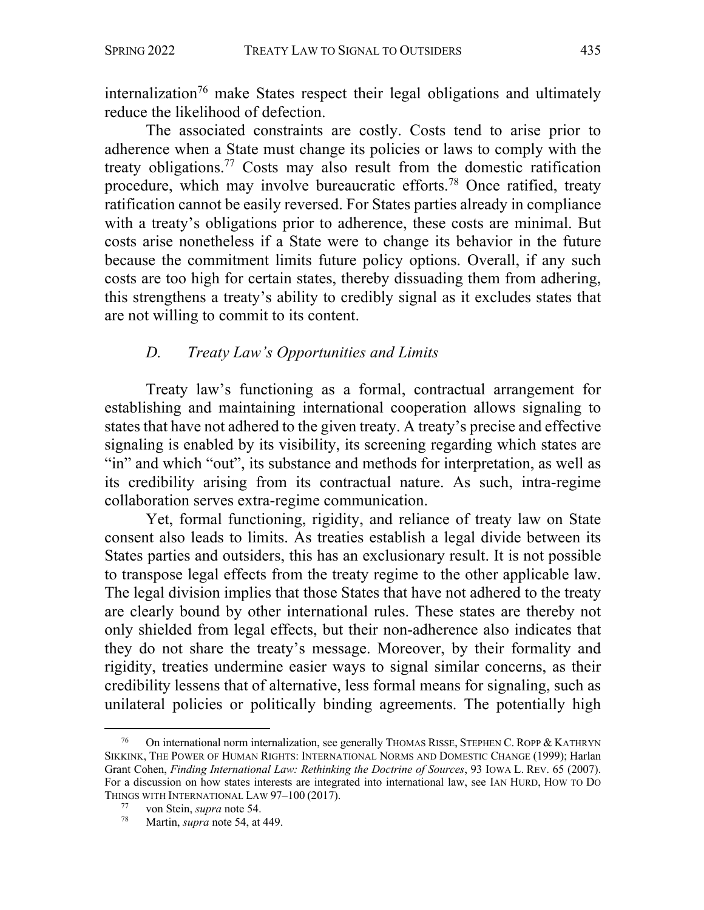internalization[76] make States respect their legal obligations and ultimately reduce the likelihood of defection.

The associated constraints are costly. Costs tend to arise prior to adherence when a State must change its policies or laws to comply with the treaty obligations.[77] Costs may also result from the domestic ratification procedure, which may involve bureaucratic efforts.[78] Once ratified, treaty ratification cannot be easily reversed. For States parties already in compliance with a treaty's obligations prior to adherence, these costs are minimal. But costs arise nonetheless if a State were to change its behavior in the future because the commitment limits future policy options. Overall, if any such costs are too high for certain states, thereby dissuading them from adhering, this strengthens a treaty's ability to credibly signal as it excludes states that are not willing to commit to its content.

### *D. Treaty Law's Opportunities and Limits*

Treaty law's functioning as a formal, contractual arrangement for establishing and maintaining international cooperation allows signaling to states that have not adhered to the given treaty. A treaty's precise and effective signaling is enabled by its visibility, its screening regarding which states are "in" and which "out", its substance and methods for interpretation, as well as its credibility arising from its contractual nature. As such, intra-regime collaboration serves extra-regime communication.

Yet, formal functioning, rigidity, and reliance of treaty law on State consent also leads to limits. As treaties establish a legal divide between its States parties and outsiders, this has an exclusionary result. It is not possible to transpose legal effects from the treaty regime to the other applicable law. The legal division implies that those States that have not adhered to the treaty are clearly bound by other international rules. These states are thereby not only shielded from legal effects, but their non-adherence also indicates that they do not share the treaty's message. Moreover, by their formality and rigidity, treaties undermine easier ways to signal similar concerns, as their credibility lessens that of alternative, less formal means for signaling, such as unilateral policies or politically binding agreements. The potentially high

---

[76] On international norm internalization, see generally THOMAS RISSE, STEPHEN C. ROPP & KATHRYN SIKKINK, THE POWER OF HUMAN RIGHTS: INTERNATIONAL NORMS AND DOMESTIC CHANGE (1999); Harlan Grant Cohen, *Finding International Law: Rethinking the Doctrine of Sources*, 93 IOWA L. REV. 65 (2007). For a discussion on how states interests are integrated into international law, see IAN HURD, HOW TO DO THINGS WITH INTERNATIONAL LAW 97–100 (2017).

[77] von Stein, *supra* note 54.

[78] Martin, *supra* note 54, at 449.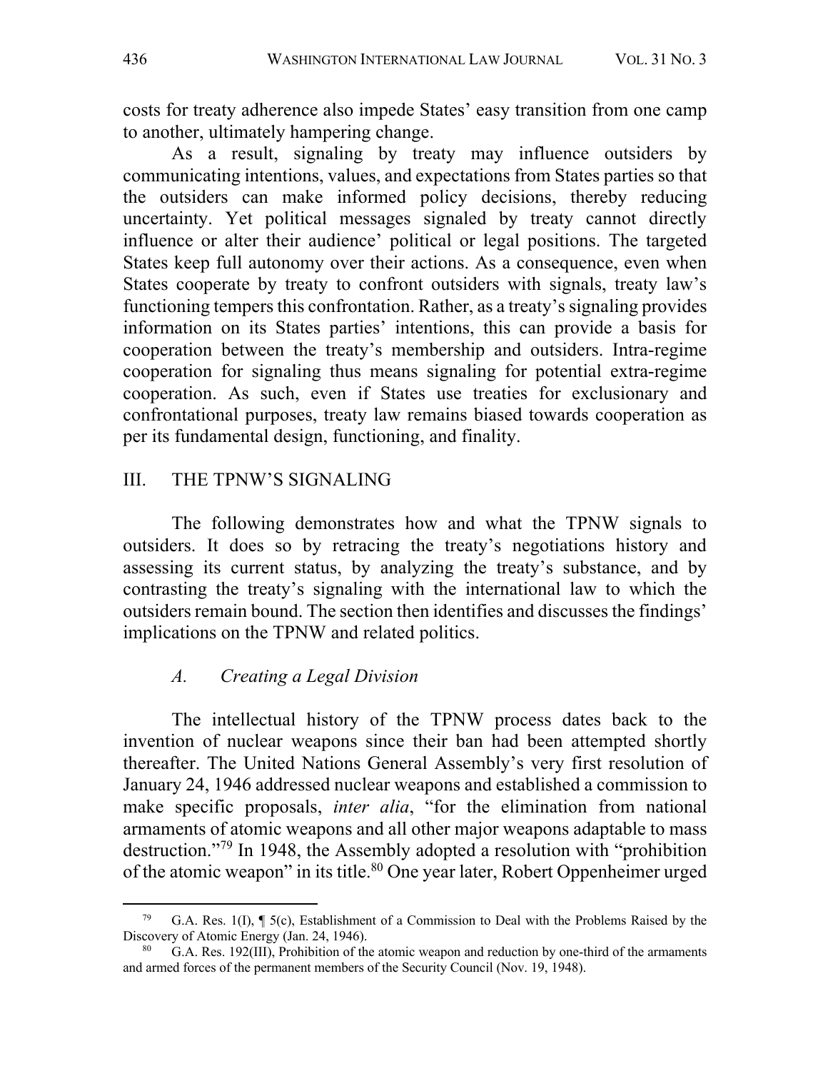costs for treaty adherence also impede States' easy transition from one camp to another, ultimately hampering change.

As a result, signaling by treaty may influence outsiders by communicating intentions, values, and expectations from States parties so that the outsiders can make informed policy decisions, thereby reducing uncertainty. Yet political messages signaled by treaty cannot directly influence or alter their audience' political or legal positions. The targeted States keep full autonomy over their actions. As a consequence, even when States cooperate by treaty to confront outsiders with signals, treaty law's functioning tempers this confrontation. Rather, as a treaty's signaling provides information on its States parties' intentions, this can provide a basis for cooperation between the treaty's membership and outsiders. Intra-regime cooperation for signaling thus means signaling for potential extra-regime cooperation. As such, even if States use treaties for exclusionary and confrontational purposes, treaty law remains biased towards cooperation as per its fundamental design, functioning, and finality.

## III. THE TPNW'S SIGNALING

The following demonstrates how and what the TPNW signals to outsiders. It does so by retracing the treaty's negotiations history and assessing its current status, by analyzing the treaty's substance, and by contrasting the treaty's signaling with the international law to which the outsiders remain bound. The section then identifies and discusses the findings' implications on the TPNW and related politics.

### *A. Creating a Legal Division*

The intellectual history of the TPNW process dates back to the invention of nuclear weapons since their ban had been attempted shortly thereafter. The United Nations General Assembly's very first resolution of January 24, 1946 addressed nuclear weapons and established a commission to make specific proposals, *inter alia*, "for the elimination from national armaments of atomic weapons and all other major weapons adaptable to mass destruction."[79] In 1948, the Assembly adopted a resolution with "prohibition of the atomic weapon" in its title.[80] One year later, Robert Oppenheimer urged

---

[79] G.A. Res. 1(I), ¶ 5(c), Establishment of a Commission to Deal with the Problems Raised by the Discovery of Atomic Energy (Jan. 24, 1946).

[80] G.A. Res. 192(III), Prohibition of the atomic weapon and reduction by one-third of the armaments and armed forces of the permanent members of the Security Council (Nov. 19, 1948).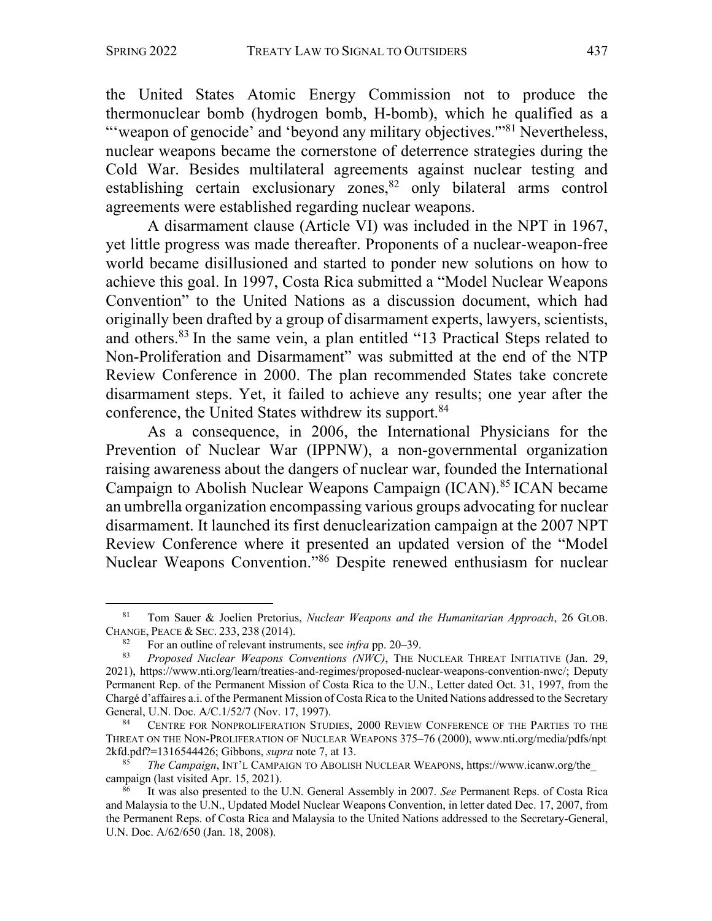the United States Atomic Energy Commission not to produce the thermonuclear bomb (hydrogen bomb, H-bomb), which he qualified as a "'weapon of genocide' and 'beyond any military objectives.'"[81] Nevertheless, nuclear weapons became the cornerstone of deterrence strategies during the Cold War. Besides multilateral agreements against nuclear testing and establishing certain exclusionary zones,[82] only bilateral arms control agreements were established regarding nuclear weapons.

A disarmament clause (Article VI) was included in the NPT in 1967, yet little progress was made thereafter. Proponents of a nuclear-weapon-free world became disillusioned and started to ponder new solutions on how to achieve this goal. In 1997, Costa Rica submitted a "Model Nuclear Weapons Convention" to the United Nations as a discussion document, which had originally been drafted by a group of disarmament experts, lawyers, scientists, and others.[83] In the same vein, a plan entitled "13 Practical Steps related to Non-Proliferation and Disarmament" was submitted at the end of the NTP Review Conference in 2000. The plan recommended States take concrete disarmament steps. Yet, it failed to achieve any results; one year after the conference, the United States withdrew its support.[84]

As a consequence, in 2006, the International Physicians for the Prevention of Nuclear War (IPPNW), a non-governmental organization raising awareness about the dangers of nuclear war, founded the International Campaign to Abolish Nuclear Weapons Campaign (ICAN).[85] ICAN became an umbrella organization encompassing various groups advocating for nuclear disarmament. It launched its first denuclearization campaign at the 2007 NPT Review Conference where it presented an updated version of the "Model Nuclear Weapons Convention."[86] Despite renewed enthusiasm for nuclear

---

[81] Tom Sauer & Joelien Pretorius, *Nuclear Weapons and the Humanitarian Approach*, 26 GLOB. CHANGE, PEACE & SEC. 233, 238 (2014).

[82] For an outline of relevant instruments, see *infra* pp. 20–39.

[83] *Proposed Nuclear Weapons Conventions (NWC)*, THE NUCLEAR THREAT INITIATIVE (Jan. 29, 2021), https://www.nti.org/learn/treaties-and-regimes/proposed-nuclear-weapons-convention-nwc/; Deputy Permanent Rep. of the Permanent Mission of Costa Rica to the U.N., Letter dated Oct. 31, 1997, from the Chargé d'affaires a.i. of the Permanent Mission of Costa Rica to the United Nations addressed to the Secretary General, U.N. Doc. A/C.1/52/7 (Nov. 17, 1997).

[84] CENTRE FOR NONPROLIFERATION STUDIES, 2000 REVIEW CONFERENCE OF THE PARTIES TO THE THREAT ON THE NON-PROLIFERATION OF NUCLEAR WEAPONS 375–76 (2000), www.nti.org/media/pdfs/npt2kfd.pdf?=1316544426; Gibbons, *supra* note 7, at 13.

[85] *The Campaign*, INT'L CAMPAIGN TO ABOLISH NUCLEAR WEAPONS, https://www.icanw.org/the_campaign (last visited Apr. 15, 2021).

[86] It was also presented to the U.N. General Assembly in 2007. *See* Permanent Reps. of Costa Rica and Malaysia to the U.N., Updated Model Nuclear Weapons Convention, in letter dated Dec. 17, 2007, from the Permanent Reps. of Costa Rica and Malaysia to the United Nations addressed to the Secretary-General, U.N. Doc. A/62/650 (Jan. 18, 2008).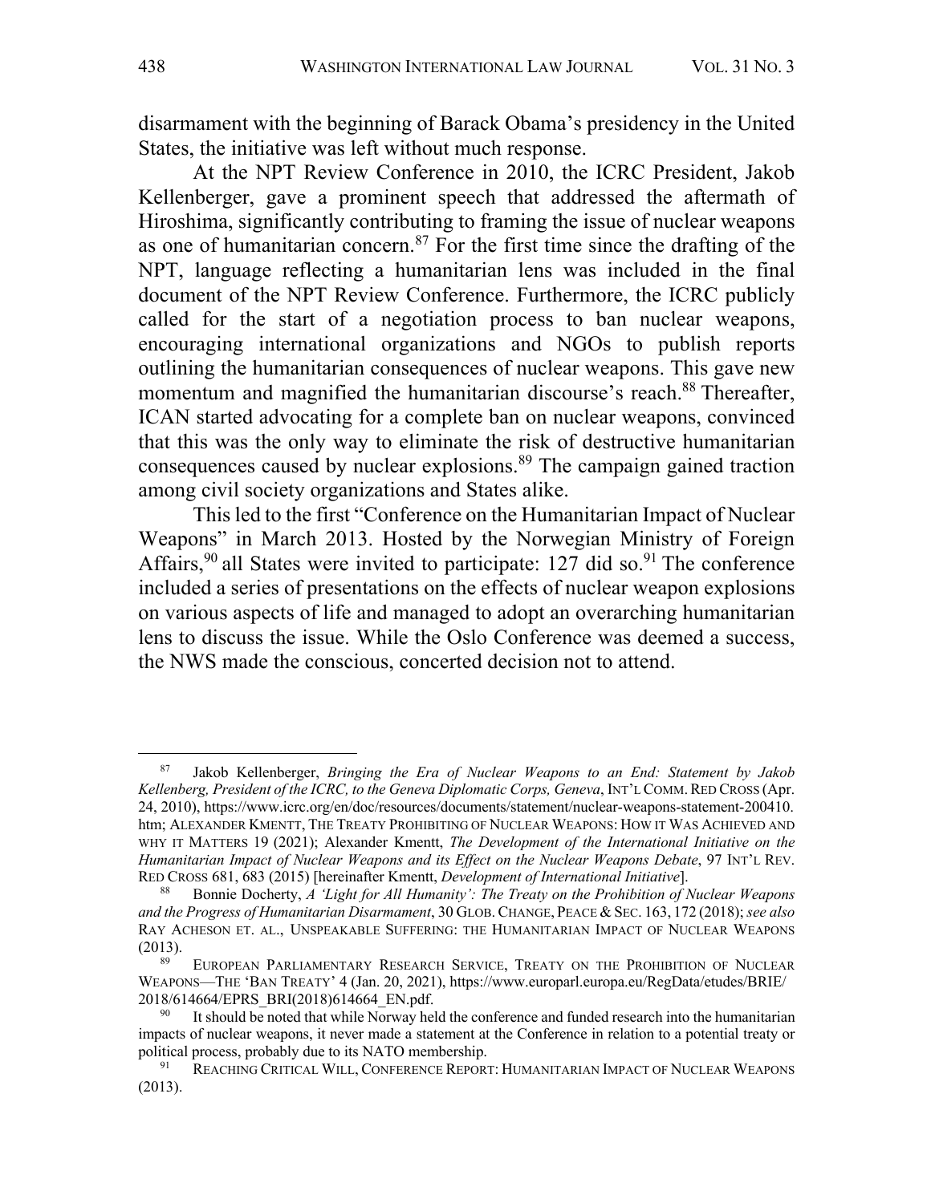disarmament with the beginning of Barack Obama's presidency in the United States, the initiative was left without much response.

At the NPT Review Conference in 2010, the ICRC President, Jakob Kellenberger, gave a prominent speech that addressed the aftermath of Hiroshima, significantly contributing to framing the issue of nuclear weapons as one of humanitarian concern.[87] For the first time since the drafting of the NPT, language reflecting a humanitarian lens was included in the final document of the NPT Review Conference. Furthermore, the ICRC publicly called for the start of a negotiation process to ban nuclear weapons, encouraging international organizations and NGOs to publish reports outlining the humanitarian consequences of nuclear weapons. This gave new momentum and magnified the humanitarian discourse's reach.[88] Thereafter, ICAN started advocating for a complete ban on nuclear weapons, convinced that this was the only way to eliminate the risk of destructive humanitarian consequences caused by nuclear explosions.[89] The campaign gained traction among civil society organizations and States alike.

This led to the first "Conference on the Humanitarian Impact of Nuclear Weapons" in March 2013. Hosted by the Norwegian Ministry of Foreign Affairs,[90] all States were invited to participate: 127 did so.[91] The conference included a series of presentations on the effects of nuclear weapon explosions on various aspects of life and managed to adopt an overarching humanitarian lens to discuss the issue. While the Oslo Conference was deemed a success, the NWS made the conscious, concerted decision not to attend.

---

[87] Jakob Kellenberger, *Bringing the Era of Nuclear Weapons to an End: Statement by Jakob Kellenberg, President of the ICRC, to the Geneva Diplomatic Corps, Geneva*, INT'L COMM. RED CROSS (Apr. 24, 2010), https://www.icrc.org/en/doc/resources/documents/statement/nuclear-weapons-statement-200410.htm; ALEXANDER KMENTT, THE TREATY PROHIBITING OF NUCLEAR WEAPONS: HOW IT WAS ACHIEVED AND WHY IT MATTERS 19 (2021); Alexander Kmentt, *The Development of the International Initiative on the Humanitarian Impact of Nuclear Weapons and its Effect on the Nuclear Weapons Debate*, 97 INT'L REV. RED CROSS 681, 683 (2015) [hereinafter Kmentt, *Development of International Initiative*].

[88] Bonnie Docherty, *A 'Light for All Humanity': The Treaty on the Prohibition of Nuclear Weapons and the Progress of Humanitarian Disarmament*, 30 GLOB. CHANGE, PEACE & SEC. 163, 172 (2018); *see also* RAY ACHESON ET. AL., UNSPEAKABLE SUFFERING: THE HUMANITARIAN IMPACT OF NUCLEAR WEAPONS (2013).

[89] EUROPEAN PARLIAMENTARY RESEARCH SERVICE, TREATY ON THE PROHIBITION OF NUCLEAR WEAPONS—THE 'BAN TREATY' 4 (Jan. 20, 2021), https://www.europarl.europa.eu/RegData/etudes/BRIE/2018/614664/EPRS_BRI(2018)614664_EN.pdf.

[90] It should be noted that while Norway held the conference and funded research into the humanitarian impacts of nuclear weapons, it never made a statement at the Conference in relation to a potential treaty or political process, probably due to its NATO membership.

[91] REACHING CRITICAL WILL, CONFERENCE REPORT: HUMANITARIAN IMPACT OF NUCLEAR WEAPONS (2013).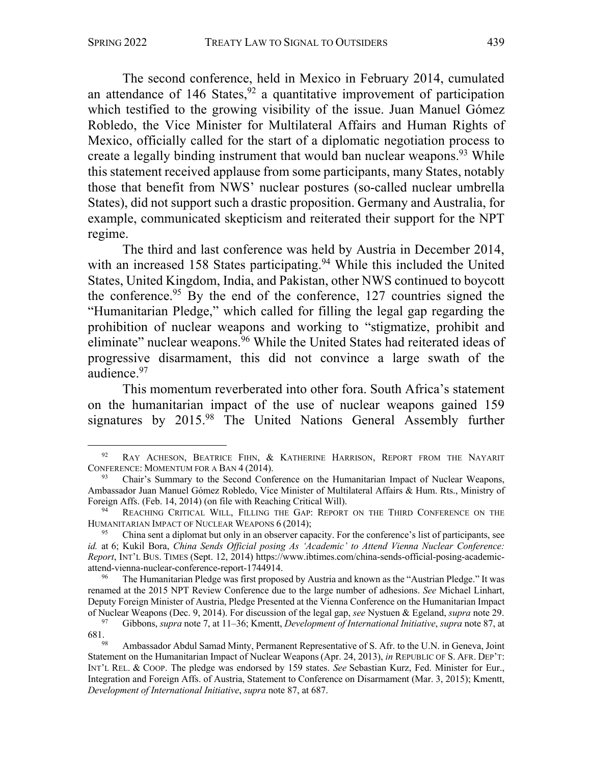The second conference, held in Mexico in February 2014, cumulated an attendance of 146 States,[92] a quantitative improvement of participation which testified to the growing visibility of the issue. Juan Manuel Gómez Robledo, the Vice Minister for Multilateral Affairs and Human Rights of Mexico, officially called for the start of a diplomatic negotiation process to create a legally binding instrument that would ban nuclear weapons.[93] While this statement received applause from some participants, many States, notably those that benefit from NWS' nuclear postures (so-called nuclear umbrella States), did not support such a drastic proposition. Germany and Australia, for example, communicated skepticism and reiterated their support for the NPT regime.

The third and last conference was held by Austria in December 2014, with an increased 158 States participating.[94] While this included the United States, United Kingdom, India, and Pakistan, other NWS continued to boycott the conference.[95] By the end of the conference, 127 countries signed the "Humanitarian Pledge," which called for filling the legal gap regarding the prohibition of nuclear weapons and working to "stigmatize, prohibit and eliminate" nuclear weapons.[96] While the United States had reiterated ideas of progressive disarmament, this did not convince a large swath of the audience.[97]

This momentum reverberated into other fora. South Africa's statement on the humanitarian impact of the use of nuclear weapons gained 159 signatures by 2015.[98] The United Nations General Assembly further

---

[92] RAY ACHESON, BEATRICE FIHN, & KATHERINE HARRISON, REPORT FROM THE NAYARIT CONFERENCE: MOMENTUM FOR A BAN 4 (2014).

[93] Chair's Summary to the Second Conference on the Humanitarian Impact of Nuclear Weapons, Ambassador Juan Manuel Gómez Robledo, Vice Minister of Multilateral Affairs & Hum. Rts., Ministry of Foreign Affs. (Feb. 14, 2014) (on file with Reaching Critical Will).

[94] REACHING CRITICAL WILL, FILLING THE GAP: REPORT ON THE THIRD CONFERENCE ON THE HUMANITARIAN IMPACT OF NUCLEAR WEAPONS 6 (2014);

[95] China sent a diplomat but only in an observer capacity. For the conference's list of participants, see *id.* at 6; Kukil Bora, *China Sends Official posing As 'Academic' to Attend Vienna Nuclear Conference: Report*, INT'L BUS. TIMES (Sept. 12, 2014) https://www.ibtimes.com/china-sends-official-posing-academic-attend-vienna-nuclear-conference-report-1744914.

[96] The Humanitarian Pledge was first proposed by Austria and known as the "Austrian Pledge." It was renamed at the 2015 NPT Review Conference due to the large number of adhesions. *See* Michael Linhart, Deputy Foreign Minister of Austria, Pledge Presented at the Vienna Conference on the Humanitarian Impact of Nuclear Weapons (Dec. 9, 2014). For discussion of the legal gap, *see* Nystuen & Egeland, *supra* note 29.

[97] Gibbons, *supra* note 7, at 11–36; Kmentt, *Development of International Initiative*, *supra* note 87, at 681.

[98] Ambassador Abdul Samad Minty, Permanent Representative of S. Afr. to the U.N. in Geneva, Joint Statement on the Humanitarian Impact of Nuclear Weapons (Apr. 24, 2013), *in* REPUBLIC OF S. AFR. DEP'T: INT'L REL. & COOP. The pledge was endorsed by 159 states. *See* Sebastian Kurz, Fed. Minister for Eur., Integration and Foreign Affs. of Austria, Statement to Conference on Disarmament (Mar. 3, 2015); Kmentt, *Development of International Initiative*, *supra* note 87, at 687.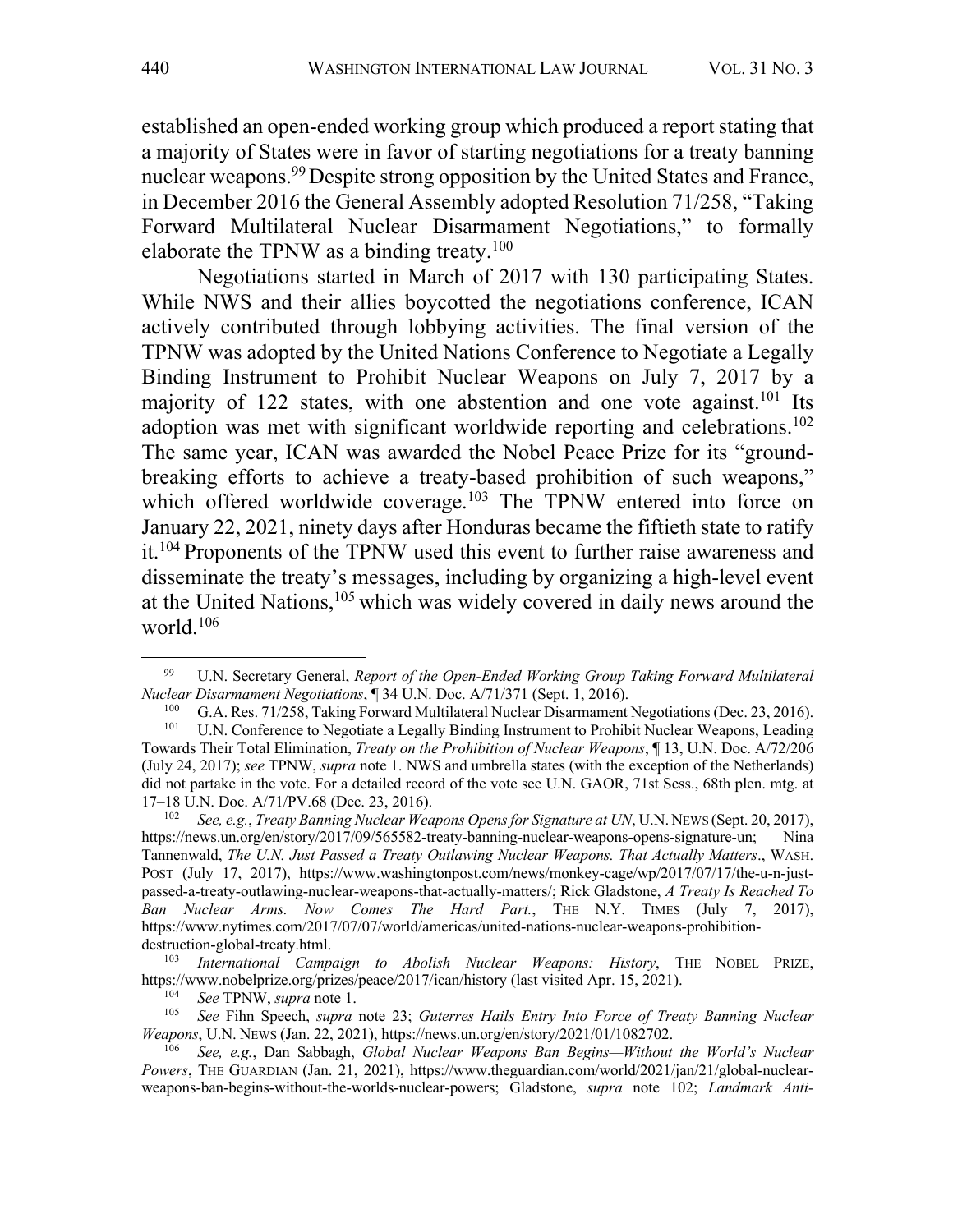established an open-ended working group which produced a report stating that a majority of States were in favor of starting negotiations for a treaty banning nuclear weapons.[99] Despite strong opposition by the United States and France, in December 2016 the General Assembly adopted Resolution 71/258, "Taking Forward Multilateral Nuclear Disarmament Negotiations," to formally elaborate the TPNW as a binding treaty.[100]

Negotiations started in March of 2017 with 130 participating States. While NWS and their allies boycotted the negotiations conference, ICAN actively contributed through lobbying activities. The final version of the TPNW was adopted by the United Nations Conference to Negotiate a Legally Binding Instrument to Prohibit Nuclear Weapons on July 7, 2017 by a majority of 122 states, with one abstention and one vote against.[101] Its adoption was met with significant worldwide reporting and celebrations.[102] The same year, ICAN was awarded the Nobel Peace Prize for its "ground-breaking efforts to achieve a treaty-based prohibition of such weapons," which offered worldwide coverage.[103] The TPNW entered into force on January 22, 2021, ninety days after Honduras became the fiftieth state to ratify it.[104] Proponents of the TPNW used this event to further raise awareness and disseminate the treaty's messages, including by organizing a high-level event at the United Nations,[105] which was widely covered in daily news around the world.[106]

---

[99] U.N. Secretary General, *Report of the Open-Ended Working Group Taking Forward Multilateral Nuclear Disarmament Negotiations*, ¶ 34 U.N. Doc. A/71/371 (Sept. 1, 2016).

[100] G.A. Res. 71/258, Taking Forward Multilateral Nuclear Disarmament Negotiations (Dec. 23, 2016).

[101] U.N. Conference to Negotiate a Legally Binding Instrument to Prohibit Nuclear Weapons, Leading Towards Their Total Elimination, *Treaty on the Prohibition of Nuclear Weapons*, ¶ 13, U.N. Doc. A/72/206 (July 24, 2017); *see* TPNW, *supra* note 1. NWS and umbrella states (with the exception of the Netherlands) did not partake in the vote. For a detailed record of the vote see U.N. GAOR, 71st Sess., 68th plen. mtg. at 17–18 U.N. Doc. A/71/PV.68 (Dec. 23, 2016).

[102] *See, e.g.*, *Treaty Banning Nuclear Weapons Opens for Signature at UN*, U.N. NEWS (Sept. 20, 2017), https://news.un.org/en/story/2017/09/565582-treaty-banning-nuclear-weapons-opens-signature-un; Nina Tannenwald, *The U.N. Just Passed a Treaty Outlawing Nuclear Weapons. That Actually Matters.*, WASH. POST (July 17, 2017), https://www.washingtonpost.com/news/monkey-cage/wp/2017/07/17/the-u-n-just-passed-a-treaty-outlawing-nuclear-weapons-that-actually-matters/; Rick Gladstone, *A Treaty Is Reached To Ban Nuclear Arms. Now Comes The Hard Part.*, THE N.Y. TIMES (July 7, 2017), https://www.nytimes.com/2017/07/07/world/americas/united-nations-nuclear-weapons-prohibition-destruction-global-treaty.html.

[103] *International Campaign to Abolish Nuclear Weapons: History*, THE NOBEL PRIZE, https://www.nobelprize.org/prizes/peace/2017/ican/history (last visited Apr. 15, 2021).

[104] *See* TPNW, *supra* note 1.

[105] *See* Fihn Speech, *supra* note 23; *Guterres Hails Entry Into Force of Treaty Banning Nuclear Weapons*, U.N. NEWS (Jan. 22, 2021), https://news.un.org/en/story/2021/01/1082702.

[106] *See, e.g.*, Dan Sabbagh, *Global Nuclear Weapons Ban Begins—Without the World's Nuclear Powers*, THE GUARDIAN (Jan. 21, 2021), https://www.theguardian.com/world/2021/jan/21/global-nuclear-weapons-ban-begins-without-the-worlds-nuclear-powers; Gladstone, *supra* note 102; *Landmark Anti-*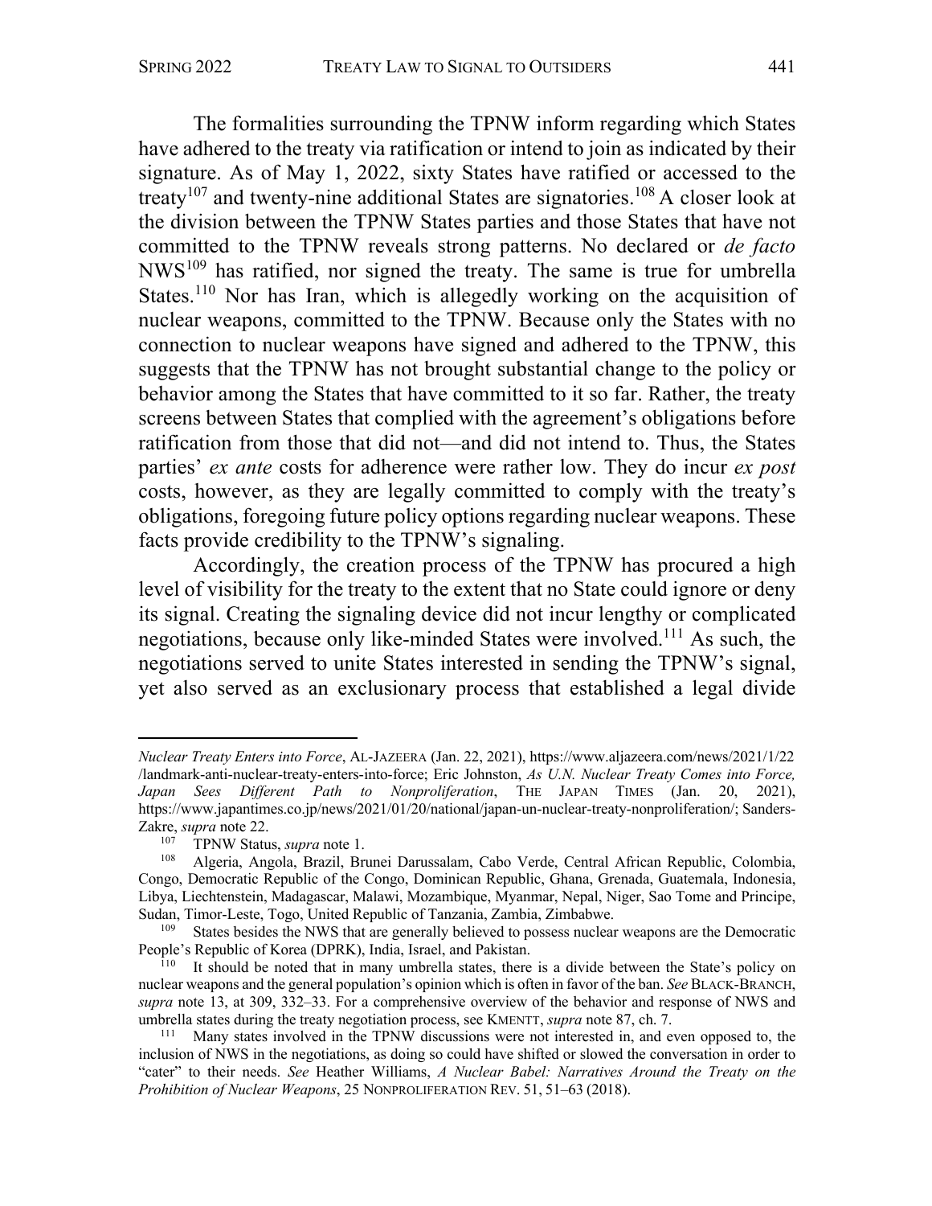The formalities surrounding the TPNW inform regarding which States have adhered to the treaty via ratification or intend to join as indicated by their signature. As of May 1, 2022, sixty States have ratified or accessed to the treaty[107] and twenty-nine additional States are signatories.[108] A closer look at the division between the TPNW States parties and those States that have not committed to the TPNW reveals strong patterns. No declared or *de facto* NWS[109] has ratified, nor signed the treaty. The same is true for umbrella States.[110] Nor has Iran, which is allegedly working on the acquisition of nuclear weapons, committed to the TPNW. Because only the States with no connection to nuclear weapons have signed and adhered to the TPNW, this suggests that the TPNW has not brought substantial change to the policy or behavior among the States that have committed to it so far. Rather, the treaty screens between States that complied with the agreement's obligations before ratification from those that did not—and did not intend to. Thus, the States parties' *ex ante* costs for adherence were rather low. They do incur *ex post* costs, however, as they are legally committed to comply with the treaty's obligations, foregoing future policy options regarding nuclear weapons. These facts provide credibility to the TPNW's signaling.

Accordingly, the creation process of the TPNW has procured a high level of visibility for the treaty to the extent that no State could ignore or deny its signal. Creating the signaling device did not incur lengthy or complicated negotiations, because only like-minded States were involved.[111] As such, the negotiations served to unite States interested in sending the TPNW's signal, yet also served as an exclusionary process that established a legal divide

---

*Nuclear Treaty Enters into Force*, AL-JAZEERA (Jan. 22, 2021), https://www.aljazeera.com/news/2021/1/22/landmark-anti-nuclear-treaty-enters-into-force; Eric Johnston, *As U.N. Nuclear Treaty Comes into Force, Japan Sees Different Path to Nonproliferation*, THE JAPAN TIMES (Jan. 20, 2021), https://www.japantimes.co.jp/news/2021/01/20/national/japan-un-nuclear-treaty-nonproliferation/; Sanders-Zakre, *supra* note 22.

[107] TPNW Status, *supra* note 1.

[108] Algeria, Angola, Brazil, Brunei Darussalam, Cabo Verde, Central African Republic, Colombia, Congo, Democratic Republic of the Congo, Dominican Republic, Ghana, Grenada, Guatemala, Indonesia, Libya, Liechtenstein, Madagascar, Malawi, Mozambique, Myanmar, Nepal, Niger, Sao Tome and Principe, Sudan, Timor-Leste, Togo, United Republic of Tanzania, Zambia, Zimbabwe.

[109] States besides the NWS that are generally believed to possess nuclear weapons are the Democratic People's Republic of Korea (DPRK), India, Israel, and Pakistan.

[110] It should be noted that in many umbrella states, there is a divide between the State's policy on nuclear weapons and the general population's opinion which is often in favor of the ban. *See* BLACK-BRANCH, *supra* note 13, at 309, 332–33. For a comprehensive overview of the behavior and response of NWS and umbrella states during the treaty negotiation process, see KMENTT, *supra* note 87, ch. 7.

[111] Many states involved in the TPNW discussions were not interested in, and even opposed to, the inclusion of NWS in the negotiations, as doing so could have shifted or slowed the conversation in order to "cater" to their needs. *See* Heather Williams, *A Nuclear Babel: Narratives Around the Treaty on the Prohibition of Nuclear Weapons*, 25 NONPROLIFERATION REV. 51, 51–63 (2018).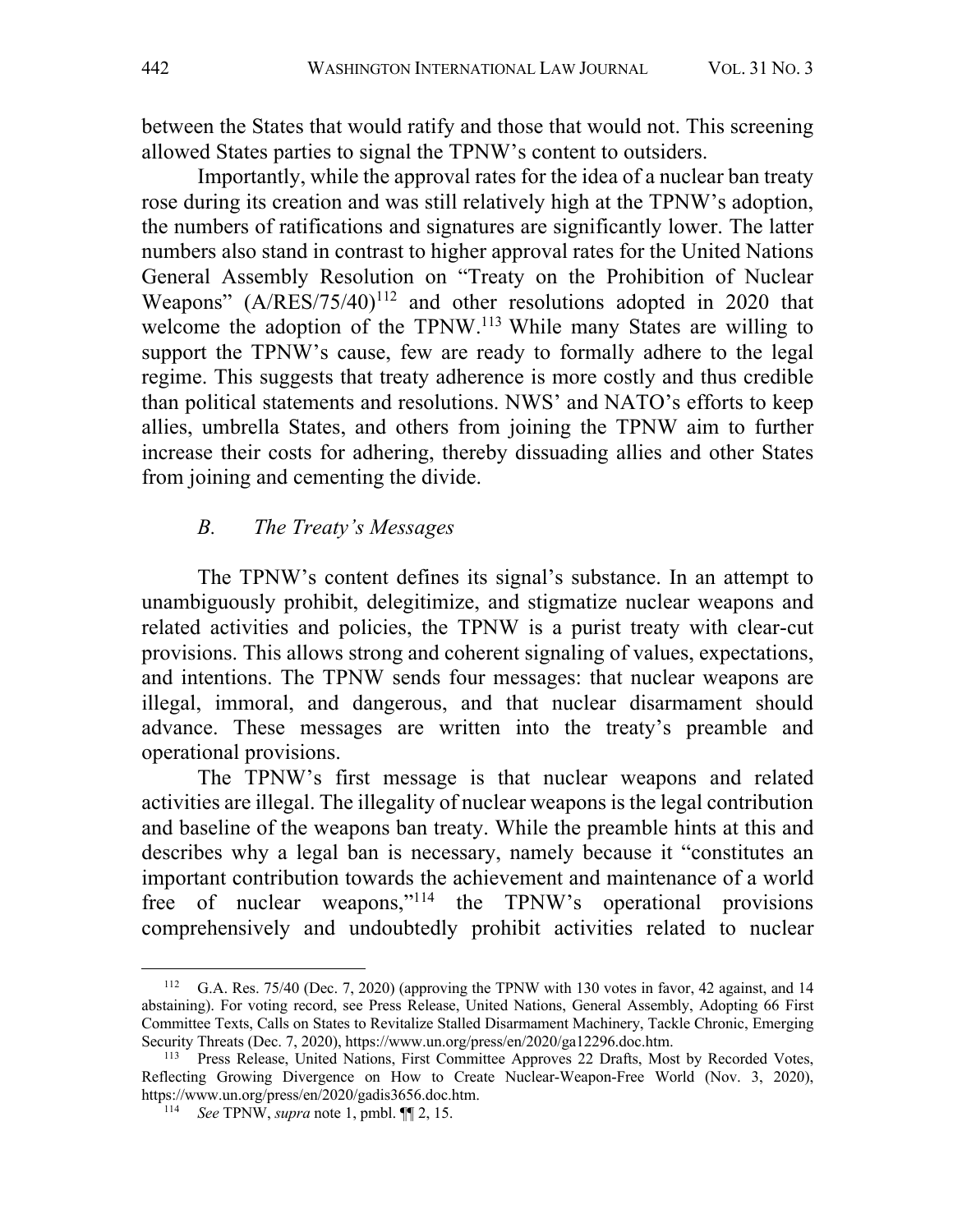between the States that would ratify and those that would not. This screening allowed States parties to signal the TPNW's content to outsiders.

Importantly, while the approval rates for the idea of a nuclear ban treaty rose during its creation and was still relatively high at the TPNW's adoption, the numbers of ratifications and signatures are significantly lower. The latter numbers also stand in contrast to higher approval rates for the United Nations General Assembly Resolution on "Treaty on the Prohibition of Nuclear Weapons" (A/RES/75/40)[112] and other resolutions adopted in 2020 that welcome the adoption of the TPNW.[113] While many States are willing to support the TPNW's cause, few are ready to formally adhere to the legal regime. This suggests that treaty adherence is more costly and thus credible than political statements and resolutions. NWS' and NATO's efforts to keep allies, umbrella States, and others from joining the TPNW aim to further increase their costs for adhering, thereby dissuading allies and other States from joining and cementing the divide.

### *B. The Treaty's Messages*

The TPNW's content defines its signal's substance. In an attempt to unambiguously prohibit, delegitimize, and stigmatize nuclear weapons and related activities and policies, the TPNW is a purist treaty with clear-cut provisions. This allows strong and coherent signaling of values, expectations, and intentions. The TPNW sends four messages: that nuclear weapons are illegal, immoral, and dangerous, and that nuclear disarmament should advance. These messages are written into the treaty's preamble and operational provisions.

The TPNW's first message is that nuclear weapons and related activities are illegal. The illegality of nuclear weapons is the legal contribution and baseline of the weapons ban treaty. While the preamble hints at this and describes why a legal ban is necessary, namely because it "constitutes an important contribution towards the achievement and maintenance of a world free of nuclear weapons,"[114] the TPNW's operational provisions comprehensively and undoubtedly prohibit activities related to nuclear

---

[112] G.A. Res. 75/40 (Dec. 7, 2020) (approving the TPNW with 130 votes in favor, 42 against, and 14 abstaining). For voting record, see Press Release, United Nations, General Assembly, Adopting 66 First Committee Texts, Calls on States to Revitalize Stalled Disarmament Machinery, Tackle Chronic, Emerging Security Threats (Dec. 7, 2020), https://www.un.org/press/en/2020/ga12296.doc.htm.

[113] Press Release, United Nations, First Committee Approves 22 Drafts, Most by Recorded Votes, Reflecting Growing Divergence on How to Create Nuclear-Weapon-Free World (Nov. 3, 2020), https://www.un.org/press/en/2020/gadis3656.doc.htm.

[114] *See* TPNW, *supra* note 1, pmbl. ¶¶ 2, 15.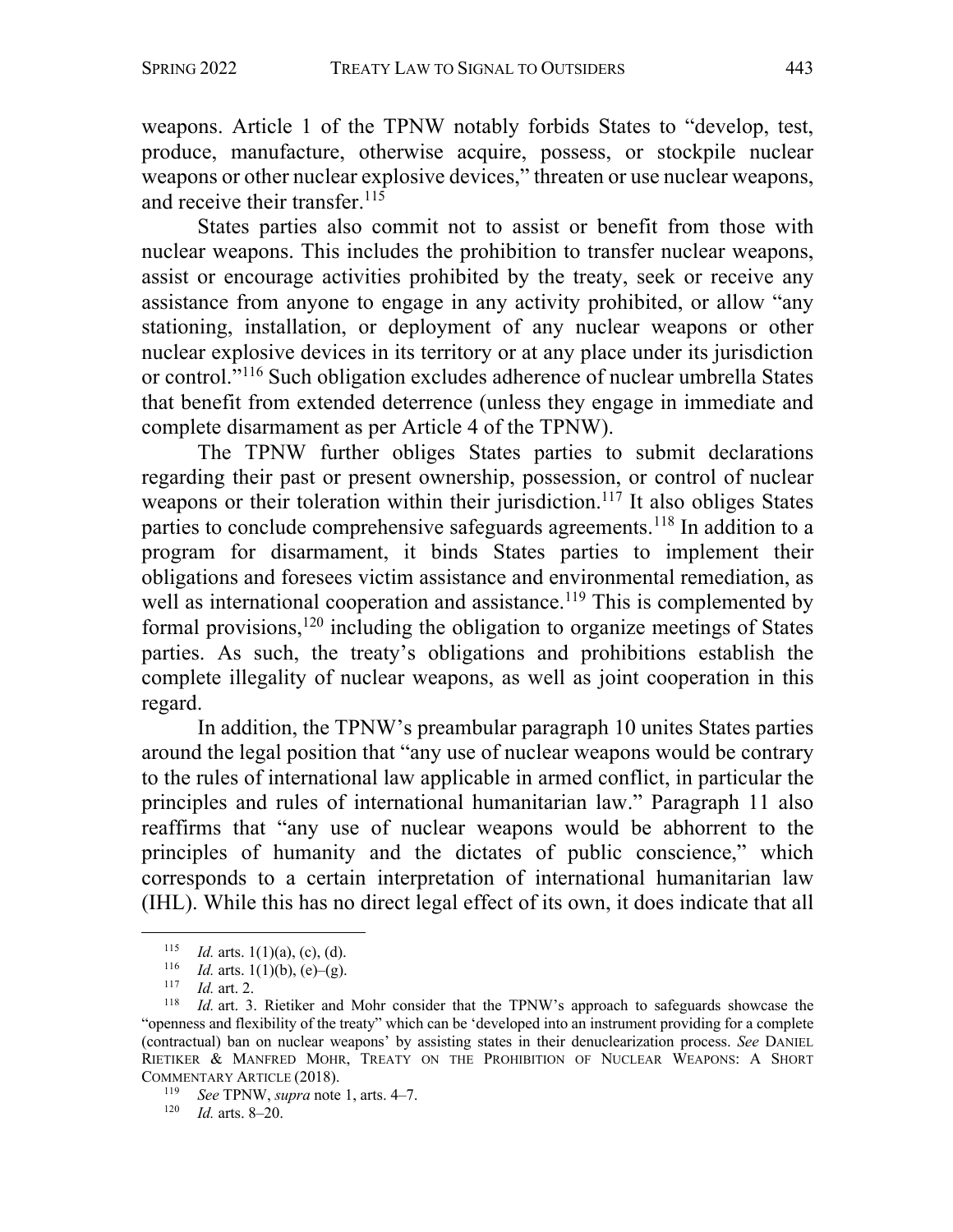weapons. Article 1 of the TPNW notably forbids States to "develop, test, produce, manufacture, otherwise acquire, possess, or stockpile nuclear weapons or other nuclear explosive devices," threaten or use nuclear weapons, and receive their transfer.[115]

States parties also commit not to assist or benefit from those with nuclear weapons. This includes the prohibition to transfer nuclear weapons, assist or encourage activities prohibited by the treaty, seek or receive any assistance from anyone to engage in any activity prohibited, or allow "any stationing, installation, or deployment of any nuclear weapons or other nuclear explosive devices in its territory or at any place under its jurisdiction or control."[116] Such obligation excludes adherence of nuclear umbrella States that benefit from extended deterrence (unless they engage in immediate and complete disarmament as per Article 4 of the TPNW).

The TPNW further obliges States parties to submit declarations regarding their past or present ownership, possession, or control of nuclear weapons or their toleration within their jurisdiction.[117] It also obliges States parties to conclude comprehensive safeguards agreements.[118] In addition to a program for disarmament, it binds States parties to implement their obligations and foresees victim assistance and environmental remediation, as well as international cooperation and assistance.[119] This is complemented by formal provisions,[120] including the obligation to organize meetings of States parties. As such, the treaty's obligations and prohibitions establish the complete illegality of nuclear weapons, as well as joint cooperation in this regard.

In addition, the TPNW's preambular paragraph 10 unites States parties around the legal position that "any use of nuclear weapons would be contrary to the rules of international law applicable in armed conflict, in particular the principles and rules of international humanitarian law." Paragraph 11 also reaffirms that "any use of nuclear weapons would be abhorrent to the principles of humanity and the dictates of public conscience," which corresponds to a certain interpretation of international humanitarian law (IHL). While this has no direct legal effect of its own, it does indicate that all

---

[115] *Id.* arts. 1(1)(a), (c), (d).

[116] *Id.* arts. 1(1)(b), (e)–(g).

[117] *Id.* art. 2.

[118] *Id.* art. 3. Rietiker and Mohr consider that the TPNW's approach to safeguards showcase the "openness and flexibility of the treaty" which can be 'developed into an instrument providing for a complete (contractual) ban on nuclear weapons' by assisting states in their denuclearization process. *See* DANIEL RIETIKER & MANFRED MOHR, TREATY ON THE PROHIBITION OF NUCLEAR WEAPONS: A SHORT COMMENTARY ARTICLE (2018).

[119] *See* TPNW, *supra* note 1, arts. 4–7.

[120] *Id.* arts. 8–20.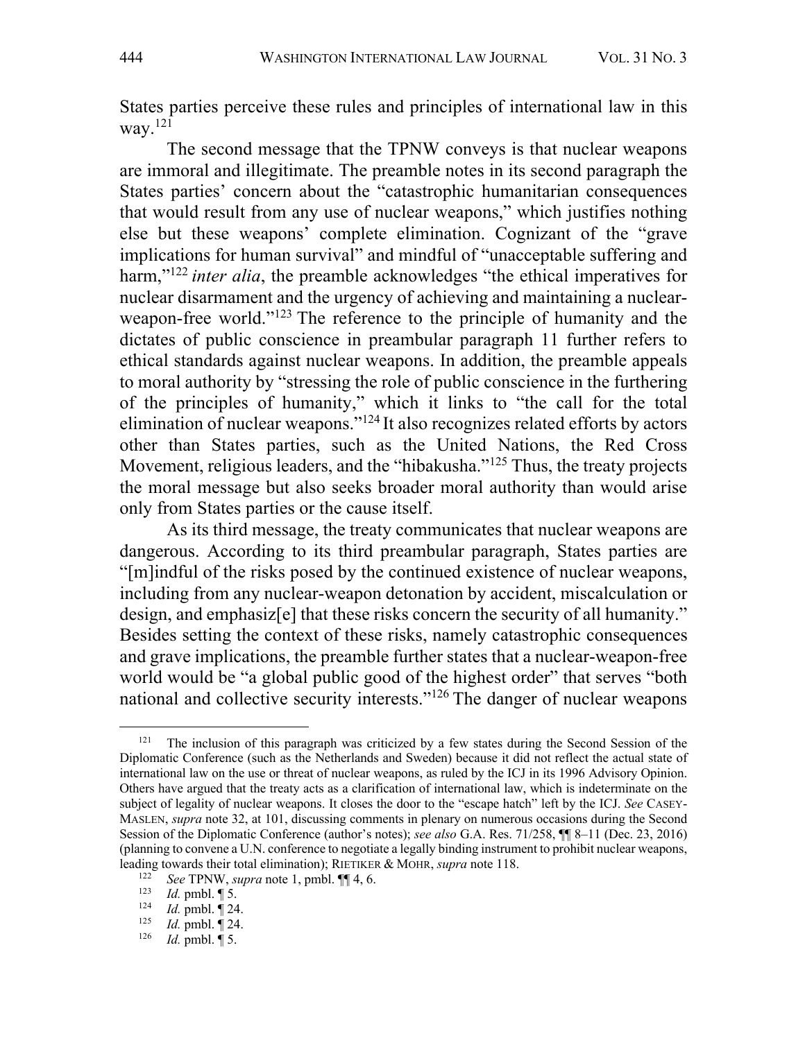States parties perceive these rules and principles of international law in this way.[121]

The second message that the TPNW conveys is that nuclear weapons are immoral and illegitimate. The preamble notes in its second paragraph the States parties' concern about the "catastrophic humanitarian consequences that would result from any use of nuclear weapons," which justifies nothing else but these weapons' complete elimination. Cognizant of the "grave implications for human survival" and mindful of "unacceptable suffering and harm,"[122] *inter alia*, the preamble acknowledges "the ethical imperatives for nuclear disarmament and the urgency of achieving and maintaining a nuclear-weapon-free world."[123] The reference to the principle of humanity and the dictates of public conscience in preambular paragraph 11 further refers to ethical standards against nuclear weapons. In addition, the preamble appeals to moral authority by "stressing the role of public conscience in the furthering of the principles of humanity," which it links to "the call for the total elimination of nuclear weapons."[124] It also recognizes related efforts by actors other than States parties, such as the United Nations, the Red Cross Movement, religious leaders, and the "hibakusha."[125] Thus, the treaty projects the moral message but also seeks broader moral authority than would arise only from States parties or the cause itself.

As its third message, the treaty communicates that nuclear weapons are dangerous. According to its third preambular paragraph, States parties are "[m]indful of the risks posed by the continued existence of nuclear weapons, including from any nuclear-weapon detonation by accident, miscalculation or design, and emphasiz[e] that these risks concern the security of all humanity." Besides setting the context of these risks, namely catastrophic consequences and grave implications, the preamble further states that a nuclear-weapon-free world would be "a global public good of the highest order" that serves "both national and collective security interests."[126] The danger of nuclear weapons

---

[121] The inclusion of this paragraph was criticized by a few states during the Second Session of the Diplomatic Conference (such as the Netherlands and Sweden) because it did not reflect the actual state of international law on the use or threat of nuclear weapons, as ruled by the ICJ in its 1996 Advisory Opinion. Others have argued that the treaty acts as a clarification of international law, which is indeterminate on the subject of legality of nuclear weapons. It closes the door to the "escape hatch" left by the ICJ. *See* CASEY-MASLEN, *supra* note 32, at 101, discussing comments in plenary on numerous occasions during the Second Session of the Diplomatic Conference (author's notes); *see also* G.A. Res. 71/258, ¶¶ 8–11 (Dec. 23, 2016) (planning to convene a U.N. conference to negotiate a legally binding instrument to prohibit nuclear weapons, leading towards their total elimination); RIETIKER & MOHR, *supra* note 118.

[122] *See* TPNW, *supra* note 1, pmbl. ¶¶ 4, 6.

[123] *Id.* pmbl. ¶ 5.

[124] *Id.* pmbl. ¶ 24.

[125] *Id.* pmbl. ¶ 24.

[126] *Id.* pmbl. ¶ 5.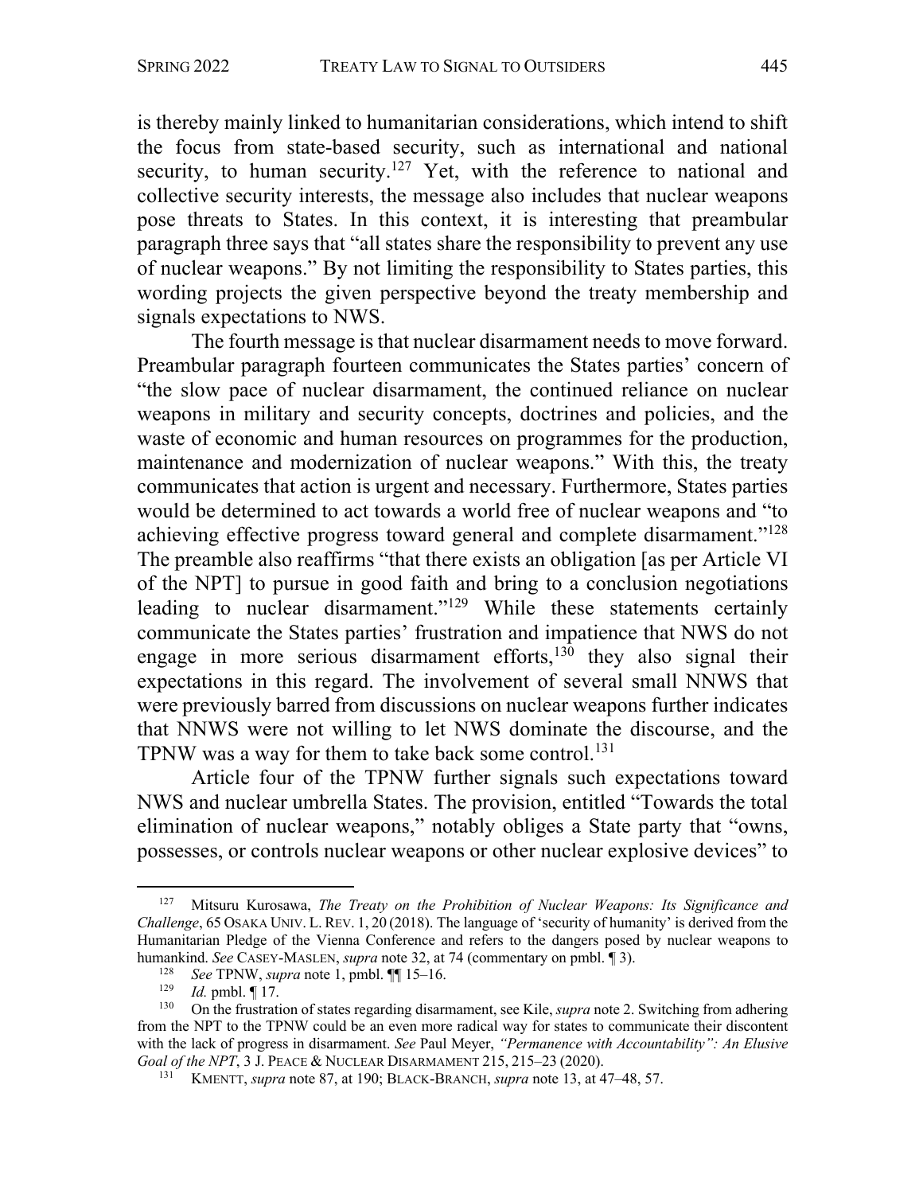is thereby mainly linked to humanitarian considerations, which intend to shift the focus from state-based security, such as international and national security, to human security.[127] Yet, with the reference to national and collective security interests, the message also includes that nuclear weapons pose threats to States. In this context, it is interesting that preambular paragraph three says that "all states share the responsibility to prevent any use of nuclear weapons." By not limiting the responsibility to States parties, this wording projects the given perspective beyond the treaty membership and signals expectations to NWS.

The fourth message is that nuclear disarmament needs to move forward. Preambular paragraph fourteen communicates the States parties' concern of "the slow pace of nuclear disarmament, the continued reliance on nuclear weapons in military and security concepts, doctrines and policies, and the waste of economic and human resources on programmes for the production, maintenance and modernization of nuclear weapons." With this, the treaty communicates that action is urgent and necessary. Furthermore, States parties would be determined to act towards a world free of nuclear weapons and "to achieving effective progress toward general and complete disarmament."[128] The preamble also reaffirms "that there exists an obligation [as per Article VI of the NPT] to pursue in good faith and bring to a conclusion negotiations leading to nuclear disarmament."[129] While these statements certainly communicate the States parties' frustration and impatience that NWS do not engage in more serious disarmament efforts,[130] they also signal their expectations in this regard. The involvement of several small NNWS that were previously barred from discussions on nuclear weapons further indicates that NNWS were not willing to let NWS dominate the discourse, and the TPNW was a way for them to take back some control.[131]

Article four of the TPNW further signals such expectations toward NWS and nuclear umbrella States. The provision, entitled "Towards the total elimination of nuclear weapons," notably obliges a State party that "owns, possesses, or controls nuclear weapons or other nuclear explosive devices" to

---

[127] Mitsuru Kurosawa, *The Treaty on the Prohibition of Nuclear Weapons: Its Significance and Challenge*, 65 OSAKA UNIV. L. REV. 1, 20 (2018). The language of 'security of humanity' is derived from the Humanitarian Pledge of the Vienna Conference and refers to the dangers posed by nuclear weapons to humankind. *See* CASEY-MASLEN, *supra* note 32, at 74 (commentary on pmbl. ¶ 3).

[128] *See* TPNW, *supra* note 1, pmbl. ¶¶ 15–16.

[129] *Id.* pmbl. ¶ 17.

[130] On the frustration of states regarding disarmament, see Kile, *supra* note 2. Switching from adhering from the NPT to the TPNW could be an even more radical way for states to communicate their discontent with the lack of progress in disarmament. *See* Paul Meyer, *"Permanence with Accountability": An Elusive Goal of the NPT*, 3 J. PEACE & NUCLEAR DISARMAMENT 215, 215–23 (2020).

[131] KMENTT, *supra* note 87, at 190; BLACK-BRANCH, *supra* note 13, at 47–48, 57.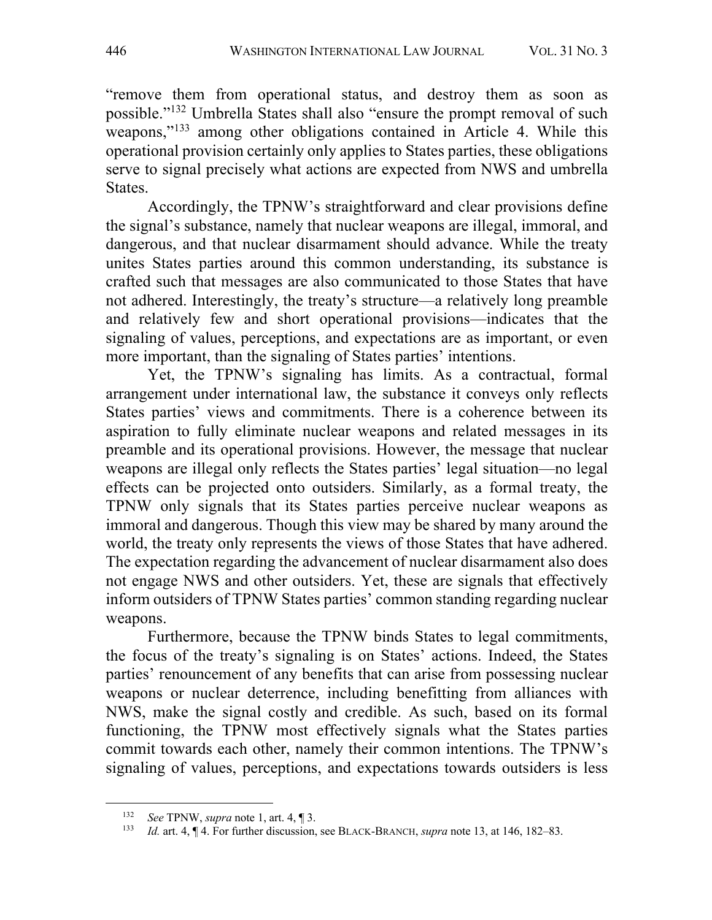"remove them from operational status, and destroy them as soon as possible."[132] Umbrella States shall also "ensure the prompt removal of such weapons,"[133] among other obligations contained in Article 4. While this operational provision certainly only applies to States parties, these obligations serve to signal precisely what actions are expected from NWS and umbrella States.

Accordingly, the TPNW's straightforward and clear provisions define the signal's substance, namely that nuclear weapons are illegal, immoral, and dangerous, and that nuclear disarmament should advance. While the treaty unites States parties around this common understanding, its substance is crafted such that messages are also communicated to those States that have not adhered. Interestingly, the treaty's structure—a relatively long preamble and relatively few and short operational provisions—indicates that the signaling of values, perceptions, and expectations are as important, or even more important, than the signaling of States parties' intentions.

Yet, the TPNW's signaling has limits. As a contractual, formal arrangement under international law, the substance it conveys only reflects States parties' views and commitments. There is a coherence between its aspiration to fully eliminate nuclear weapons and related messages in its preamble and its operational provisions. However, the message that nuclear weapons are illegal only reflects the States parties' legal situation—no legal effects can be projected onto outsiders. Similarly, as a formal treaty, the TPNW only signals that its States parties perceive nuclear weapons as immoral and dangerous. Though this view may be shared by many around the world, the treaty only represents the views of those States that have adhered. The expectation regarding the advancement of nuclear disarmament also does not engage NWS and other outsiders. Yet, these are signals that effectively inform outsiders of TPNW States parties' common standing regarding nuclear weapons.

Furthermore, because the TPNW binds States to legal commitments, the focus of the treaty's signaling is on States' actions. Indeed, the States parties' renouncement of any benefits that can arise from possessing nuclear weapons or nuclear deterrence, including benefitting from alliances with NWS, make the signal costly and credible. As such, based on its formal functioning, the TPNW most effectively signals what the States parties commit towards each other, namely their common intentions. The TPNW's signaling of values, perceptions, and expectations towards outsiders is less

---

[132] *See* TPNW, *supra* note 1, art. 4, ¶ 3.

[133] *Id.* art. 4, ¶ 4. For further discussion, see BLACK-BRANCH, *supra* note 13, at 146, 182–83.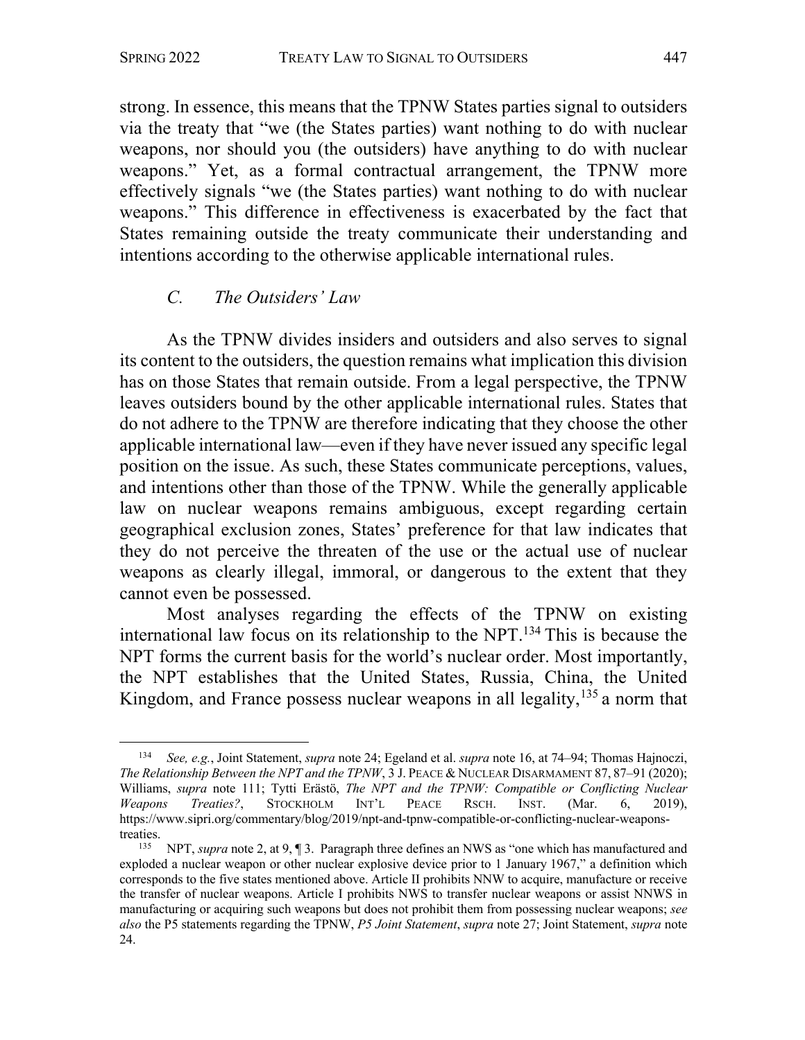strong. In essence, this means that the TPNW States parties signal to outsiders via the treaty that "we (the States parties) want nothing to do with nuclear weapons, nor should you (the outsiders) have anything to do with nuclear weapons." Yet, as a formal contractual arrangement, the TPNW more effectively signals "we (the States parties) want nothing to do with nuclear weapons." This difference in effectiveness is exacerbated by the fact that States remaining outside the treaty communicate their understanding and intentions according to the otherwise applicable international rules.

### *C. The Outsiders' Law*

As the TPNW divides insiders and outsiders and also serves to signal its content to the outsiders, the question remains what implication this division has on those States that remain outside. From a legal perspective, the TPNW leaves outsiders bound by the other applicable international rules. States that do not adhere to the TPNW are therefore indicating that they choose the other applicable international law—even if they have never issued any specific legal position on the issue. As such, these States communicate perceptions, values, and intentions other than those of the TPNW. While the generally applicable law on nuclear weapons remains ambiguous, except regarding certain geographical exclusion zones, States' preference for that law indicates that they do not perceive the threaten of the use or the actual use of nuclear weapons as clearly illegal, immoral, or dangerous to the extent that they cannot even be possessed.

Most analyses regarding the effects of the TPNW on existing international law focus on its relationship to the NPT.[134] This is because the NPT forms the current basis for the world's nuclear order. Most importantly, the NPT establishes that the United States, Russia, China, the United Kingdom, and France possess nuclear weapons in all legality,[135] a norm that

---

[134] *See, e.g.*, Joint Statement, *supra* note 24; Egeland et al. *supra* note 16, at 74–94; Thomas Hajnoczi, *The Relationship Between the NPT and the TPNW*, 3 J. PEACE & NUCLEAR DISARMAMENT 87, 87–91 (2020); Williams, *supra* note 111; Tytti Erästö, *The NPT and the TPNW: Compatible or Conflicting Nuclear Weapons Treaties?*, STOCKHOLM INT'L PEACE RSCH. INST. (Mar. 6, 2019), https://www.sipri.org/commentary/blog/2019/npt-and-tpnw-compatible-or-conflicting-nuclear-weapons-treaties.

[135] NPT, *supra* note 2, at 9, ¶ 3. Paragraph three defines an NWS as "one which has manufactured and exploded a nuclear weapon or other nuclear explosive device prior to 1 January 1967," a definition which corresponds to the five states mentioned above. Article II prohibits NNW to acquire, manufacture or receive the transfer of nuclear weapons. Article I prohibits NWS to transfer nuclear weapons or assist NNWS in manufacturing or acquiring such weapons but does not prohibit them from possessing nuclear weapons; *see also* the P5 statements regarding the TPNW, *P5 Joint Statement*, *supra* note 27; Joint Statement, *supra* note 24.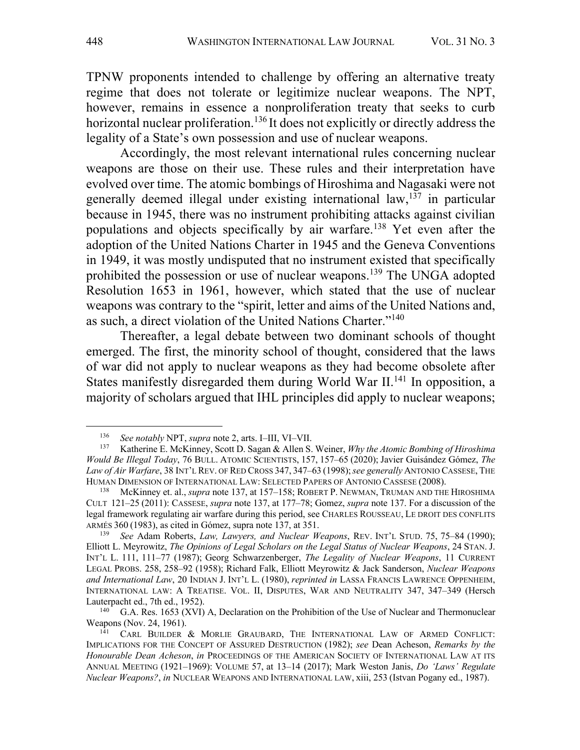TPNW proponents intended to challenge by offering an alternative treaty regime that does not tolerate or legitimize nuclear weapons. The NPT, however, remains in essence a nonproliferation treaty that seeks to curb horizontal nuclear proliferation.[136] It does not explicitly or directly address the legality of a State's own possession and use of nuclear weapons.

Accordingly, the most relevant international rules concerning nuclear weapons are those on their use. These rules and their interpretation have evolved over time. The atomic bombings of Hiroshima and Nagasaki were not generally deemed illegal under existing international law,[137] in particular because in 1945, there was no instrument prohibiting attacks against civilian populations and objects specifically by air warfare.[138] Yet even after the adoption of the United Nations Charter in 1945 and the Geneva Conventions in 1949, it was mostly undisputed that no instrument existed that specifically prohibited the possession or use of nuclear weapons.[139] The UNGA adopted Resolution 1653 in 1961, however, which stated that the use of nuclear weapons was contrary to the "spirit, letter and aims of the United Nations and, as such, a direct violation of the United Nations Charter."[140]

Thereafter, a legal debate between two dominant schools of thought emerged. The first, the minority school of thought, considered that the laws of war did not apply to nuclear weapons as they had become obsolete after States manifestly disregarded them during World War II.[141] In opposition, a majority of scholars argued that IHL principles did apply to nuclear weapons;

---

[136] *See notably* NPT, *supra* note 2, arts. I–III, VI–VII.

[137] Katherine E. McKinney, Scott D. Sagan & Allen S. Weiner, *Why the Atomic Bombing of Hiroshima Would Be Illegal Today*, 76 BULL. ATOMIC SCIENTISTS, 157, 157–65 (2020); Javier Guisández Gómez, *The Law of Air Warfare*, 38 INT'L REV. OF RED CROSS 347, 347–63 (1998); *see generally* ANTONIO CASSESE, THE HUMAN DIMENSION OF INTERNATIONAL LAW: SELECTED PAPERS OF ANTONIO CASSESE (2008).

[138] McKinney et. al., *supra* note 137, at 157–158; ROBERT P. NEWMAN, TRUMAN AND THE HIROSHIMA CULT 121–25 (2011): CASSESE, *supra* note 137, at 177–78; Gomez, *supra* note 137. For a discussion of the legal framework regulating air warfare during this period, see CHARLES ROUSSEAU, LE DROIT DES CONFLITS ARMÉS 360 (1983), as cited in Gómez, supra note 137, at 351.

[139] *See* Adam Roberts, *Law, Lawyers, and Nuclear Weapons*, REV. INT'L STUD. 75, 75–84 (1990); Elliott L. Meyrowitz, *The Opinions of Legal Scholars on the Legal Status of Nuclear Weapons*, 24 STAN. J. INT'L L. 111, 111–77 (1987); Georg Schwarzenberger, *The Legality of Nuclear Weapons*, 11 CURRENT LEGAL PROBS. 258, 258–92 (1958); Richard Falk, Elliott Meyrowitz & Jack Sanderson, *Nuclear Weapons and International Law*, 20 INDIAN J. INT'L L. (1980), *reprinted in* LASSA FRANCIS LAWRENCE OPPENHEIM, INTERNATIONAL LAW: A TREATISE. VOL. II, DISPUTES, WAR AND NEUTRALITY 347, 347–349 (Hersch Lauterpacht ed., 7th ed., 1952).

[140] G.A. Res. 1653 (XVI) A, Declaration on the Prohibition of the Use of Nuclear and Thermonuclear Weapons (Nov. 24, 1961).

[141] CARL BUILDER & MORLIE GRAUBARD, THE INTERNATIONAL LAW OF ARMED CONFLICT: IMPLICATIONS FOR THE CONCEPT OF ASSURED DESTRUCTION (1982); *see* Dean Acheson, *Remarks by the Honourable Dean Acheson*, *in* PROCEEDINGS OF THE AMERICAN SOCIETY OF INTERNATIONAL LAW AT ITS ANNUAL MEETING (1921–1969): VOLUME 57, at 13–14 (2017); Mark Weston Janis, *Do 'Laws' Regulate Nuclear Weapons?*, *in* NUCLEAR WEAPONS AND INTERNATIONAL LAW, xiii, 253 (Istvan Pogany ed., 1987).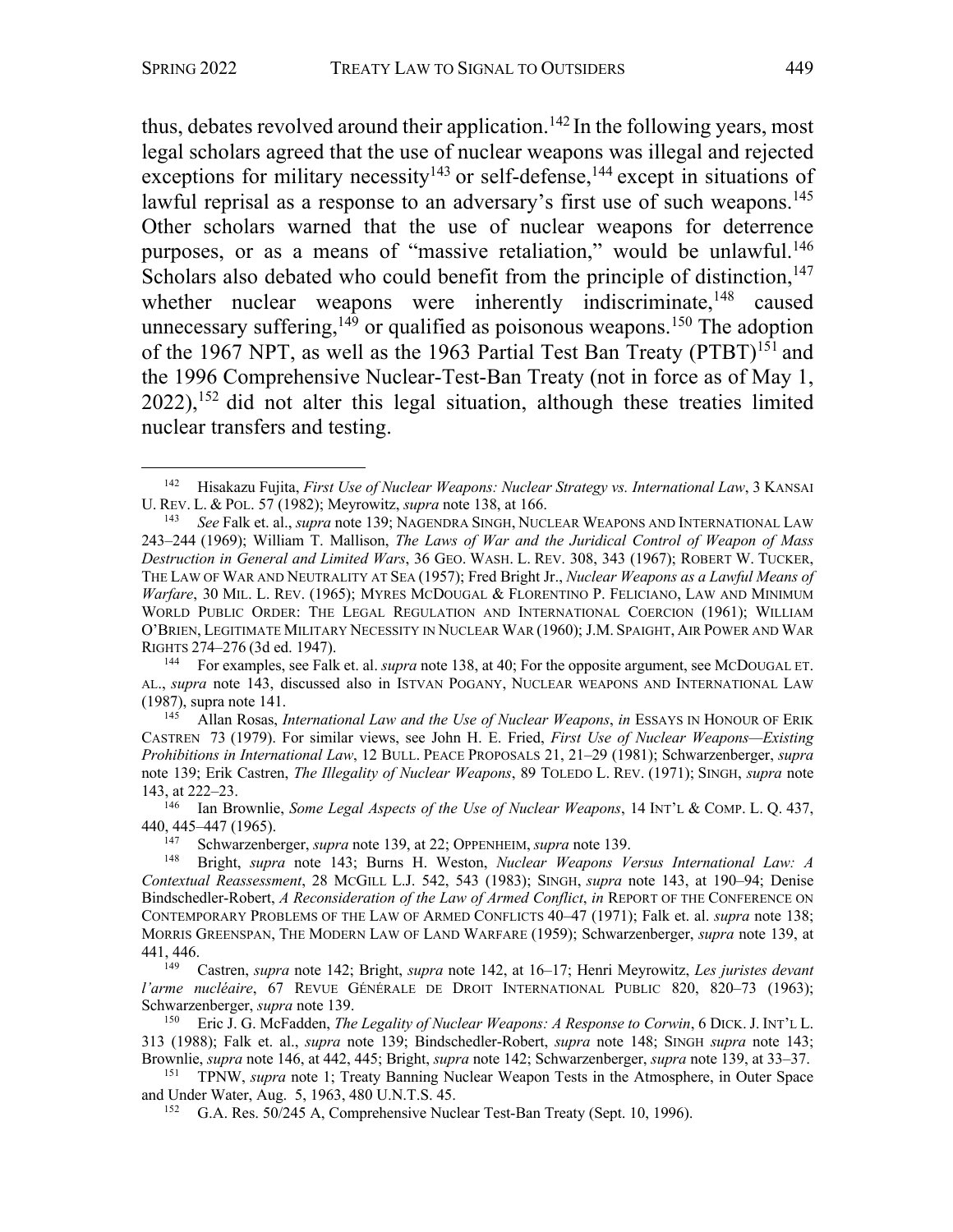thus, debates revolved around their application.[142] In the following years, most legal scholars agreed that the use of nuclear weapons was illegal and rejected exceptions for military necessity[143] or self-defense,[144] except in situations of lawful reprisal as a response to an adversary's first use of such weapons.[145] Other scholars warned that the use of nuclear weapons for deterrence purposes, or as a means of "massive retaliation," would be unlawful.[146] Scholars also debated who could benefit from the principle of distinction,[147] whether nuclear weapons were inherently indiscriminate,[148] caused unnecessary suffering,[149] or qualified as poisonous weapons.[150] The adoption of the 1967 NPT, as well as the 1963 Partial Test Ban Treaty (PTBT)[151] and the 1996 Comprehensive Nuclear-Test-Ban Treaty (not in force as of May 1, 2022),[152] did not alter this legal situation, although these treaties limited nuclear transfers and testing.

---

[142] Hisakazu Fujita, *First Use of Nuclear Weapons: Nuclear Strategy vs. International Law*, 3 KANSAI U. REV. L. & POL. 57 (1982); Meyrowitz, *supra* note 138, at 166.

[143] *See* Falk et. al., *supra* note 139; NAGENDRA SINGH, NUCLEAR WEAPONS AND INTERNATIONAL LAW 243–244 (1969); William T. Mallison, *The Laws of War and the Juridical Control of Weapon of Mass Destruction in General and Limited Wars*, 36 GEO. WASH. L. REV. 308, 343 (1967); ROBERT W. TUCKER, THE LAW OF WAR AND NEUTRALITY AT SEA (1957); Fred Bright Jr., *Nuclear Weapons as a Lawful Means of Warfare*, 30 MIL. L. REV. (1965); MYRES MCDOUGAL & FLORENTINO P. FELICIANO, LAW AND MINIMUM WORLD PUBLIC ORDER: THE LEGAL REGULATION AND INTERNATIONAL COERCION (1961); WILLIAM O'BRIEN, LEGITIMATE MILITARY NECESSITY IN NUCLEAR WAR (1960); J.M. SPAIGHT, AIR POWER AND WAR RIGHTS 274–276 (3d ed. 1947).

[144] For examples, see Falk et. al. *supra* note 138, at 40; For the opposite argument, see MCDOUGAL ET. AL., *supra* note 143, discussed also in ISTVAN POGANY, NUCLEAR WEAPONS AND INTERNATIONAL LAW (1987), supra note 141.

[145] Allan Rosas, *International Law and the Use of Nuclear Weapons*, *in* ESSAYS IN HONOUR OF ERIK CASTREN 73 (1979). For similar views, see John H. E. Fried, *First Use of Nuclear Weapons—Existing Prohibitions in International Law*, 12 BULL. PEACE PROPOSALS 21, 21–29 (1981); Schwarzenberger, *supra* note 139; Erik Castren, *The Illegality of Nuclear Weapons*, 89 TOLEDO L. REV. (1971); SINGH, *supra* note 143, at 222–23.

[146] Ian Brownlie, *Some Legal Aspects of the Use of Nuclear Weapons*, 14 INT'L & COMP. L. Q. 437, 440, 445–447 (1965).

[147] Schwarzenberger, *supra* note 139, at 22; OPPENHEIM, *supra* note 139.

[148] Bright, *supra* note 143; Burns H. Weston, *Nuclear Weapons Versus International Law: A Contextual Reassessment*, 28 MCGILL L.J. 542, 543 (1983); SINGH, *supra* note 143, at 190–94; Denise Bindschedler-Robert, *A Reconsideration of the Law of Armed Conflict*, *in* REPORT OF THE CONFERENCE ON CONTEMPORARY PROBLEMS OF THE LAW OF ARMED CONFLICTS 40–47 (1971); Falk et. al. *supra* note 138; MORRIS GREENSPAN, THE MODERN LAW OF LAND WARFARE (1959); Schwarzenberger, *supra* note 139, at 441, 446.

[149] Castren, *supra* note 142; Bright, *supra* note 142, at 16–17; Henri Meyrowitz, *Les juristes devant l'arme nucléaire*, 67 REVUE GÉNÉRALE DE DROIT INTERNATIONAL PUBLIC 820, 820–73 (1963); Schwarzenberger, *supra* note 139.

[150] Eric J. G. McFadden, *The Legality of Nuclear Weapons: A Response to Corwin*, 6 DICK. J. INT'L L. 313 (1988); Falk et. al., *supra* note 139; Bindschedler-Robert, *supra* note 148; SINGH *supra* note 143; Brownlie, *supra* note 146, at 442, 445; Bright, *supra* note 142; Schwarzenberger, *supra* note 139, at 33–37.

[151] TPNW, *supra* note 1; Treaty Banning Nuclear Weapon Tests in the Atmosphere, in Outer Space and Under Water, Aug. 5, 1963, 480 U.N.T.S. 45.

[152] G.A. Res. 50/245 A, Comprehensive Nuclear Test-Ban Treaty (Sept. 10, 1996).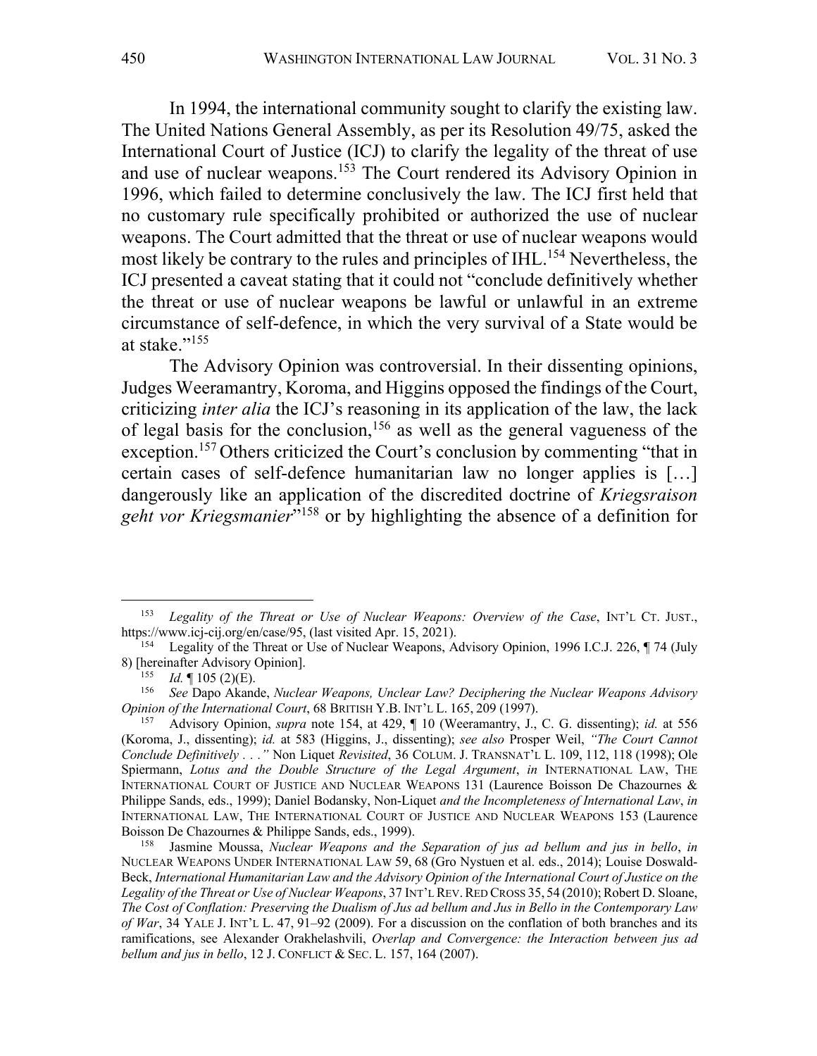In 1994, the international community sought to clarify the existing law. The United Nations General Assembly, as per its Resolution 49/75, asked the International Court of Justice (ICJ) to clarify the legality of the threat of use and use of nuclear weapons.[153] The Court rendered its Advisory Opinion in 1996, which failed to determine conclusively the law. The ICJ first held that no customary rule specifically prohibited or authorized the use of nuclear weapons. The Court admitted that the threat or use of nuclear weapons would most likely be contrary to the rules and principles of IHL.[154] Nevertheless, the ICJ presented a caveat stating that it could not "conclude definitively whether the threat or use of nuclear weapons be lawful or unlawful in an extreme circumstance of self-defence, in which the very survival of a State would be at stake."[155]

The Advisory Opinion was controversial. In their dissenting opinions, Judges Weeramantry, Koroma, and Higgins opposed the findings of the Court, criticizing *inter alia* the ICJ's reasoning in its application of the law, the lack of legal basis for the conclusion,[156] as well as the general vagueness of the exception.[157] Others criticized the Court's conclusion by commenting "that in certain cases of self-defence humanitarian law no longer applies is […] dangerously like an application of the discredited doctrine of *Kriegsraison geht vor Kriegsmanier*"[158] or by highlighting the absence of a definition for

---

[153] *Legality of the Threat or Use of Nuclear Weapons: Overview of the Case*, INT'L CT. JUST., https://www.icj-cij.org/en/case/95, (last visited Apr. 15, 2021).

[154] Legality of the Threat or Use of Nuclear Weapons, Advisory Opinion, 1996 I.C.J. 226, ¶ 74 (July 8) [hereinafter Advisory Opinion].

[155] *Id.* ¶ 105 (2)(E).

[156] *See* Dapo Akande, *Nuclear Weapons, Unclear Law? Deciphering the Nuclear Weapons Advisory Opinion of the International Court*, 68 BRITISH Y.B. INT'L L. 165, 209 (1997).

[157] Advisory Opinion, *supra* note 154, at 429, ¶ 10 (Weeramantry, J., C. G. dissenting); *id.* at 556 (Koroma, J., dissenting); *id.* at 583 (Higgins, J., dissenting); *see also* Prosper Weil, *"The Court Cannot Conclude Definitively . . ."* Non Liquet *Revisited*, 36 COLUM. J. TRANSNAT'L L. 109, 112, 118 (1998); Ole Spiermann, *Lotus and the Double Structure of the Legal Argument*, *in* INTERNATIONAL LAW, THE INTERNATIONAL COURT OF JUSTICE AND NUCLEAR WEAPONS 131 (Laurence Boisson De Chazournes & Philippe Sands, eds., 1999); Daniel Bodansky, Non-Liquet *and the Incompleteness of International Law*, *in* INTERNATIONAL LAW, THE INTERNATIONAL COURT OF JUSTICE AND NUCLEAR WEAPONS 153 (Laurence Boisson De Chazournes & Philippe Sands, eds., 1999).

[158] Jasmine Moussa, *Nuclear Weapons and the Separation of jus ad bellum and jus in bello*, *in* NUCLEAR WEAPONS UNDER INTERNATIONAL LAW 59, 68 (Gro Nystuen et al. eds., 2014); Louise Doswald-Beck, *International Humanitarian Law and the Advisory Opinion of the International Court of Justice on the Legality of the Threat or Use of Nuclear Weapons*, 37 INT'L REV. RED CROSS 35, 54 (2010); Robert D. Sloane, *The Cost of Conflation: Preserving the Dualism of Jus ad bellum and Jus in Bello in the Contemporary Law of War*, 34 YALE J. INT'L L. 47, 91–92 (2009). For a discussion on the conflation of both branches and its ramifications, see Alexander Orakhelashvili, *Overlap and Convergence: the Interaction between jus ad bellum and jus in bello*, 12 J. CONFLICT & SEC. L. 157, 164 (2007).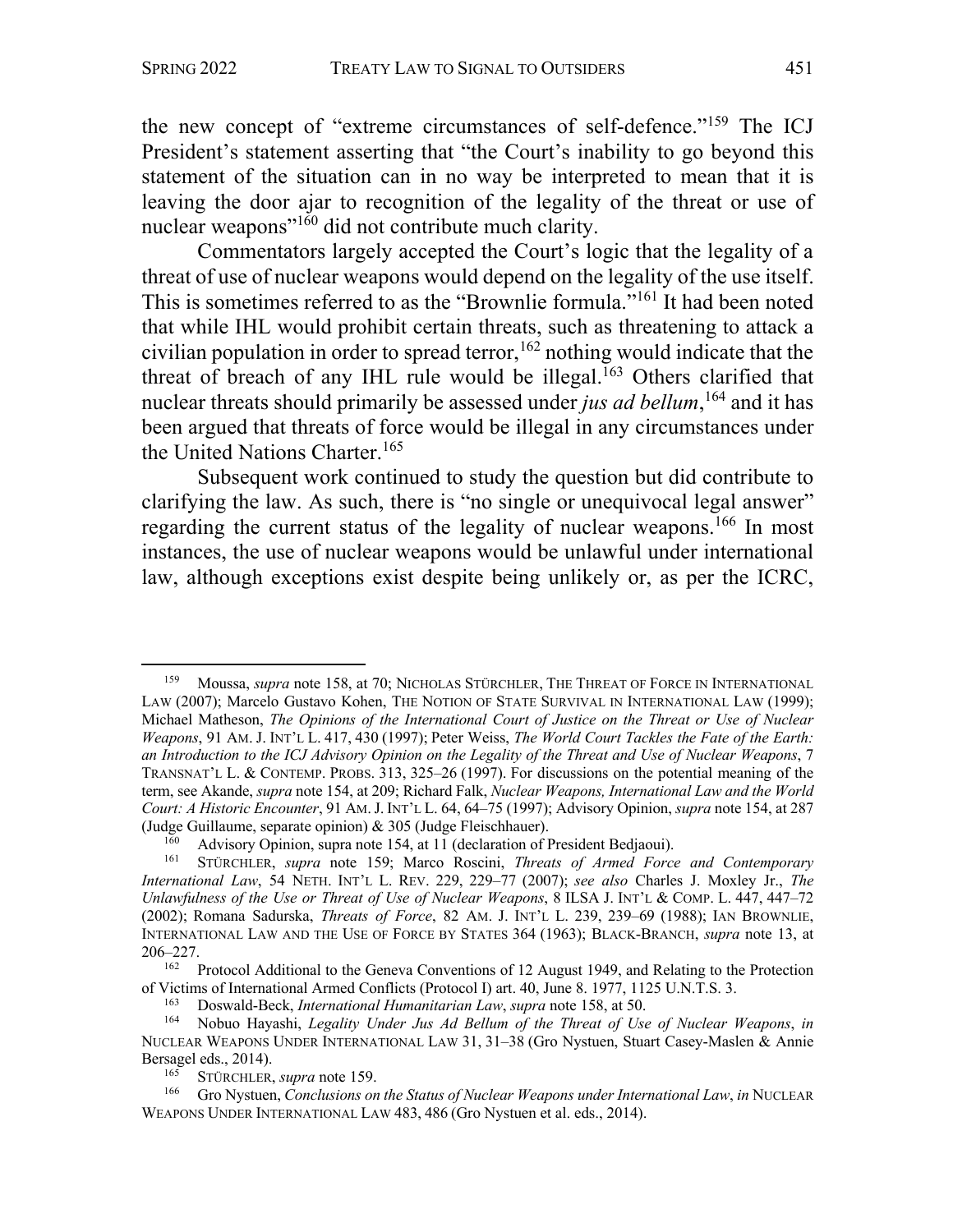the new concept of "extreme circumstances of self-defence."[159] The ICJ President's statement asserting that "the Court's inability to go beyond this statement of the situation can in no way be interpreted to mean that it is leaving the door ajar to recognition of the legality of the threat or use of nuclear weapons"[160] did not contribute much clarity.

Commentators largely accepted the Court's logic that the legality of a threat of use of nuclear weapons would depend on the legality of the use itself. This is sometimes referred to as the "Brownlie formula."[161] It had been noted that while IHL would prohibit certain threats, such as threatening to attack a civilian population in order to spread terror,[162] nothing would indicate that the threat of breach of any IHL rule would be illegal.[163] Others clarified that nuclear threats should primarily be assessed under *jus ad bellum*,[164] and it has been argued that threats of force would be illegal in any circumstances under the United Nations Charter.[165]

Subsequent work continued to study the question but did contribute to clarifying the law. As such, there is "no single or unequivocal legal answer" regarding the current status of the legality of nuclear weapons.[166] In most instances, the use of nuclear weapons would be unlawful under international law, although exceptions exist despite being unlikely or, as per the ICRC,

---

[159] Moussa, *supra* note 158, at 70; NICHOLAS STÜRCHLER, THE THREAT OF FORCE IN INTERNATIONAL LAW (2007); Marcelo Gustavo Kohen, THE NOTION OF STATE SURVIVAL IN INTERNATIONAL LAW (1999); Michael Matheson, *The Opinions of the International Court of Justice on the Threat or Use of Nuclear Weapons*, 91 AM. J. INT'L L. 417, 430 (1997); Peter Weiss, *The World Court Tackles the Fate of the Earth: an Introduction to the ICJ Advisory Opinion on the Legality of the Threat and Use of Nuclear Weapons*, 7 TRANSNAT'L L. & CONTEMP. PROBS. 313, 325–26 (1997). For discussions on the potential meaning of the term, see Akande, *supra* note 154, at 209; Richard Falk, *Nuclear Weapons, International Law and the World Court: A Historic Encounter*, 91 AM. J. INT'L L. 64, 64–75 (1997); Advisory Opinion, *supra* note 154, at 287 (Judge Guillaume, separate opinion) & 305 (Judge Fleischhauer).

[160] Advisory Opinion, supra note 154, at 11 (declaration of President Bedjaoui).

[161] STÜRCHLER, *supra* note 159; Marco Roscini, *Threats of Armed Force and Contemporary International Law*, 54 NETH. INT'L L. REV. 229, 229–77 (2007); *see also* Charles J. Moxley Jr., *The Unlawfulness of the Use or Threat of Use of Nuclear Weapons*, 8 ILSA J. INT'L & COMP. L. 447, 447–72 (2002); Romana Sadurska, *Threats of Force*, 82 AM. J. INT'L L. 239, 239–69 (1988); IAN BROWNLIE, INTERNATIONAL LAW AND THE USE OF FORCE BY STATES 364 (1963); BLACK-BRANCH, *supra* note 13, at 206–227.

[162] Protocol Additional to the Geneva Conventions of 12 August 1949, and Relating to the Protection of Victims of International Armed Conflicts (Protocol I) art. 40, June 8. 1977, 1125 U.N.T.S. 3.

[163] Doswald-Beck, *International Humanitarian Law*, *supra* note 158, at 50.

[164] Nobuo Hayashi, *Legality Under Jus Ad Bellum of the Threat of Use of Nuclear Weapons*, *in* NUCLEAR WEAPONS UNDER INTERNATIONAL LAW 31, 31–38 (Gro Nystuen, Stuart Casey-Maslen & Annie Bersagel eds., 2014).

[165] STÜRCHLER, *supra* note 159.

[166] Gro Nystuen, *Conclusions on the Status of Nuclear Weapons under International Law*, *in* NUCLEAR WEAPONS UNDER INTERNATIONAL LAW 483, 486 (Gro Nystuen et al. eds., 2014).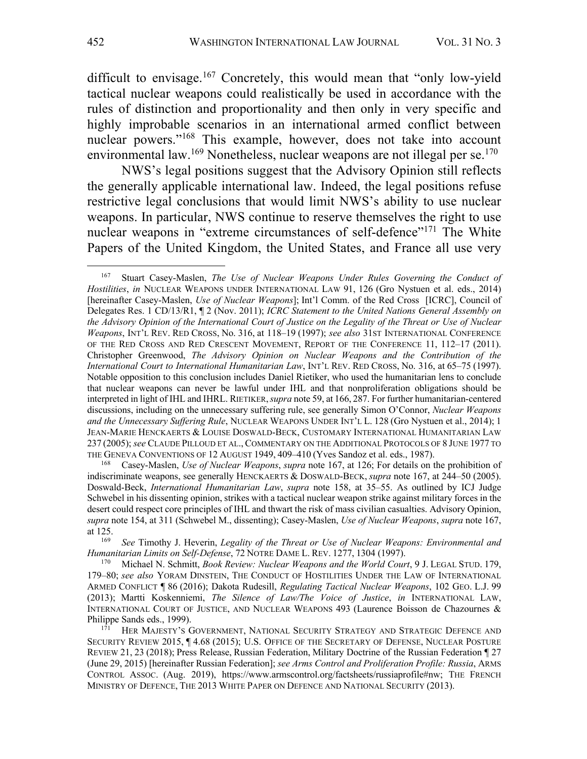difficult to envisage.[167] Concretely, this would mean that "only low-yield tactical nuclear weapons could realistically be used in accordance with the rules of distinction and proportionality and then only in very specific and highly improbable scenarios in an international armed conflict between nuclear powers."[168] This example, however, does not take into account environmental law.[169] Nonetheless, nuclear weapons are not illegal per se.[170]

NWS's legal positions suggest that the Advisory Opinion still reflects the generally applicable international law. Indeed, the legal positions refuse restrictive legal conclusions that would limit NWS's ability to use nuclear weapons. In particular, NWS continue to reserve themselves the right to use nuclear weapons in "extreme circumstances of self-defence"[171] The White Papers of the United Kingdom, the United States, and France all use very

---

[167] Stuart Casey-Maslen, *The Use of Nuclear Weapons Under Rules Governing the Conduct of Hostilities*, *in* NUCLEAR WEAPONS UNDER INTERNATIONAL LAW 91, 126 (Gro Nystuen et al. eds., 2014) [hereinafter Casey-Maslen, *Use of Nuclear Weapons*]; Int'l Comm. of the Red Cross [ICRC], Council of Delegates Res. 1 CD/13/R1, ¶ 2 (Nov. 2011); *ICRC Statement to the United Nations General Assembly on the Advisory Opinion of the International Court of Justice on the Legality of the Threat or Use of Nuclear Weapons*, INT'L REV. RED CROSS, No. 316, at 118–19 (1997); *see also* 31ST INTERNATIONAL CONFERENCE OF THE RED CROSS AND RED CRESCENT MOVEMENT, REPORT OF THE CONFERENCE 11, 112–17 (2011). Christopher Greenwood, *The Advisory Opinion on Nuclear Weapons and the Contribution of the International Court to International Humanitarian Law*, INT'L REV. RED CROSS, No. 316, at 65–75 (1997). Notable opposition to this conclusion includes Daniel Rietiker, who used the humanitarian lens to conclude that nuclear weapons can never be lawful under IHL and that nonproliferation obligations should be interpreted in light of IHL and IHRL. RIETIKER, *supra* note 59, at 166, 287. For further humanitarian-centered discussions, including on the unnecessary suffering rule, see generally Simon O'Connor, *Nuclear Weapons and the Unnecessary Suffering Rule*, NUCLEAR WEAPONS UNDER INT'L L. 128 (Gro Nystuen et al., 2014); 1 JEAN-MARIE HENCKAERTS & LOUISE DOSWALD-BECK, CUSTOMARY INTERNATIONAL HUMANITARIAN LAW 237 (2005); *see* CLAUDE PILLOUD ET AL., COMMENTARY ON THE ADDITIONAL PROTOCOLS OF 8 JUNE 1977 TO THE GENEVA CONVENTIONS OF 12 AUGUST 1949, 409–410 (Yves Sandoz et al. eds., 1987).

[168] Casey-Maslen, *Use of Nuclear Weapons*, *supra* note 167, at 126; For details on the prohibition of indiscriminate weapons, see generally HENCKAERTS & DOSWALD-BECK, *supra* note 167, at 244–50 (2005). Doswald-Beck, *International Humanitarian Law*, *supra* note 158, at 35–55. As outlined by ICJ Judge Schwebel in his dissenting opinion, strikes with a tactical nuclear weapon strike against military forces in the desert could respect core principles of IHL and thwart the risk of mass civilian casualties. Advisory Opinion, *supra* note 154, at 311 (Schwebel M., dissenting); Casey-Maslen, *Use of Nuclear Weapons*, *supra* note 167, at 125.

[169] *See* Timothy J. Heverin, *Legality of the Threat or Use of Nuclear Weapons: Environmental and Humanitarian Limits on Self-Defense*, 72 NOTRE DAME L. REV. 1277, 1304 (1997).

[170] Michael N. Schmitt, *Book Review: Nuclear Weapons and the World Court*, 9 J. LEGAL STUD. 179, 179–80; *see also* YORAM DINSTEIN, THE CONDUCT OF HOSTILITIES UNDER THE LAW OF INTERNATIONAL ARMED CONFLICT ¶ 86 (2016); Dakota Rudesill, *Regulating Tactical Nuclear Weapons*, 102 GEO. L.J. 99 (2013); Martti Koskenniemi, *The Silence of Law/The Voice of Justice*, *in* INTERNATIONAL LAW, INTERNATIONAL COURT OF JUSTICE, AND NUCLEAR WEAPONS 493 (Laurence Boisson de Chazournes & Philippe Sands eds., 1999).

[171] HER MAJESTY'S GOVERNMENT, NATIONAL SECURITY STRATEGY AND STRATEGIC DEFENCE AND SECURITY REVIEW 2015, ¶ 4.68 (2015); U.S. OFFICE OF THE SECRETARY OF DEFENSE, NUCLEAR POSTURE REVIEW 21, 23 (2018); Press Release, Russian Federation, Military Doctrine of the Russian Federation ¶ 27 (June 29, 2015) [hereinafter Russian Federation]; *see Arms Control and Proliferation Profile: Russia*, ARMS CONTROL ASSOC. (Aug. 2019), https://www.armscontrol.org/factsheets/russiaprofile#nw; THE FRENCH MINISTRY OF DEFENCE, THE 2013 WHITE PAPER ON DEFENCE AND NATIONAL SECURITY (2013).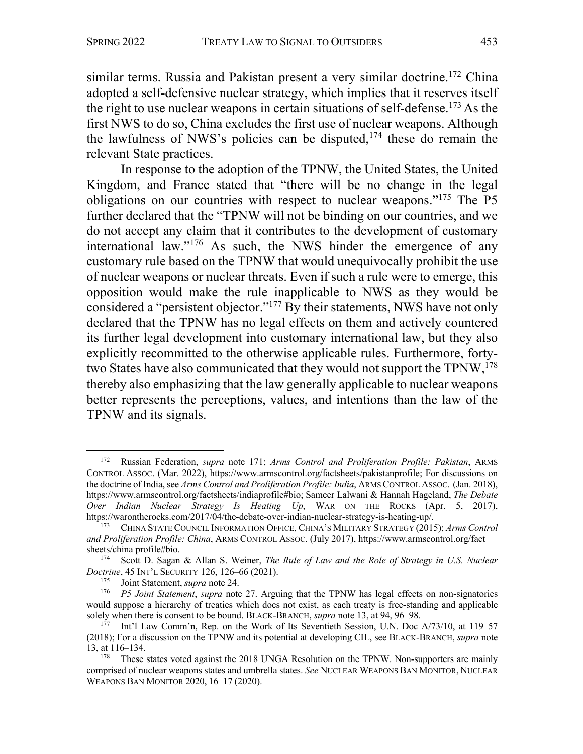similar terms. Russia and Pakistan present a very similar doctrine.[172] China adopted a self-defensive nuclear strategy, which implies that it reserves itself the right to use nuclear weapons in certain situations of self-defense.[173] As the first NWS to do so, China excludes the first use of nuclear weapons. Although the lawfulness of NWS's policies can be disputed,[174] these do remain the relevant State practices.

In response to the adoption of the TPNW, the United States, the United Kingdom, and France stated that "there will be no change in the legal obligations on our countries with respect to nuclear weapons."[175] The P5 further declared that the "TPNW will not be binding on our countries, and we do not accept any claim that it contributes to the development of customary international law."[176] As such, the NWS hinder the emergence of any customary rule based on the TPNW that would unequivocally prohibit the use of nuclear weapons or nuclear threats. Even if such a rule were to emerge, this opposition would make the rule inapplicable to NWS as they would be considered a "persistent objector."[177] By their statements, NWS have not only declared that the TPNW has no legal effects on them and actively countered its further legal development into customary international law, but they also explicitly recommitted to the otherwise applicable rules. Furthermore, forty-two States have also communicated that they would not support the TPNW,[178] thereby also emphasizing that the law generally applicable to nuclear weapons better represents the perceptions, values, and intentions than the law of the TPNW and its signals.

---

[172] Russian Federation, *supra* note 171; *Arms Control and Proliferation Profile: Pakistan*, ARMS CONTROL ASSOC. (Mar. 2022), https://www.armscontrol.org/factsheets/pakistanprofile; For discussions on the doctrine of India, see *Arms Control and Proliferation Profile: India*, ARMS CONTROL ASSOC. (Jan. 2018), https://www.armscontrol.org/factsheets/indiaprofile#bio; Sameer Lalwani & Hannah Hageland, *The Debate Over Indian Nuclear Strategy Is Heating Up*, WAR ON THE ROCKS (Apr. 5, 2017), https://warontherocks.com/2017/04/the-debate-over-indian-nuclear-strategy-is-heating-up/.

[173] CHINA STATE COUNCIL INFORMATION OFFICE, CHINA'S MILITARY STRATEGY (2015); *Arms Control and Proliferation Profile: China*, ARMS CONTROL ASSOC. (July 2017), https://www.armscontrol.org/fact sheets/china profile#bio.

[174] Scott D. Sagan & Allan S. Weiner, *The Rule of Law and the Role of Strategy in U.S. Nuclear Doctrine*, 45 INT'L SECURITY 126, 126–66 (2021).

[175] Joint Statement, *supra* note 24.

[176] *P5 Joint Statement*, *supra* note 27. Arguing that the TPNW has legal effects on non-signatories would suppose a hierarchy of treaties which does not exist, as each treaty is free-standing and applicable solely when there is consent to be bound. BLACK-BRANCH, *supra* note 13, at 94, 96–98.

[177] Int'l Law Comm'n, Rep. on the Work of Its Seventieth Session, U.N. Doc A/73/10, at 119–57 (2018); For a discussion on the TPNW and its potential at developing CIL, see BLACK-BRANCH, *supra* note 13, at 116–134.

[178] These states voted against the 2018 UNGA Resolution on the TPNW. Non-supporters are mainly comprised of nuclear weapons states and umbrella states. *See* NUCLEAR WEAPONS BAN MONITOR, NUCLEAR WEAPONS BAN MONITOR 2020, 16–17 (2020).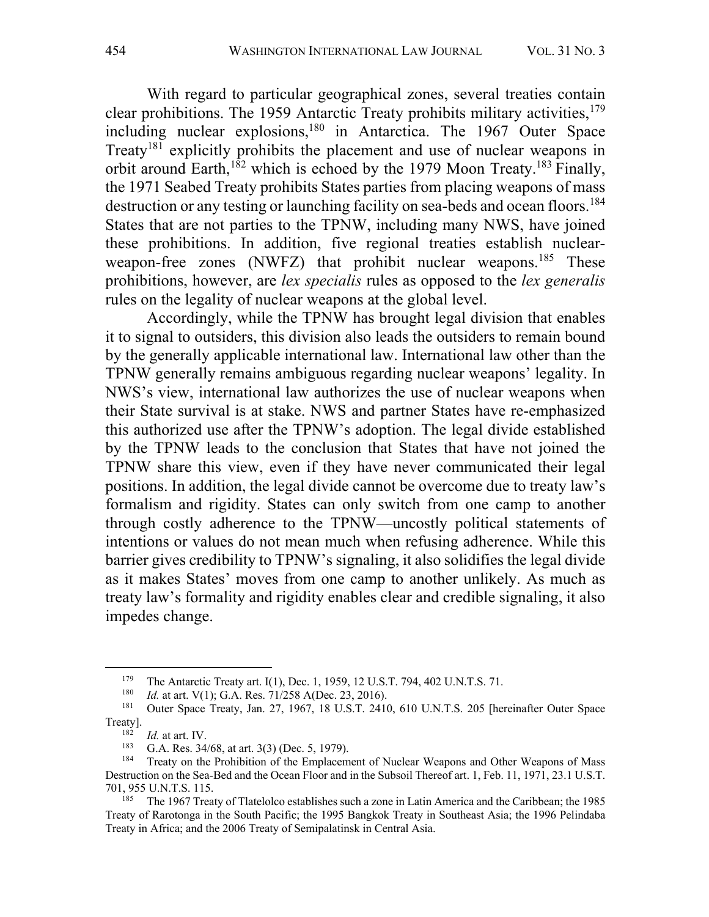With regard to particular geographical zones, several treaties contain clear prohibitions. The 1959 Antarctic Treaty prohibits military activities,[179] including nuclear explosions,[180] in Antarctica. The 1967 Outer Space Treaty[181] explicitly prohibits the placement and use of nuclear weapons in orbit around Earth,[182] which is echoed by the 1979 Moon Treaty.[183] Finally, the 1971 Seabed Treaty prohibits States parties from placing weapons of mass destruction or any testing or launching facility on sea-beds and ocean floors.[184] States that are not parties to the TPNW, including many NWS, have joined these prohibitions. In addition, five regional treaties establish nuclear-weapon-free zones (NWFZ) that prohibit nuclear weapons.[185] These prohibitions, however, are *lex specialis* rules as opposed to the *lex generalis* rules on the legality of nuclear weapons at the global level.

Accordingly, while the TPNW has brought legal division that enables it to signal to outsiders, this division also leads the outsiders to remain bound by the generally applicable international law. International law other than the TPNW generally remains ambiguous regarding nuclear weapons' legality. In NWS's view, international law authorizes the use of nuclear weapons when their State survival is at stake. NWS and partner States have re-emphasized this authorized use after the TPNW's adoption. The legal divide established by the TPNW leads to the conclusion that States that have not joined the TPNW share this view, even if they have never communicated their legal positions. In addition, the legal divide cannot be overcome due to treaty law's formalism and rigidity. States can only switch from one camp to another through costly adherence to the TPNW—uncostly political statements of intentions or values do not mean much when refusing adherence. While this barrier gives credibility to TPNW's signaling, it also solidifies the legal divide as it makes States' moves from one camp to another unlikely. As much as treaty law's formality and rigidity enables clear and credible signaling, it also impedes change.

---

[179] The Antarctic Treaty art. I(1), Dec. 1, 1959, 12 U.S.T. 794, 402 U.N.T.S. 71.

[180] *Id.* at art. V(1); G.A. Res. 71/258 A(Dec. 23, 2016).

[181] Outer Space Treaty, Jan. 27, 1967, 18 U.S.T. 2410, 610 U.N.T.S. 205 [hereinafter Outer Space Treaty].

[182] *Id.* at art. IV.

[183] G.A. Res. 34/68, at art. 3(3) (Dec. 5, 1979).

[184] Treaty on the Prohibition of the Emplacement of Nuclear Weapons and Other Weapons of Mass Destruction on the Sea-Bed and the Ocean Floor and in the Subsoil Thereof art. 1, Feb. 11, 1971, 23.1 U.S.T. 701, 955 U.N.T.S. 115.

[185] The 1967 Treaty of Tlatelolco establishes such a zone in Latin America and the Caribbean; the 1985 Treaty of Rarotonga in the South Pacific; the 1995 Bangkok Treaty in Southeast Asia; the 1996 Pelindaba Treaty in Africa; and the 2006 Treaty of Semipalatinsk in Central Asia.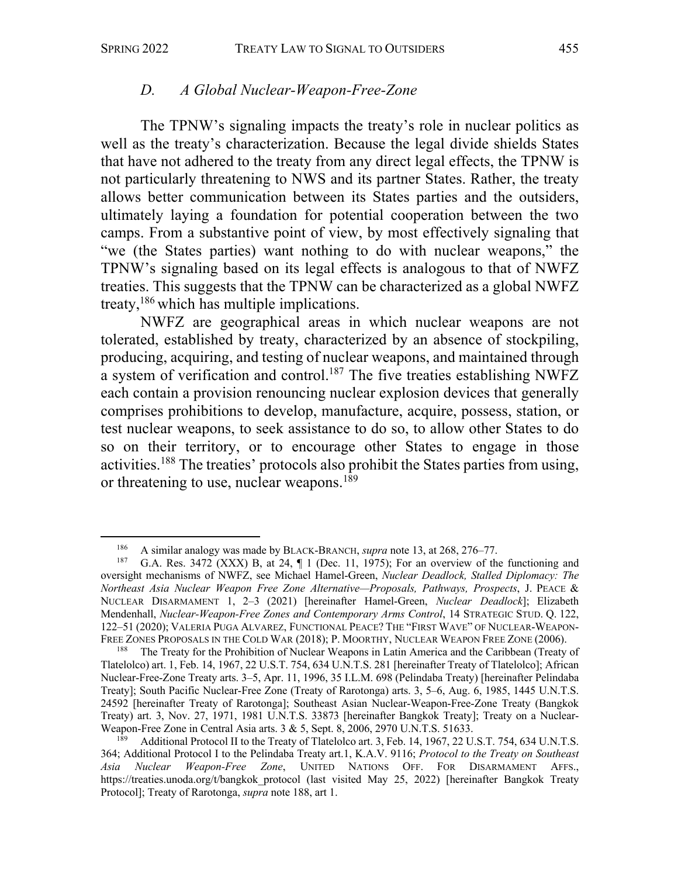### *D. A Global Nuclear-Weapon-Free-Zone*

The TPNW's signaling impacts the treaty's role in nuclear politics as well as the treaty's characterization. Because the legal divide shields States that have not adhered to the treaty from any direct legal effects, the TPNW is not particularly threatening to NWS and its partner States. Rather, the treaty allows better communication between its States parties and the outsiders, ultimately laying a foundation for potential cooperation between the two camps. From a substantive point of view, by most effectively signaling that "we (the States parties) want nothing to do with nuclear weapons," the TPNW's signaling based on its legal effects is analogous to that of NWFZ treaties. This suggests that the TPNW can be characterized as a global NWFZ treaty,[186] which has multiple implications.

NWFZ are geographical areas in which nuclear weapons are not tolerated, established by treaty, characterized by an absence of stockpiling, producing, acquiring, and testing of nuclear weapons, and maintained through a system of verification and control.[187] The five treaties establishing NWFZ each contain a provision renouncing nuclear explosion devices that generally comprises prohibitions to develop, manufacture, acquire, possess, station, or test nuclear weapons, to seek assistance to do so, to allow other States to do so on their territory, or to encourage other States to engage in those activities.[188] The treaties' protocols also prohibit the States parties from using, or threatening to use, nuclear weapons.[189]

---

[186] A similar analogy was made by BLACK-BRANCH, *supra* note 13, at 268, 276–77.

[187] G.A. Res. 3472 (XXX) B, at 24, ¶ 1 (Dec. 11, 1975); For an overview of the functioning and oversight mechanisms of NWFZ, see Michael Hamel-Green, *Nuclear Deadlock, Stalled Diplomacy: The Northeast Asia Nuclear Weapon Free Zone Alternative—Proposals, Pathways, Prospects*, J. PEACE & NUCLEAR DISARMAMENT 1, 2–3 (2021) [hereinafter Hamel-Green, *Nuclear Deadlock*]; Elizabeth Mendenhall, *Nuclear-Weapon-Free Zones and Contemporary Arms Control*, 14 STRATEGIC STUD. Q. 122, 122–51 (2020); VALERIA PUGA ALVAREZ, FUNCTIONAL PEACE? THE "FIRST WAVE" OF NUCLEAR-WEAPON-FREE ZONES PROPOSALS IN THE COLD WAR (2018); P. MOORTHY, NUCLEAR WEAPON FREE ZONE (2006).

[188] The Treaty for the Prohibition of Nuclear Weapons in Latin America and the Caribbean (Treaty of Tlatelolco) art. 1, Feb. 14, 1967, 22 U.S.T. 754, 634 U.N.T.S. 281 [hereinafter Treaty of Tlatelolco]; African Nuclear-Free-Zone Treaty arts. 3–5, Apr. 11, 1996, 35 I.L.M. 698 (Pelindaba Treaty) [hereinafter Pelindaba Treaty]; South Pacific Nuclear-Free Zone (Treaty of Rarotonga) arts. 3, 5–6, Aug. 6, 1985, 1445 U.N.T.S. 24592 [hereinafter Treaty of Rarotonga]; Southeast Asian Nuclear-Weapon-Free-Zone Treaty (Bangkok Treaty) art. 3, Nov. 27, 1971, 1981 U.N.T.S. 33873 [hereinafter Bangkok Treaty]; Treaty on a Nuclear-Weapon-Free Zone in Central Asia arts. 3 & 5, Sept. 8, 2006, 2970 U.N.T.S. 51633.

[189] Additional Protocol II to the Treaty of Tlatelolco art. 3, Feb. 14, 1967, 22 U.S.T. 754, 634 U.N.T.S. 364; Additional Protocol I to the Pelindaba Treaty art.1, K.A.V. 9116; *Protocol to the Treaty on Southeast Asia Nuclear Weapon-Free Zone*, UNITED NATIONS OFF. FOR DISARMAMENT AFFS., https://treaties.unoda.org/t/bangkok_protocol (last visited May 25, 2022) [hereinafter Bangkok Treaty Protocol]; Treaty of Rarotonga, *supra* note 188, art 1.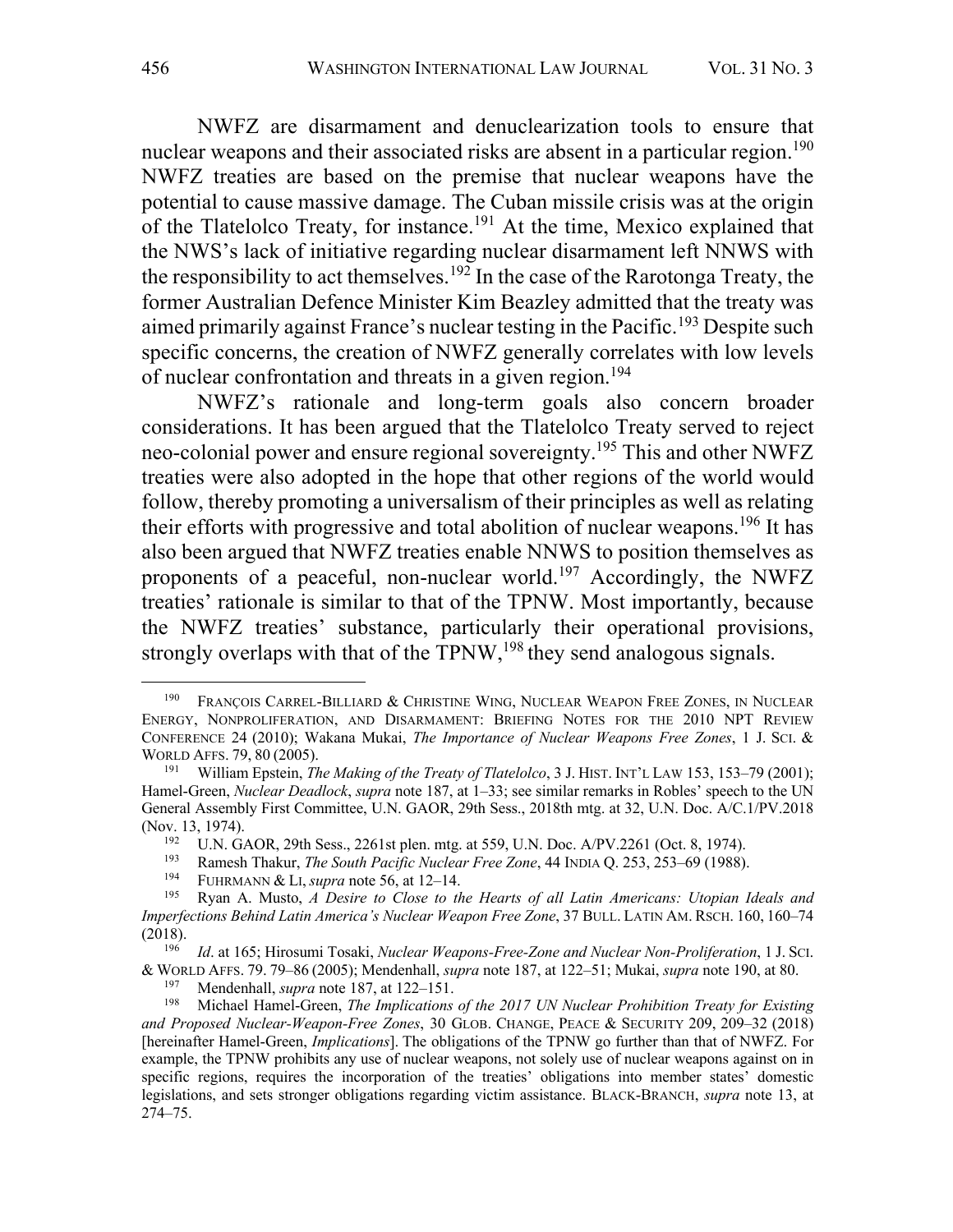NWFZ are disarmament and denuclearization tools to ensure that nuclear weapons and their associated risks are absent in a particular region.[190] NWFZ treaties are based on the premise that nuclear weapons have the potential to cause massive damage. The Cuban missile crisis was at the origin of the Tlatelolco Treaty, for instance.[191] At the time, Mexico explained that the NWS's lack of initiative regarding nuclear disarmament left NNWS with the responsibility to act themselves.[192] In the case of the Rarotonga Treaty, the former Australian Defence Minister Kim Beazley admitted that the treaty was aimed primarily against France's nuclear testing in the Pacific.[193] Despite such specific concerns, the creation of NWFZ generally correlates with low levels of nuclear confrontation and threats in a given region.[194]

NWFZ's rationale and long-term goals also concern broader considerations. It has been argued that the Tlatelolco Treaty served to reject neo-colonial power and ensure regional sovereignty.[195] This and other NWFZ treaties were also adopted in the hope that other regions of the world would follow, thereby promoting a universalism of their principles as well as relating their efforts with progressive and total abolition of nuclear weapons.[196] It has also been argued that NWFZ treaties enable NNWS to position themselves as proponents of a peaceful, non-nuclear world.[197] Accordingly, the NWFZ treaties' rationale is similar to that of the TPNW. Most importantly, because the NWFZ treaties' substance, particularly their operational provisions, strongly overlaps with that of the TPNW,[198] they send analogous signals.

---

[190] FRANÇOIS CARREL-BILLIARD & CHRISTINE WING, NUCLEAR WEAPON FREE ZONES, IN NUCLEAR ENERGY, NONPROLIFERATION, AND DISARMAMENT: BRIEFING NOTES FOR THE 2010 NPT REVIEW CONFERENCE 24 (2010); Wakana Mukai, *The Importance of Nuclear Weapons Free Zones*, 1 J. SCI. & WORLD AFFS. 79, 80 (2005).

[191] William Epstein, *The Making of the Treaty of Tlatelolco*, 3 J. HIST. INT'L LAW 153, 153–79 (2001); Hamel-Green, *Nuclear Deadlock*, *supra* note 187, at 1–33; see similar remarks in Robles' speech to the UN General Assembly First Committee, U.N. GAOR, 29th Sess., 2018th mtg. at 32, U.N. Doc. A/C.1/PV.2018 (Nov. 13, 1974).

[192] U.N. GAOR, 29th Sess., 2261st plen. mtg. at 559, U.N. Doc. A/PV.2261 (Oct. 8, 1974).

[193] Ramesh Thakur, *The South Pacific Nuclear Free Zone*, 44 INDIA Q. 253, 253–69 (1988).

[194] FUHRMANN & LI, *supra* note 56, at 12–14.

[195] Ryan A. Musto, *A Desire to Close to the Hearts of all Latin Americans: Utopian Ideals and Imperfections Behind Latin America's Nuclear Weapon Free Zone*, 37 BULL. LATIN AM. RSCH. 160, 160–74 (2018).

[196] *Id*. at 165; Hirosumi Tosaki, *Nuclear Weapons-Free-Zone and Nuclear Non-Proliferation*, 1 J. SCI. & WORLD AFFS. 79. 79–86 (2005); Mendenhall, *supra* note 187, at 122–51; Mukai, *supra* note 190, at 80.

[197] Mendenhall, *supra* note 187, at 122–151.

[198] Michael Hamel-Green, *The Implications of the 2017 UN Nuclear Prohibition Treaty for Existing and Proposed Nuclear-Weapon-Free Zones*, 30 GLOB. CHANGE, PEACE & SECURITY 209, 209–32 (2018) [hereinafter Hamel-Green, *Implications*]. The obligations of the TPNW go further than that of NWFZ. For example, the TPNW prohibits any use of nuclear weapons, not solely use of nuclear weapons against on in specific regions, requires the incorporation of the treaties' obligations into member states' domestic legislations, and sets stronger obligations regarding victim assistance. BLACK-BRANCH, *supra* note 13, at 274–75.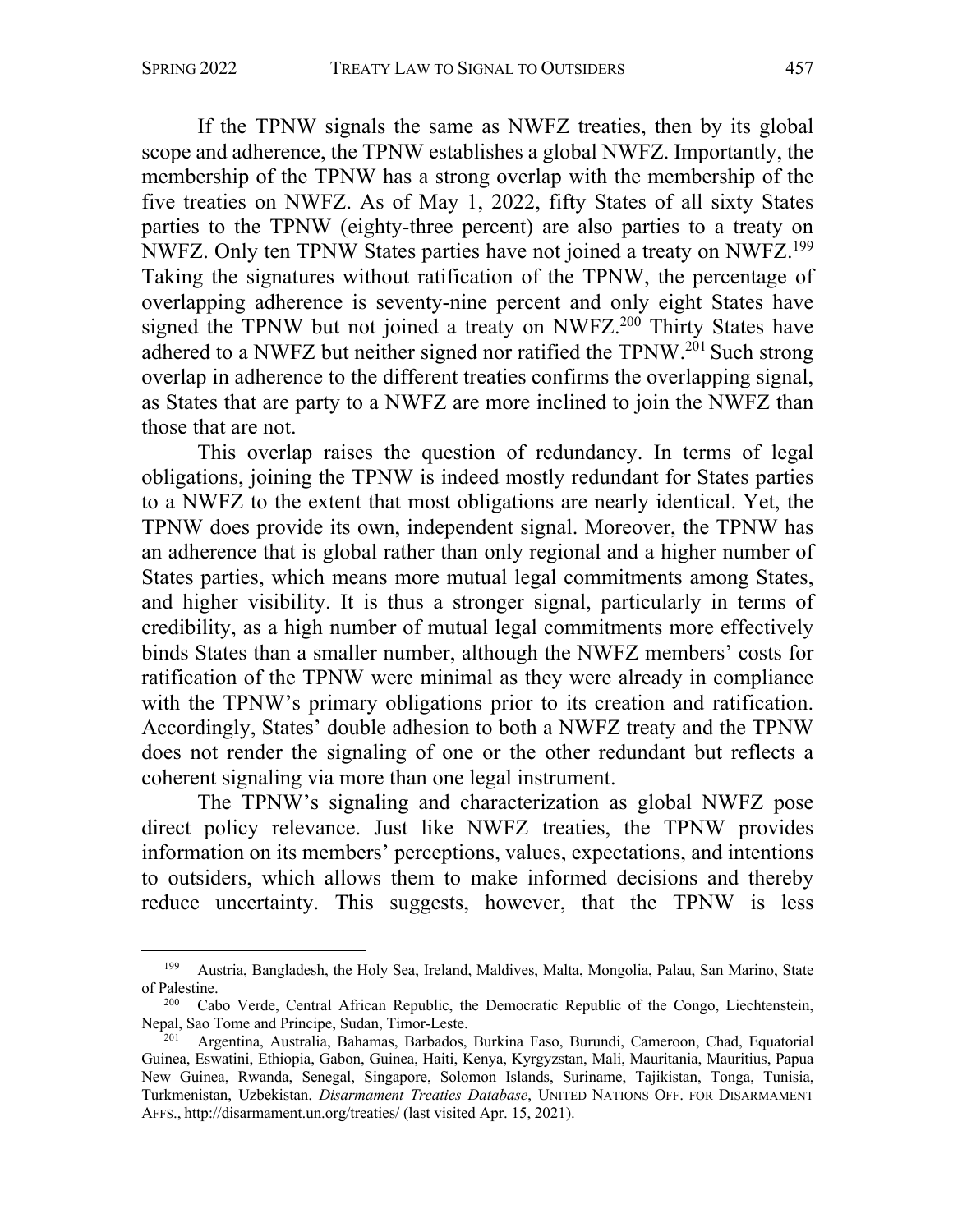If the TPNW signals the same as NWFZ treaties, then by its global scope and adherence, the TPNW establishes a global NWFZ. Importantly, the membership of the TPNW has a strong overlap with the membership of the five treaties on NWFZ. As of May 1, 2022, fifty States of all sixty States parties to the TPNW (eighty-three percent) are also parties to a treaty on NWFZ. Only ten TPNW States parties have not joined a treaty on NWFZ.[199] Taking the signatures without ratification of the TPNW, the percentage of overlapping adherence is seventy-nine percent and only eight States have signed the TPNW but not joined a treaty on NWFZ.[200] Thirty States have adhered to a NWFZ but neither signed nor ratified the TPNW.[201] Such strong overlap in adherence to the different treaties confirms the overlapping signal, as States that are party to a NWFZ are more inclined to join the NWFZ than those that are not.

This overlap raises the question of redundancy. In terms of legal obligations, joining the TPNW is indeed mostly redundant for States parties to a NWFZ to the extent that most obligations are nearly identical. Yet, the TPNW does provide its own, independent signal. Moreover, the TPNW has an adherence that is global rather than only regional and a higher number of States parties, which means more mutual legal commitments among States, and higher visibility. It is thus a stronger signal, particularly in terms of credibility, as a high number of mutual legal commitments more effectively binds States than a smaller number, although the NWFZ members' costs for ratification of the TPNW were minimal as they were already in compliance with the TPNW's primary obligations prior to its creation and ratification. Accordingly, States' double adhesion to both a NWFZ treaty and the TPNW does not render the signaling of one or the other redundant but reflects a coherent signaling via more than one legal instrument.

The TPNW's signaling and characterization as global NWFZ pose direct policy relevance. Just like NWFZ treaties, the TPNW provides information on its members' perceptions, values, expectations, and intentions to outsiders, which allows them to make informed decisions and thereby reduce uncertainty. This suggests, however, that the TPNW is less

---

[199] Austria, Bangladesh, the Holy Sea, Ireland, Maldives, Malta, Mongolia, Palau, San Marino, State of Palestine.

[200] Cabo Verde, Central African Republic, the Democratic Republic of the Congo, Liechtenstein, Nepal, Sao Tome and Principe, Sudan, Timor-Leste.

[201] Argentina, Australia, Bahamas, Barbados, Burkina Faso, Burundi, Cameroon, Chad, Equatorial Guinea, Eswatini, Ethiopia, Gabon, Guinea, Haiti, Kenya, Kyrgyzstan, Mali, Mauritania, Mauritius, Papua New Guinea, Rwanda, Senegal, Singapore, Solomon Islands, Suriname, Tajikistan, Tonga, Tunisia, Turkmenistan, Uzbekistan. *Disarmament Treaties Database*, UNITED NATIONS OFF. FOR DISARMAMENT AFFS., http://disarmament.un.org/treaties/ (last visited Apr. 15, 2021).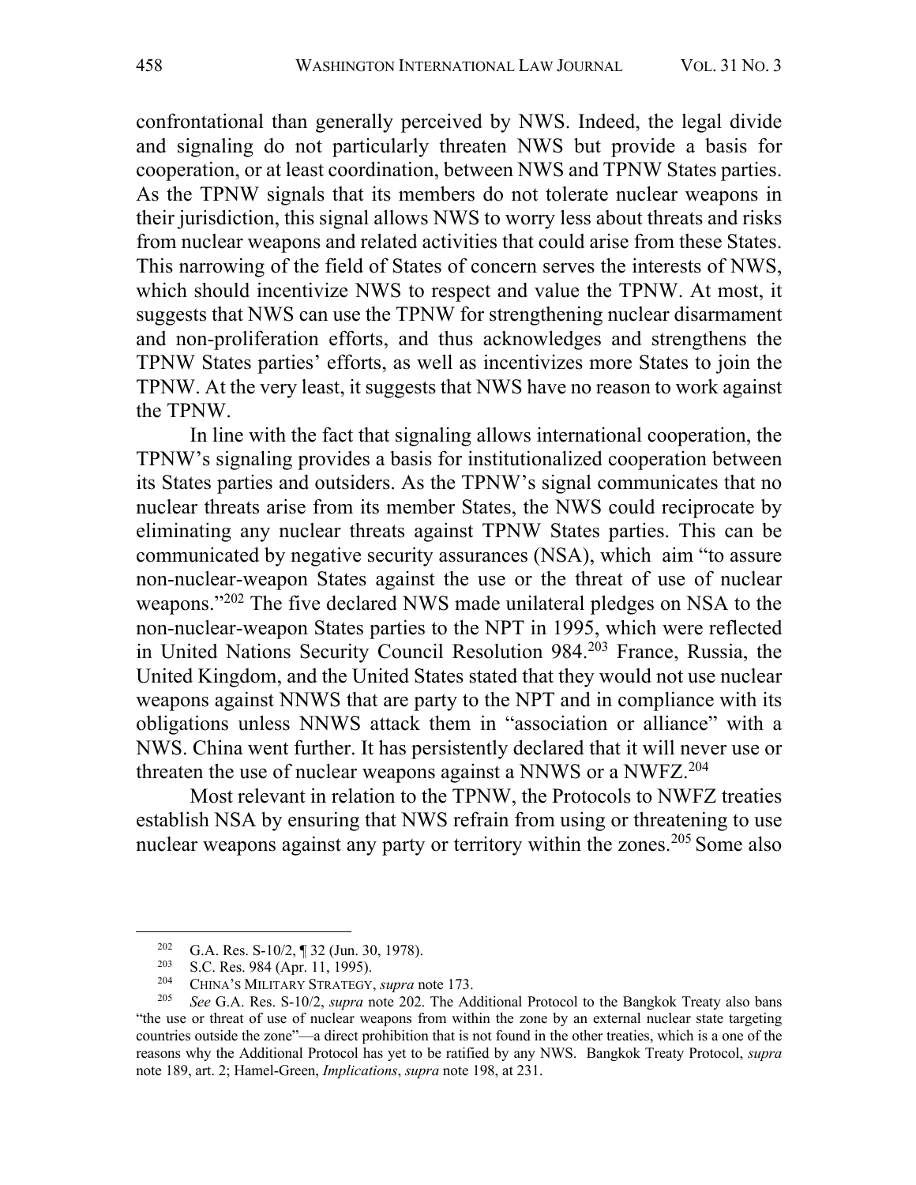confrontational than generally perceived by NWS. Indeed, the legal divide and signaling do not particularly threaten NWS but provide a basis for cooperation, or at least coordination, between NWS and TPNW States parties. As the TPNW signals that its members do not tolerate nuclear weapons in their jurisdiction, this signal allows NWS to worry less about threats and risks from nuclear weapons and related activities that could arise from these States. This narrowing of the field of States of concern serves the interests of NWS, which should incentivize NWS to respect and value the TPNW. At most, it suggests that NWS can use the TPNW for strengthening nuclear disarmament and non-proliferation efforts, and thus acknowledges and strengthens the TPNW States parties' efforts, as well as incentivizes more States to join the TPNW. At the very least, it suggests that NWS have no reason to work against the TPNW.

In line with the fact that signaling allows international cooperation, the TPNW's signaling provides a basis for institutionalized cooperation between its States parties and outsiders. As the TPNW's signal communicates that no nuclear threats arise from its member States, the NWS could reciprocate by eliminating any nuclear threats against TPNW States parties. This can be communicated by negative security assurances (NSA), which aim "to assure non-nuclear-weapon States against the use or the threat of use of nuclear weapons."[202] The five declared NWS made unilateral pledges on NSA to the non-nuclear-weapon States parties to the NPT in 1995, which were reflected in United Nations Security Council Resolution 984.[203] France, Russia, the United Kingdom, and the United States stated that they would not use nuclear weapons against NNWS that are party to the NPT and in compliance with its obligations unless NNWS attack them in "association or alliance" with a NWS. China went further. It has persistently declared that it will never use or threaten the use of nuclear weapons against a NNWS or a NWFZ.[204]

Most relevant in relation to the TPNW, the Protocols to NWFZ treaties establish NSA by ensuring that NWS refrain from using or threatening to use nuclear weapons against any party or territory within the zones.[205] Some also

---

[202] G.A. Res. S-10/2, ¶ 32 (Jun. 30, 1978).

[203] S.C. Res. 984 (Apr. 11, 1995).

[204] CHINA'S MILITARY STRATEGY, *supra* note 173.

[205] *See* G.A. Res. S-10/2, *supra* note 202. The Additional Protocol to the Bangkok Treaty also bans "the use or threat of use of nuclear weapons from within the zone by an external nuclear state targeting countries outside the zone"—a direct prohibition that is not found in the other treaties, which is a one of the reasons why the Additional Protocol has yet to be ratified by any NWS. Bangkok Treaty Protocol, *supra* note 189, art. 2; Hamel-Green, *Implications*, *supra* note 198, at 231.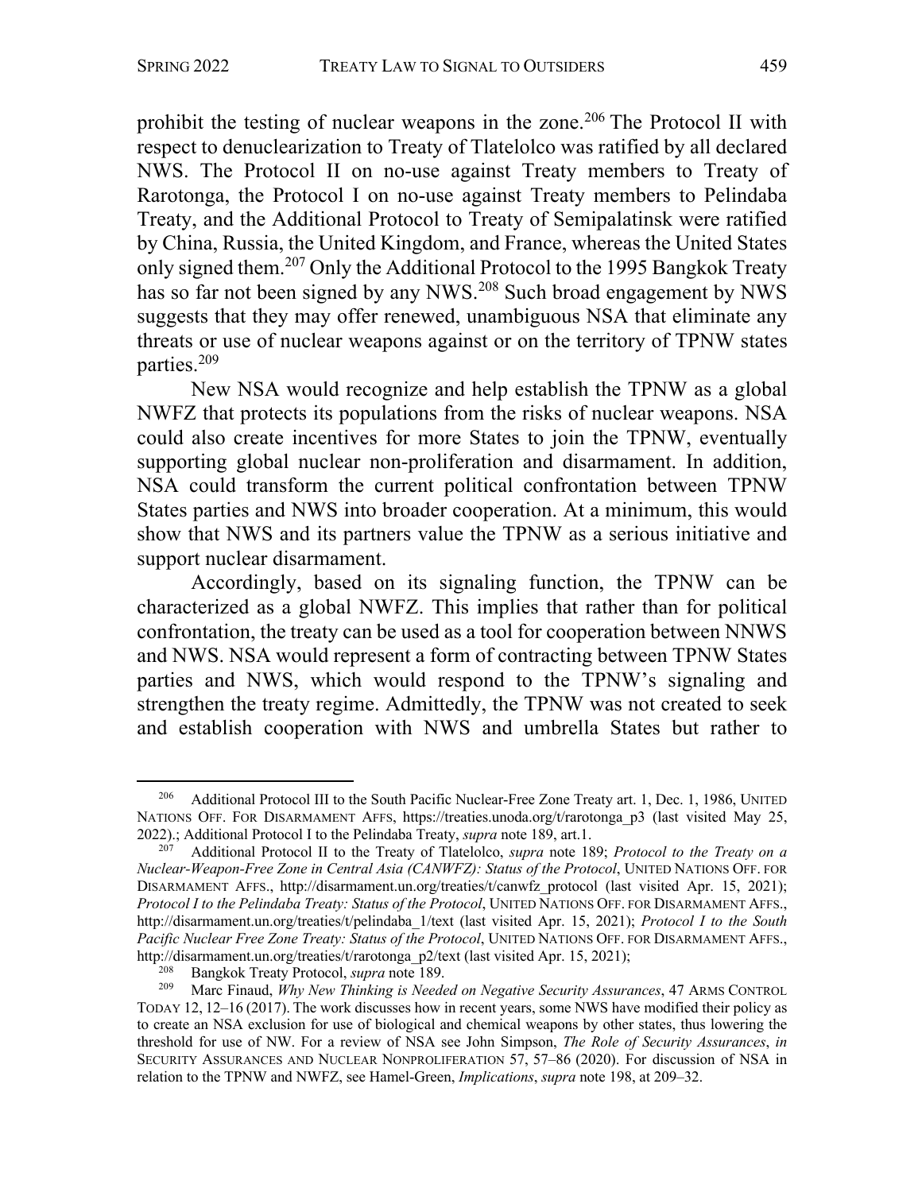prohibit the testing of nuclear weapons in the zone.[206] The Protocol II with respect to denuclearization to Treaty of Tlatelolco was ratified by all declared NWS. The Protocol II on no-use against Treaty members to Treaty of Rarotonga, the Protocol I on no-use against Treaty members to Pelindaba Treaty, and the Additional Protocol to Treaty of Semipalatinsk were ratified by China, Russia, the United Kingdom, and France, whereas the United States only signed them.[207] Only the Additional Protocol to the 1995 Bangkok Treaty has so far not been signed by any NWS.[208] Such broad engagement by NWS suggests that they may offer renewed, unambiguous NSA that eliminate any threats or use of nuclear weapons against or on the territory of TPNW states parties.[209]

New NSA would recognize and help establish the TPNW as a global NWFZ that protects its populations from the risks of nuclear weapons. NSA could also create incentives for more States to join the TPNW, eventually supporting global nuclear non-proliferation and disarmament. In addition, NSA could transform the current political confrontation between TPNW States parties and NWS into broader cooperation. At a minimum, this would show that NWS and its partners value the TPNW as a serious initiative and support nuclear disarmament.

Accordingly, based on its signaling function, the TPNW can be characterized as a global NWFZ. This implies that rather than for political confrontation, the treaty can be used as a tool for cooperation between NNWS and NWS. NSA would represent a form of contracting between TPNW States parties and NWS, which would respond to the TPNW's signaling and strengthen the treaty regime. Admittedly, the TPNW was not created to seek and establish cooperation with NWS and umbrella States but rather to

---

[206] Additional Protocol III to the South Pacific Nuclear-Free Zone Treaty art. 1, Dec. 1, 1986, UNITED NATIONS OFF. FOR DISARMAMENT AFFS, https://treaties.unoda.org/t/rarotonga_p3 (last visited May 25, 2022).; Additional Protocol I to the Pelindaba Treaty, *supra* note 189, art.1.

[207] Additional Protocol II to the Treaty of Tlatelolco, *supra* note 189; *Protocol to the Treaty on a Nuclear-Weapon-Free Zone in Central Asia (CANWFZ): Status of the Protocol*, UNITED NATIONS OFF. FOR DISARMAMENT AFFS., http://disarmament.un.org/treaties/t/canwfz_protocol (last visited Apr. 15, 2021); *Protocol I to the Pelindaba Treaty: Status of the Protocol*, UNITED NATIONS OFF. FOR DISARMAMENT AFFS., http://disarmament.un.org/treaties/t/pelindaba_1/text (last visited Apr. 15, 2021); *Protocol I to the South Pacific Nuclear Free Zone Treaty: Status of the Protocol*, UNITED NATIONS OFF. FOR DISARMAMENT AFFS., http://disarmament.un.org/treaties/t/rarotonga_p2/text (last visited Apr. 15, 2021);

[208] Bangkok Treaty Protocol, *supra* note 189.

[209] Marc Finaud, *Why New Thinking is Needed on Negative Security Assurances*, 47 ARMS CONTROL TODAY 12, 12–16 (2017). The work discusses how in recent years, some NWS have modified their policy as to create an NSA exclusion for use of biological and chemical weapons by other states, thus lowering the threshold for use of NW. For a review of NSA see John Simpson, *The Role of Security Assurances*, *in* SECURITY ASSURANCES AND NUCLEAR NONPROLIFERATION 57, 57–86 (2020). For discussion of NSA in relation to the TPNW and NWFZ, see Hamel-Green, *Implications*, *supra* note 198, at 209–32.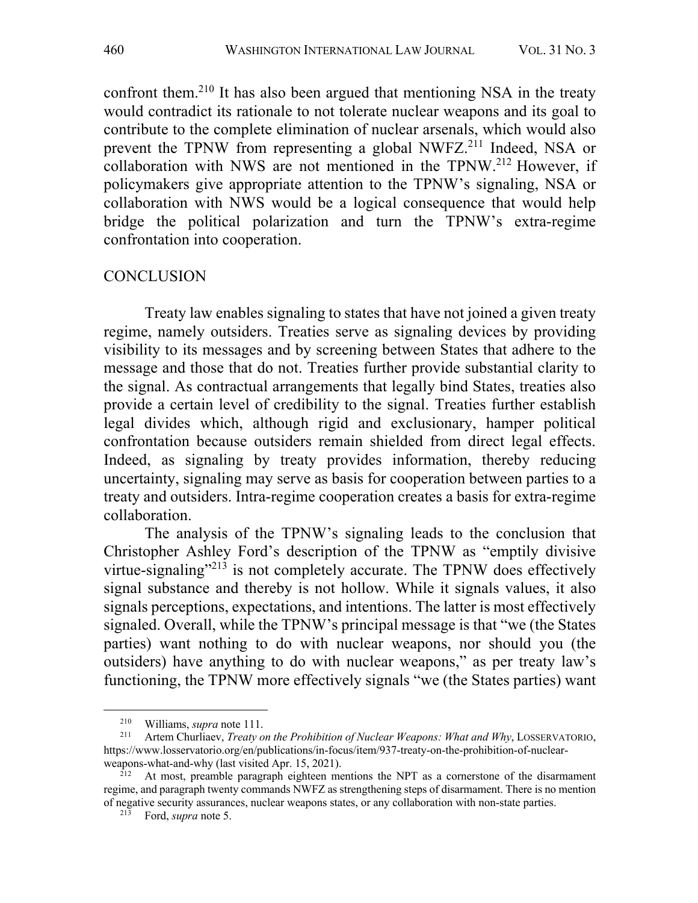confront them.[210] It has also been argued that mentioning NSA in the treaty would contradict its rationale to not tolerate nuclear weapons and its goal to contribute to the complete elimination of nuclear arsenals, which would also prevent the TPNW from representing a global NWFZ.[211] Indeed, NSA or collaboration with NWS are not mentioned in the TPNW.[212] However, if policymakers give appropriate attention to the TPNW's signaling, NSA or collaboration with NWS would be a logical consequence that would help bridge the political polarization and turn the TPNW's extra-regime confrontation into cooperation.

## CONCLUSION

Treaty law enables signaling to states that have not joined a given treaty regime, namely outsiders. Treaties serve as signaling devices by providing visibility to its messages and by screening between States that adhere to the message and those that do not. Treaties further provide substantial clarity to the signal. As contractual arrangements that legally bind States, treaties also provide a certain level of credibility to the signal. Treaties further establish legal divides which, although rigid and exclusionary, hamper political confrontation because outsiders remain shielded from direct legal effects. Indeed, as signaling by treaty provides information, thereby reducing uncertainty, signaling may serve as basis for cooperation between parties to a treaty and outsiders. Intra-regime cooperation creates a basis for extra-regime collaboration.

The analysis of the TPNW's signaling leads to the conclusion that Christopher Ashley Ford's description of the TPNW as "emptily divisive virtue-signaling"[213] is not completely accurate. The TPNW does effectively signal substance and thereby is not hollow. While it signals values, it also signals perceptions, expectations, and intentions. The latter is most effectively signaled. Overall, while the TPNW's principal message is that "we (the States parties) want nothing to do with nuclear weapons, nor should you (the outsiders) have anything to do with nuclear weapons," as per treaty law's functioning, the TPNW more effectively signals "we (the States parties) want

---

[210] Williams, *supra* note 111.

[211] Artem Churliaev, *Treaty on the Prohibition of Nuclear Weapons: What and Why*, LOSSERVATORIO, https://www.losservatorio.org/en/publications/in-focus/item/937-treaty-on-the-prohibition-of-nuclear-weapons-what-and-why (last visited Apr. 15, 2021).

[212] At most, preamble paragraph eighteen mentions the NPT as a cornerstone of the disarmament regime, and paragraph twenty commands NWFZ as strengthening steps of disarmament. There is no mention of negative security assurances, nuclear weapons states, or any collaboration with non-state parties.

[213] Ford, *supra* note 5.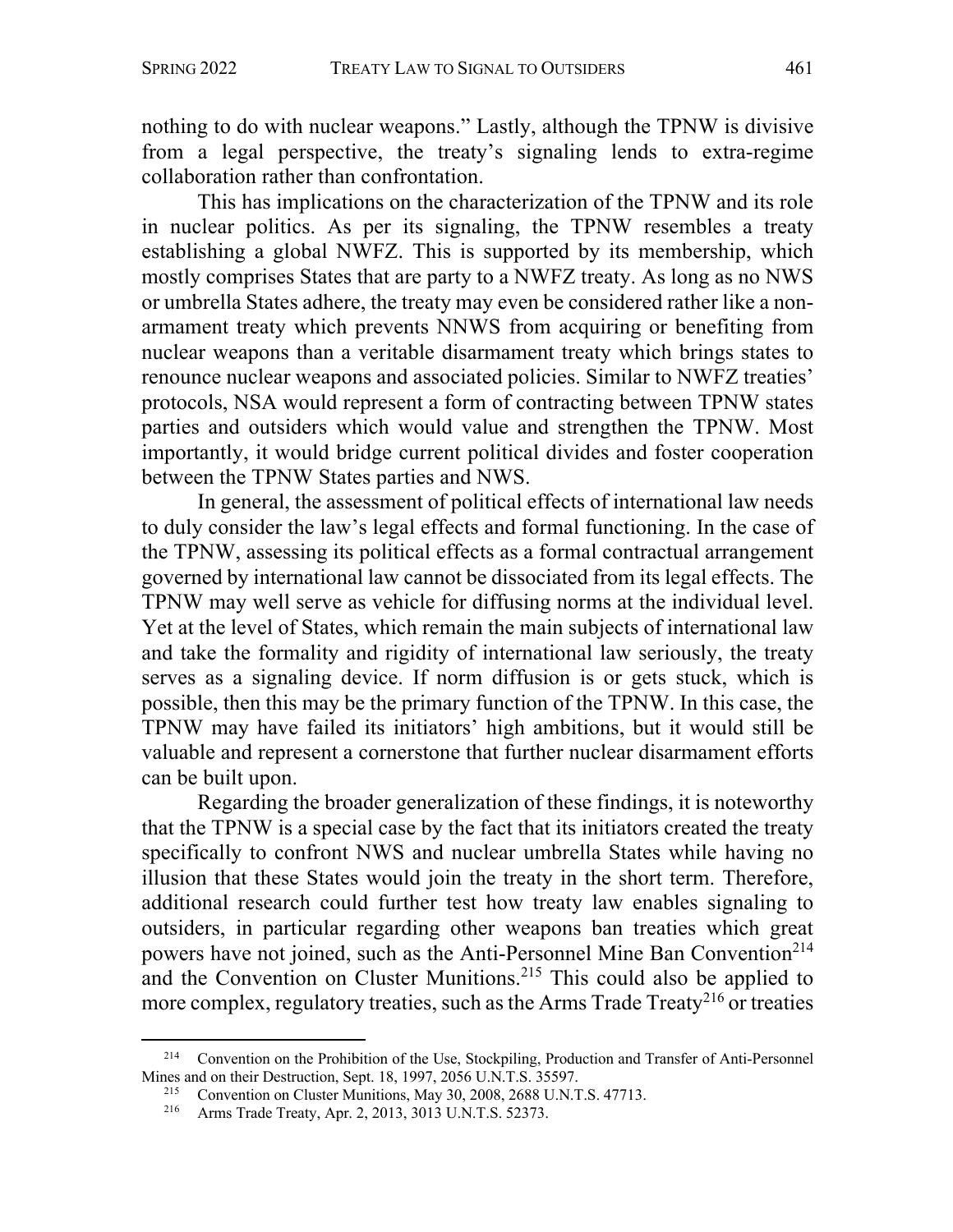nothing to do with nuclear weapons." Lastly, although the TPNW is divisive from a legal perspective, the treaty's signaling lends to extra-regime collaboration rather than confrontation.

This has implications on the characterization of the TPNW and its role in nuclear politics. As per its signaling, the TPNW resembles a treaty establishing a global NWFZ. This is supported by its membership, which mostly comprises States that are party to a NWFZ treaty. As long as no NWS or umbrella States adhere, the treaty may even be considered rather like a non-armament treaty which prevents NNWS from acquiring or benefiting from nuclear weapons than a veritable disarmament treaty which brings states to renounce nuclear weapons and associated policies. Similar to NWFZ treaties' protocols, NSA would represent a form of contracting between TPNW states parties and outsiders which would value and strengthen the TPNW. Most importantly, it would bridge current political divides and foster cooperation between the TPNW States parties and NWS.

In general, the assessment of political effects of international law needs to duly consider the law's legal effects and formal functioning. In the case of the TPNW, assessing its political effects as a formal contractual arrangement governed by international law cannot be dissociated from its legal effects. The TPNW may well serve as vehicle for diffusing norms at the individual level. Yet at the level of States, which remain the main subjects of international law and take the formality and rigidity of international law seriously, the treaty serves as a signaling device. If norm diffusion is or gets stuck, which is possible, then this may be the primary function of the TPNW. In this case, the TPNW may have failed its initiators' high ambitions, but it would still be valuable and represent a cornerstone that further nuclear disarmament efforts can be built upon.

Regarding the broader generalization of these findings, it is noteworthy that the TPNW is a special case by the fact that its initiators created the treaty specifically to confront NWS and nuclear umbrella States while having no illusion that these States would join the treaty in the short term. Therefore, additional research could further test how treaty law enables signaling to outsiders, in particular regarding other weapons ban treaties which great powers have not joined, such as the Anti-Personnel Mine Ban Convention[214] and the Convention on Cluster Munitions.[215] This could also be applied to more complex, regulatory treaties, such as the Arms Trade Treaty[216] or treaties

---

[214] Convention on the Prohibition of the Use, Stockpiling, Production and Transfer of Anti-Personnel Mines and on their Destruction, Sept. 18, 1997, 2056 U.N.T.S. 35597.

[215] Convention on Cluster Munitions, May 30, 2008, 2688 U.N.T.S. 47713.

[216] Arms Trade Treaty, Apr. 2, 2013, 3013 U.N.T.S. 52373.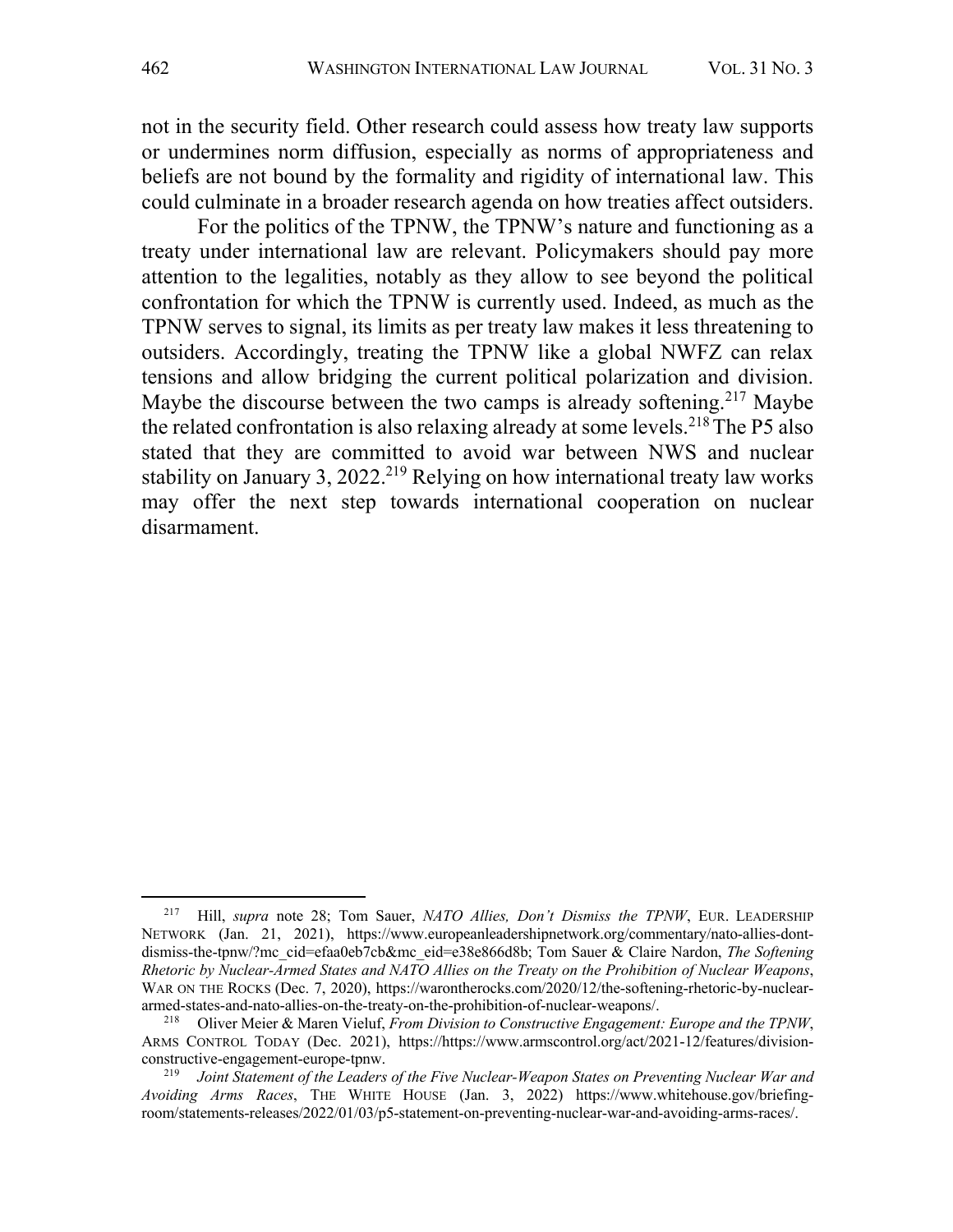not in the security field. Other research could assess how treaty law supports or undermines norm diffusion, especially as norms of appropriateness and beliefs are not bound by the formality and rigidity of international law. This could culminate in a broader research agenda on how treaties affect outsiders.

For the politics of the TPNW, the TPNW's nature and functioning as a treaty under international law are relevant. Policymakers should pay more attention to the legalities, notably as they allow to see beyond the political confrontation for which the TPNW is currently used. Indeed, as much as the TPNW serves to signal, its limits as per treaty law makes it less threatening to outsiders. Accordingly, treating the TPNW like a global NWFZ can relax tensions and allow bridging the current political polarization and division. Maybe the discourse between the two camps is already softening.[217] Maybe the related confrontation is also relaxing already at some levels.[218] The P5 also stated that they are committed to avoid war between NWS and nuclear stability on January 3, 2022.[219] Relying on how international treaty law works may offer the next step towards international cooperation on nuclear disarmament.

---

[217] Hill, *supra* note 28; Tom Sauer, *NATO Allies, Don't Dismiss the TPNW*, EUR. LEADERSHIP NETWORK (Jan. 21, 2021), https://www.europeanleadershipnetwork.org/commentary/nato-allies-dont-dismiss-the-tpnw/?mc_cid=efaa0eb7cb&mc_eid=e38e866d8b; Tom Sauer & Claire Nardon, *The Softening Rhetoric by Nuclear-Armed States and NATO Allies on the Treaty on the Prohibition of Nuclear Weapons*, WAR ON THE ROCKS (Dec. 7, 2020), https://warontherocks.com/2020/12/the-softening-rhetoric-by-nuclear-armed-states-and-nato-allies-on-the-treaty-on-the-prohibition-of-nuclear-weapons/.

[218] Oliver Meier & Maren Vieluf, *From Division to Constructive Engagement: Europe and the TPNW*, ARMS CONTROL TODAY (Dec. 2021), https://https://www.armscontrol.org/act/2021-12/features/division-constructive-engagement-europe-tpnw.

[219] *Joint Statement of the Leaders of the Five Nuclear-Weapon States on Preventing Nuclear War and Avoiding Arms Races*, THE WHITE HOUSE (Jan. 3, 2022) https://www.whitehouse.gov/briefing-room/statements-releases/2022/01/03/p5-statement-on-preventing-nuclear-war-and-avoiding-arms-races/.